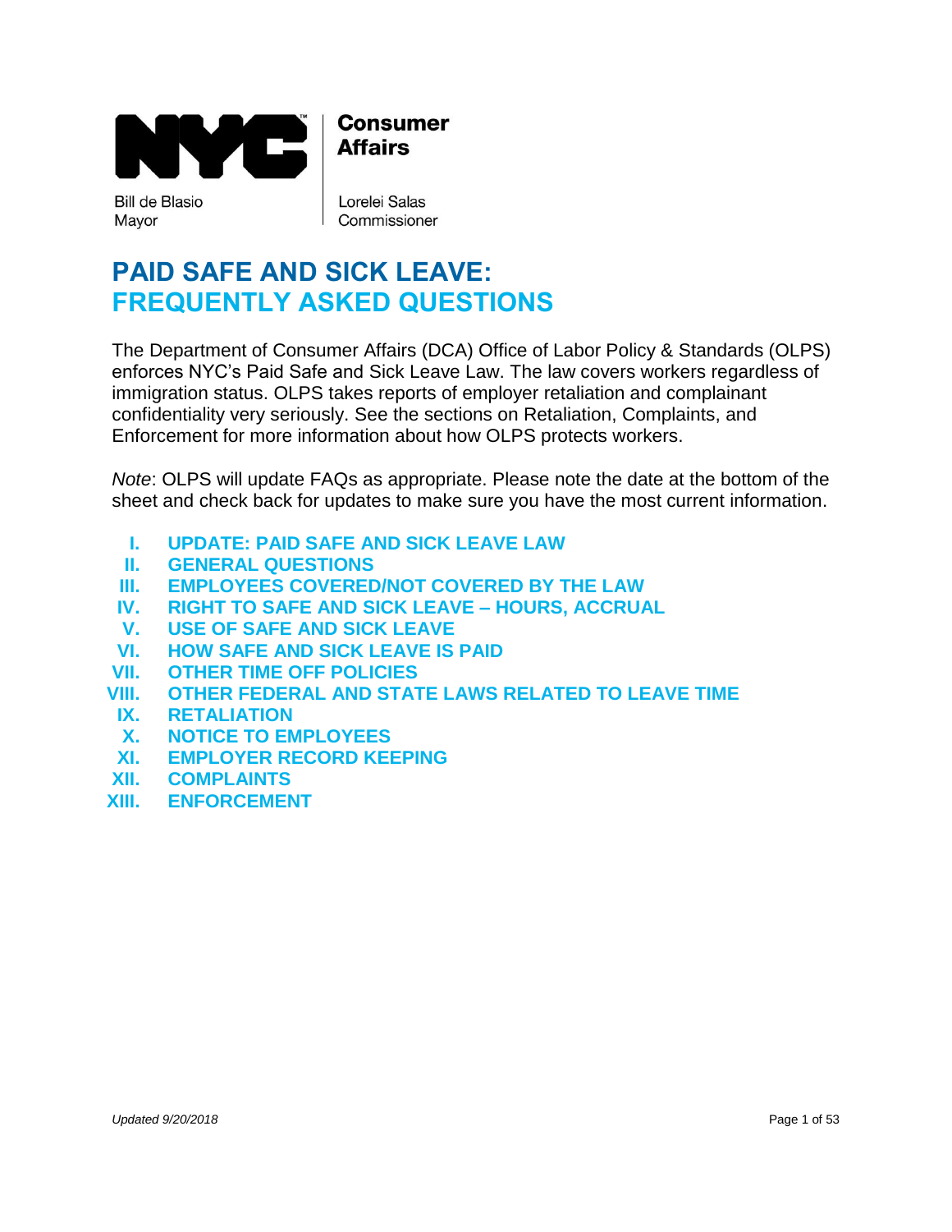NYC Consumer Affairs

Bill de Blasio
Mayor

Lorelei Salas
Commissioner

# PAID SAFE AND SICK LEAVE: FREQUENTLY ASKED QUESTIONS

The Department of Consumer Affairs (DCA) Office of Labor Policy & Standards (OLPS) enforces NYC's Paid Safe and Sick Leave Law. The law covers workers regardless of immigration status. OLPS takes reports of employer retaliation and complainant confidentiality very seriously. See the sections on Retaliation, Complaints, and Enforcement for more information about how OLPS protects workers.

*Note*: OLPS will update FAQs as appropriate. Please note the date at the bottom of the sheet and check back for updates to make sure you have the most current information.

I. **UPDATE: PAID SAFE AND SICK LEAVE LAW**
II. **GENERAL QUESTIONS**
III. **EMPLOYEES COVERED/NOT COVERED BY THE LAW**
IV. **RIGHT TO SAFE AND SICK LEAVE – HOURS, ACCRUAL**
V. **USE OF SAFE AND SICK LEAVE**
VI. **HOW SAFE AND SICK LEAVE IS PAID**
VII. **OTHER TIME OFF POLICIES**
VIII. **OTHER FEDERAL AND STATE LAWS RELATED TO LEAVE TIME**
IX. **RETALIATION**
X. **NOTICE TO EMPLOYEES**
XI. **EMPLOYER RECORD KEEPING**
XII. **COMPLAINTS**
XIII. **ENFORCEMENT**

*Updated 9/20/2018*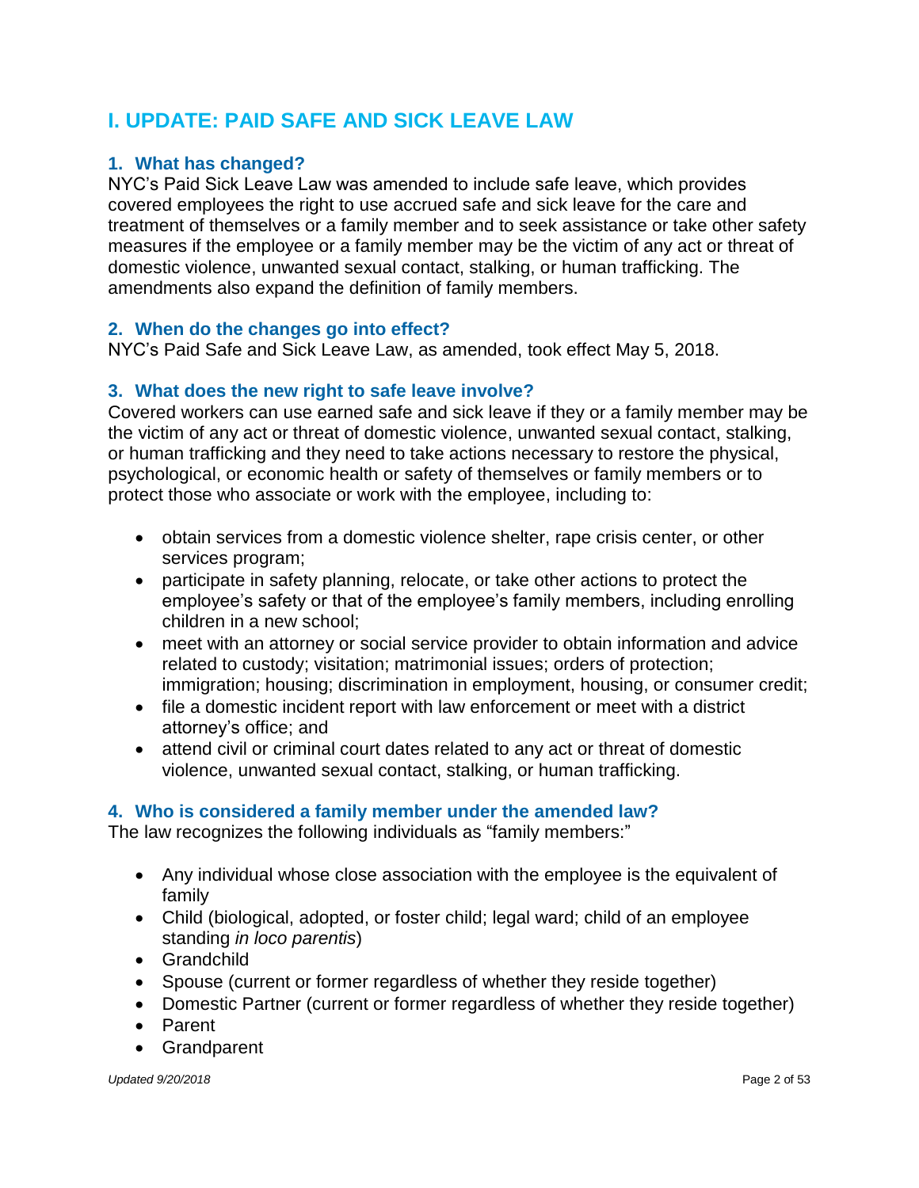# I. UPDATE: PAID SAFE AND SICK LEAVE LAW

### 1. What has changed?

NYC's Paid Sick Leave Law was amended to include safe leave, which provides covered employees the right to use accrued safe and sick leave for the care and treatment of themselves or a family member and to seek assistance or take other safety measures if the employee or a family member may be the victim of any act or threat of domestic violence, unwanted sexual contact, stalking, or human trafficking. The amendments also expand the definition of family members.

### 2. When do the changes go into effect?

NYC's Paid Safe and Sick Leave Law, as amended, took effect May 5, 2018.

### 3. What does the new right to safe leave involve?

Covered workers can use earned safe and sick leave if they or a family member may be the victim of any act or threat of domestic violence, unwanted sexual contact, stalking, or human trafficking and they need to take actions necessary to restore the physical, psychological, or economic health or safety of themselves or family members or to protect those who associate or work with the employee, including to:

- obtain services from a domestic violence shelter, rape crisis center, or other services program;
- participate in safety planning, relocate, or take other actions to protect the employee's safety or that of the employee's family members, including enrolling children in a new school;
- meet with an attorney or social service provider to obtain information and advice related to custody; visitation; matrimonial issues; orders of protection; immigration; housing; discrimination in employment, housing, or consumer credit;
- file a domestic incident report with law enforcement or meet with a district attorney's office; and
- attend civil or criminal court dates related to any act or threat of domestic violence, unwanted sexual contact, stalking, or human trafficking.

### 4. Who is considered a family member under the amended law?

The law recognizes the following individuals as "family members:"

- Any individual whose close association with the employee is the equivalent of family
- Child (biological, adopted, or foster child; legal ward; child of an employee standing *in loco parentis*)
- Grandchild
- Spouse (current or former regardless of whether they reside together)
- Domestic Partner (current or former regardless of whether they reside together)
- Parent
- Grandparent

*Updated 9/20/2018*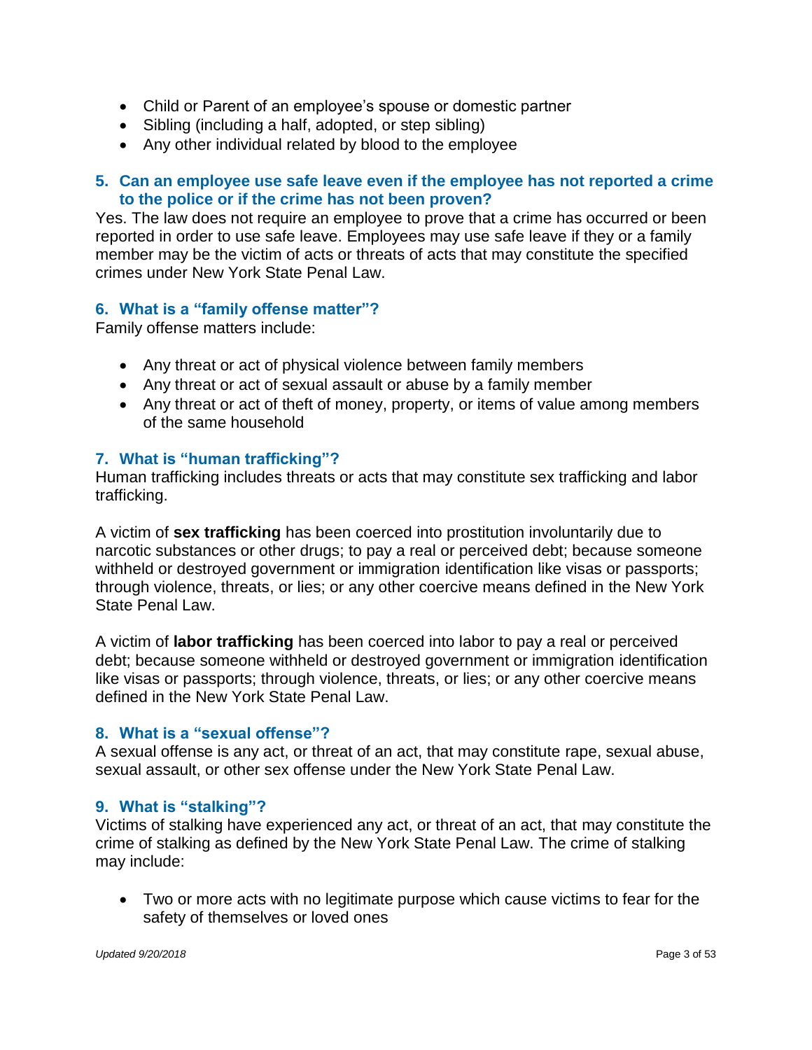- Child or Parent of an employee's spouse or domestic partner
- Sibling (including a half, adopted, or step sibling)
- Any other individual related by blood to the employee

### 5. Can an employee use safe leave even if the employee has not reported a crime to the police or if the crime has not been proven?

Yes. The law does not require an employee to prove that a crime has occurred or been reported in order to use safe leave. Employees may use safe leave if they or a family member may be the victim of acts or threats of acts that may constitute the specified crimes under New York State Penal Law.

### 6. What is a "family offense matter"?

Family offense matters include:

- Any threat or act of physical violence between family members
- Any threat or act of sexual assault or abuse by a family member
- Any threat or act of theft of money, property, or items of value among members of the same household

### 7. What is "human trafficking"?

Human trafficking includes threats or acts that may constitute sex trafficking and labor trafficking.

A victim of **sex trafficking** has been coerced into prostitution involuntarily due to narcotic substances or other drugs; to pay a real or perceived debt; because someone withheld or destroyed government or immigration identification like visas or passports; through violence, threats, or lies; or any other coercive means defined in the New York State Penal Law.

A victim of **labor trafficking** has been coerced into labor to pay a real or perceived debt; because someone withheld or destroyed government or immigration identification like visas or passports; through violence, threats, or lies; or any other coercive means defined in the New York State Penal Law.

### 8. What is a "sexual offense"?

A sexual offense is any act, or threat of an act, that may constitute rape, sexual abuse, sexual assault, or other sex offense under the New York State Penal Law.

### 9. What is "stalking"?

Victims of stalking have experienced any act, or threat of an act, that may constitute the crime of stalking as defined by the New York State Penal Law. The crime of stalking may include:

- Two or more acts with no legitimate purpose which cause victims to fear for the safety of themselves or loved ones

*Updated 9/20/2018*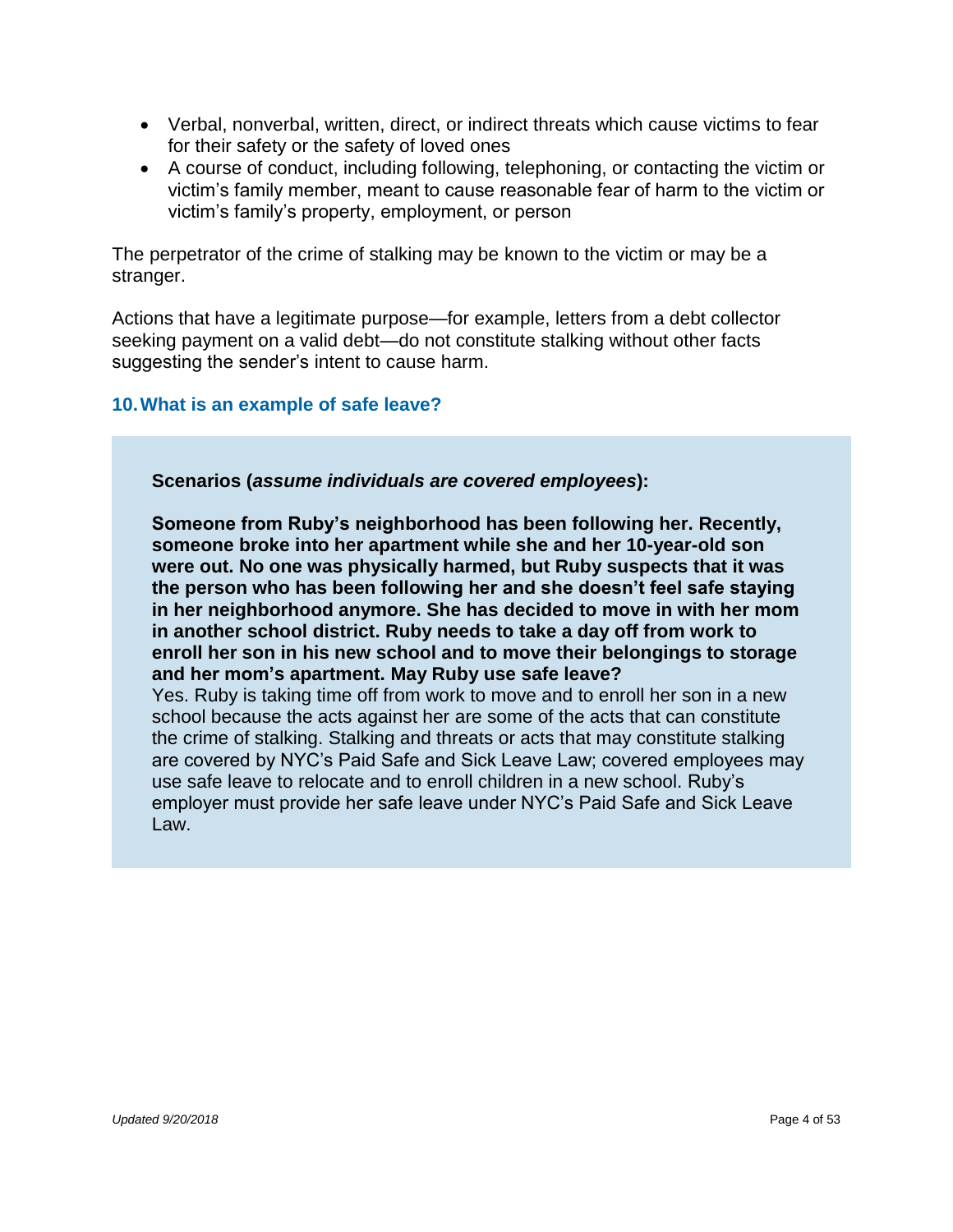- Verbal, nonverbal, written, direct, or indirect threats which cause victims to fear for their safety or the safety of loved ones
- A course of conduct, including following, telephoning, or contacting the victim or victim's family member, meant to cause reasonable fear of harm to the victim or victim's family's property, employment, or person

The perpetrator of the crime of stalking may be known to the victim or may be a stranger.

Actions that have a legitimate purpose—for example, letters from a debt collector seeking payment on a valid debt—do not constitute stalking without other facts suggesting the sender's intent to cause harm.

### 10. What is an example of safe leave?

**Scenarios (*assume individuals are covered employees*):**

**Someone from Ruby's neighborhood has been following her. Recently, someone broke into her apartment while she and her 10-year-old son were out. No one was physically harmed, but Ruby suspects that it was the person who has been following her and she doesn't feel safe staying in her neighborhood anymore. She has decided to move in with her mom in another school district. Ruby needs to take a day off from work to enroll her son in his new school and to move their belongings to storage and her mom's apartment. May Ruby use safe leave?**
Yes. Ruby is taking time off from work to move and to enroll her son in a new school because the acts against her are some of the acts that can constitute the crime of stalking. Stalking and threats or acts that may constitute stalking are covered by NYC's Paid Safe and Sick Leave Law; covered employees may use safe leave to relocate and to enroll children in a new school. Ruby's employer must provide her safe leave under NYC's Paid Safe and Sick Leave Law.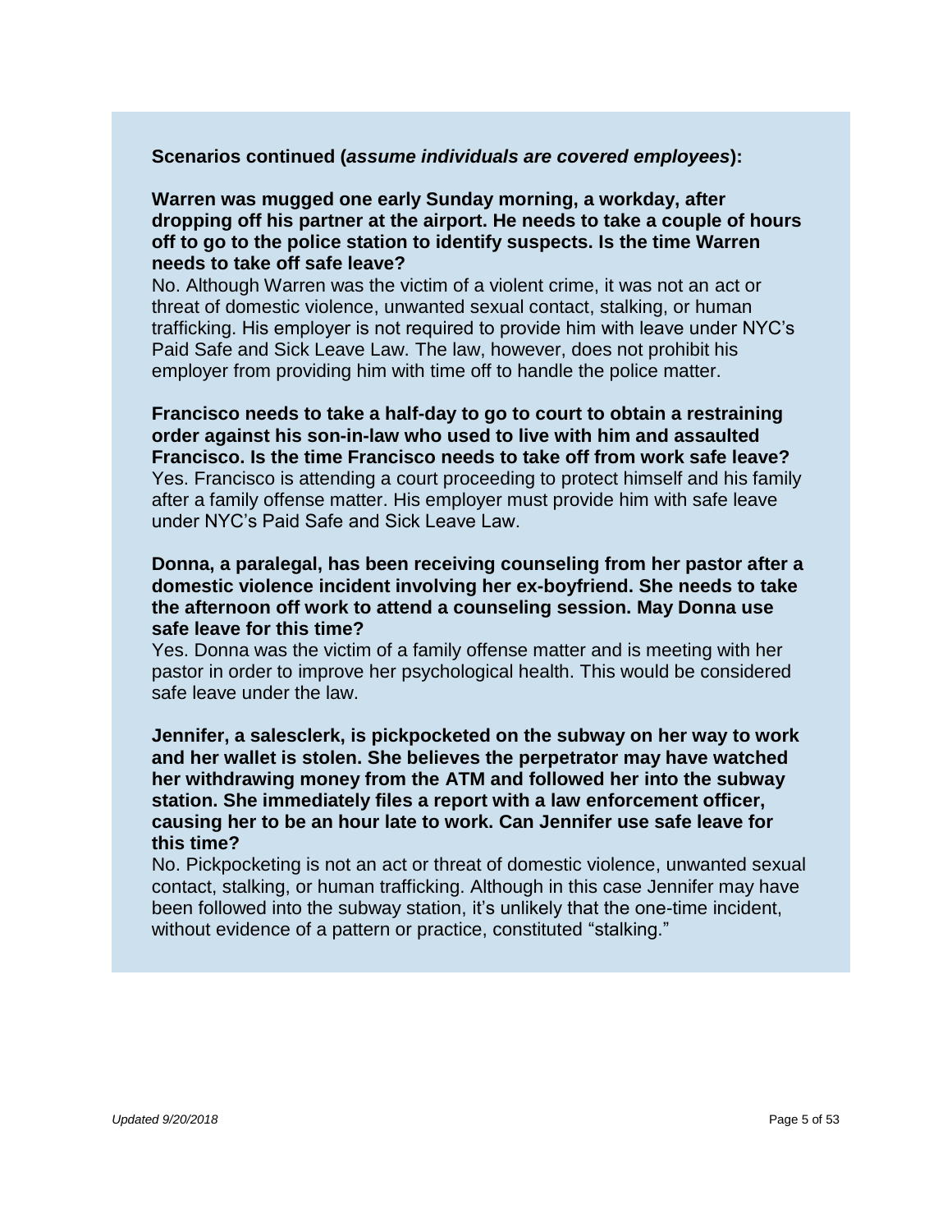**Scenarios continued (*assume individuals are covered employees*):**

**Warren was mugged one early Sunday morning, a workday, after dropping off his partner at the airport. He needs to take a couple of hours off to go to the police station to identify suspects. Is the time Warren needs to take off safe leave?**

No. Although Warren was the victim of a violent crime, it was not an act or threat of domestic violence, unwanted sexual contact, stalking, or human trafficking. His employer is not required to provide him with leave under NYC's Paid Safe and Sick Leave Law. The law, however, does not prohibit his employer from providing him with time off to handle the police matter.

**Francisco needs to take a half-day to go to court to obtain a restraining order against his son-in-law who used to live with him and assaulted Francisco. Is the time Francisco needs to take off from work safe leave?**

Yes. Francisco is attending a court proceeding to protect himself and his family after a family offense matter. His employer must provide him with safe leave under NYC's Paid Safe and Sick Leave Law.

**Donna, a paralegal, has been receiving counseling from her pastor after a domestic violence incident involving her ex-boyfriend. She needs to take the afternoon off work to attend a counseling session. May Donna use safe leave for this time?**

Yes. Donna was the victim of a family offense matter and is meeting with her pastor in order to improve her psychological health. This would be considered safe leave under the law.

**Jennifer, a salesclerk, is pickpocketed on the subway on her way to work and her wallet is stolen. She believes the perpetrator may have watched her withdrawing money from the ATM and followed her into the subway station. She immediately files a report with a law enforcement officer, causing her to be an hour late to work. Can Jennifer use safe leave for this time?**

No. Pickpocketing is not an act or threat of domestic violence, unwanted sexual contact, stalking, or human trafficking. Although in this case Jennifer may have been followed into the subway station, it's unlikely that the one-time incident, without evidence of a pattern or practice, constituted "stalking."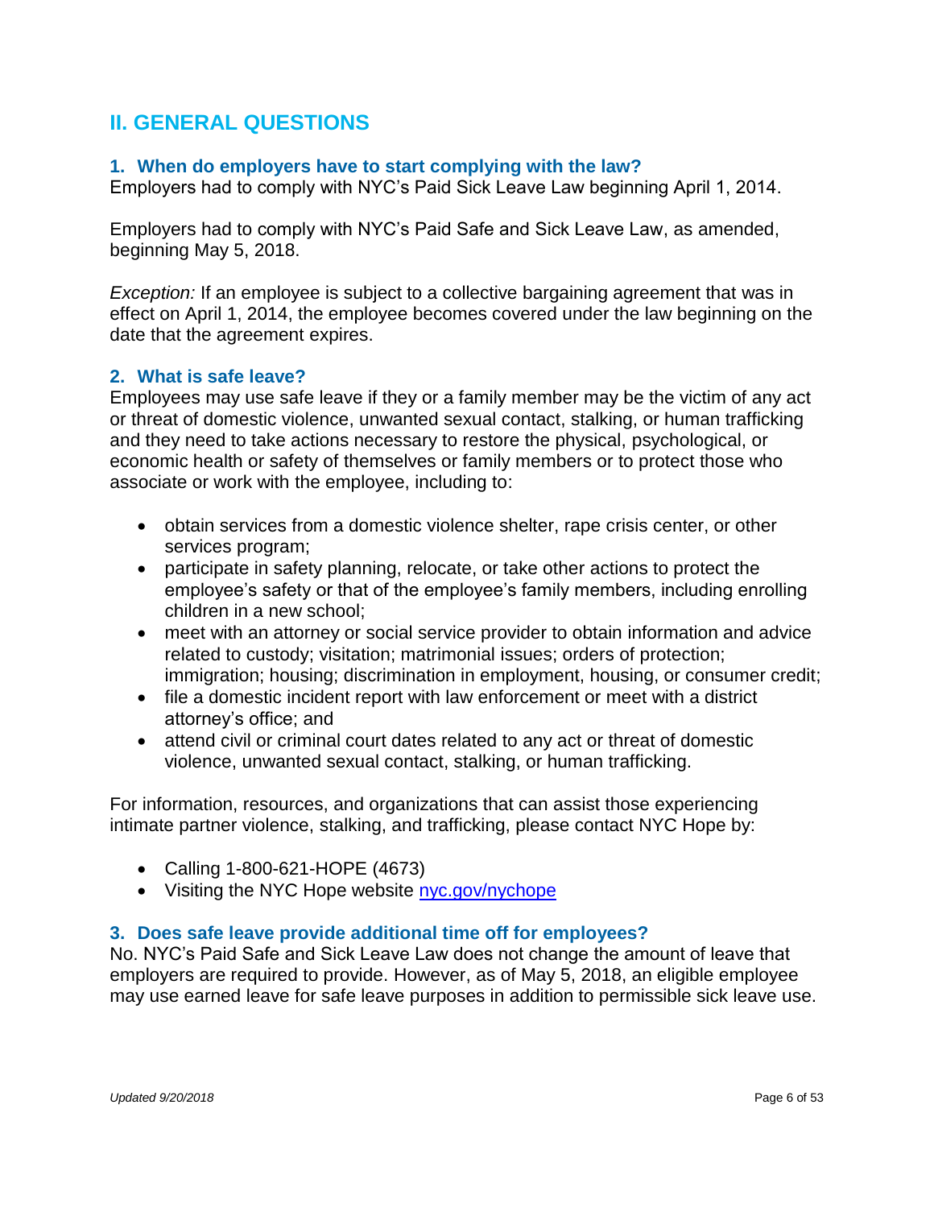## II. GENERAL QUESTIONS

### 1. When do employers have to start complying with the law?

Employers had to comply with NYC's Paid Sick Leave Law beginning April 1, 2014.

Employers had to comply with NYC's Paid Safe and Sick Leave Law, as amended, beginning May 5, 2018.

*Exception:* If an employee is subject to a collective bargaining agreement that was in effect on April 1, 2014, the employee becomes covered under the law beginning on the date that the agreement expires.

### 2. What is safe leave?

Employees may use safe leave if they or a family member may be the victim of any act or threat of domestic violence, unwanted sexual contact, stalking, or human trafficking and they need to take actions necessary to restore the physical, psychological, or economic health or safety of themselves or family members or to protect those who associate or work with the employee, including to:

- obtain services from a domestic violence shelter, rape crisis center, or other services program;
- participate in safety planning, relocate, or take other actions to protect the employee's safety or that of the employee's family members, including enrolling children in a new school;
- meet with an attorney or social service provider to obtain information and advice related to custody; visitation; matrimonial issues; orders of protection; immigration; housing; discrimination in employment, housing, or consumer credit;
- file a domestic incident report with law enforcement or meet with a district attorney's office; and
- attend civil or criminal court dates related to any act or threat of domestic violence, unwanted sexual contact, stalking, or human trafficking.

For information, resources, and organizations that can assist those experiencing intimate partner violence, stalking, and trafficking, please contact NYC Hope by:

- Calling 1-800-621-HOPE (4673)
- Visiting the NYC Hope website [nyc.gov/nychope](nyc.gov/nychope)

### 3. Does safe leave provide additional time off for employees?

No. NYC's Paid Safe and Sick Leave Law does not change the amount of leave that employers are required to provide. However, as of May 5, 2018, an eligible employee may use earned leave for safe leave purposes in addition to permissible sick leave use.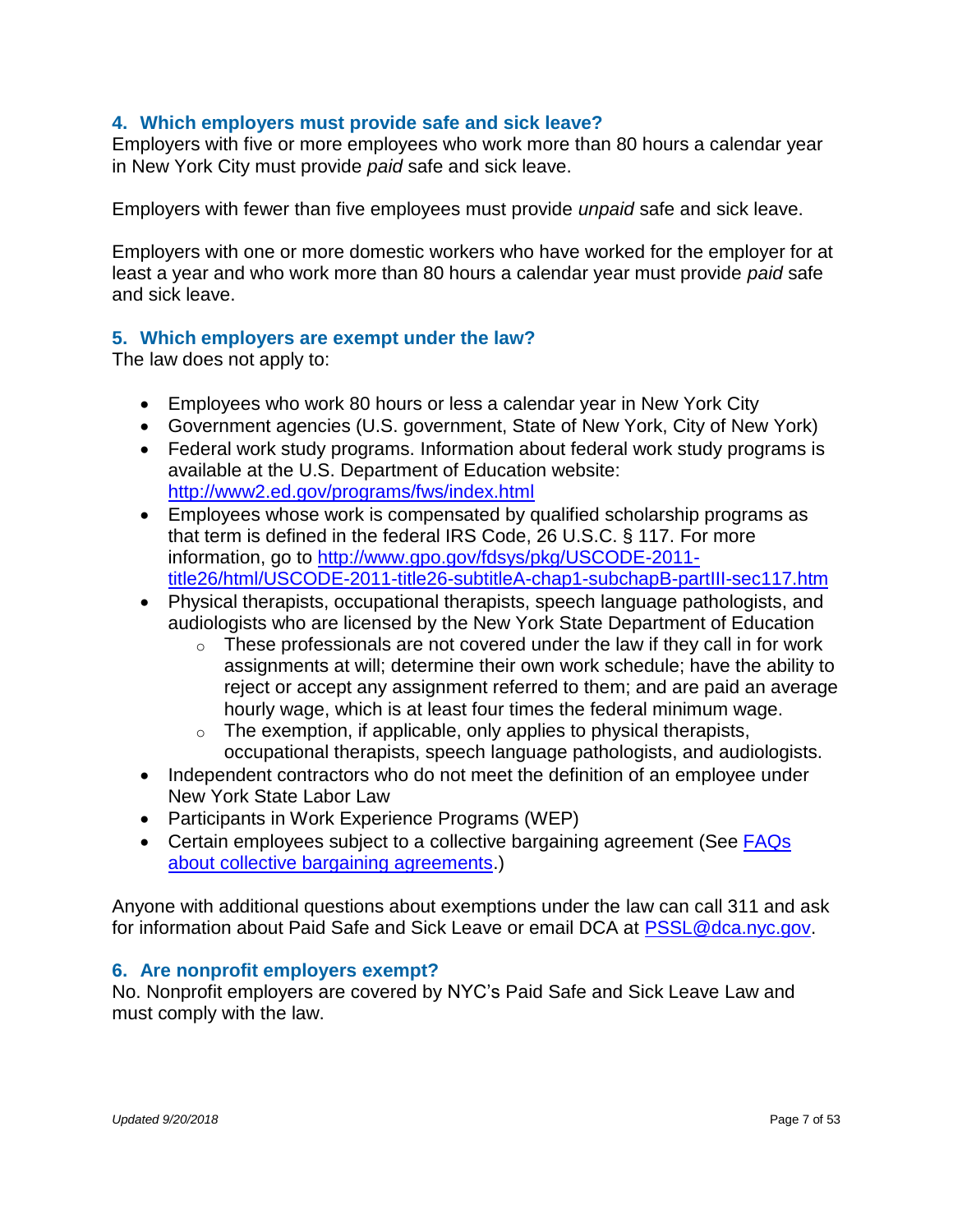### 4. Which employers must provide safe and sick leave?

Employers with five or more employees who work more than 80 hours a calendar year in New York City must provide *paid* safe and sick leave.

Employers with fewer than five employees must provide *unpaid* safe and sick leave.

Employers with one or more domestic workers who have worked for the employer for at least a year and who work more than 80 hours a calendar year must provide *paid* safe and sick leave.

### 5. Which employers are exempt under the law?

The law does not apply to:

- Employees who work 80 hours or less a calendar year in New York City
- Government agencies (U.S. government, State of New York, City of New York)
- Federal work study programs. Information about federal work study programs is available at the U.S. Department of Education website: [http://www2.ed.gov/programs/fws/index.html](http://www2.ed.gov/programs/fws/index.html)
- Employees whose work is compensated by qualified scholarship programs as that term is defined in the federal IRS Code, 26 U.S.C. § 117. For more information, go to [http://www.gpo.gov/fdsys/pkg/USCODE-2011-title26/html/USCODE-2011-title26-subtitleA-chap1-subchapB-partIII-sec117.htm](http://www.gpo.gov/fdsys/pkg/USCODE-2011-title26/html/USCODE-2011-title26-subtitleA-chap1-subchapB-partIII-sec117.htm)
- Physical therapists, occupational therapists, speech language pathologists, and audiologists who are licensed by the New York State Department of Education
  - These professionals are not covered under the law if they call in for work assignments at will; determine their own work schedule; have the ability to reject or accept any assignment referred to them; and are paid an average hourly wage, which is at least four times the federal minimum wage.
  - The exemption, if applicable, only applies to physical therapists, occupational therapists, speech language pathologists, and audiologists.
- Independent contractors who do not meet the definition of an employee under New York State Labor Law
- Participants in Work Experience Programs (WEP)
- Certain employees subject to a collective bargaining agreement (See [FAQs about collective bargaining agreements](#).)

Anyone with additional questions about exemptions under the law can call 311 and ask for information about Paid Safe and Sick Leave or email DCA at [PSSL@dca.nyc.gov](mailto:PSSL@dca.nyc.gov).

### 6. Are nonprofit employers exempt?

No. Nonprofit employers are covered by NYC's Paid Safe and Sick Leave Law and must comply with the law.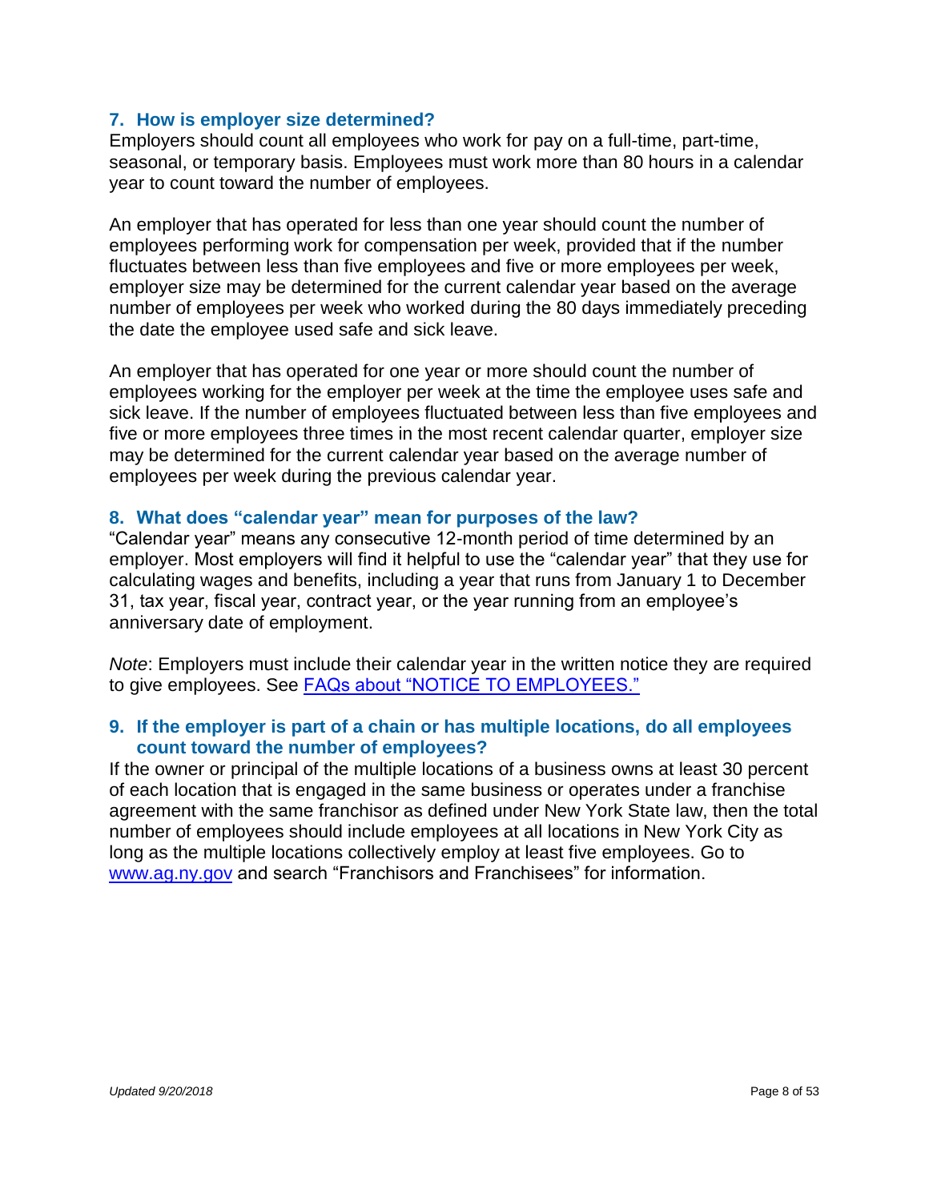### 7. How is employer size determined?

Employers should count all employees who work for pay on a full-time, part-time, seasonal, or temporary basis. Employees must work more than 80 hours in a calendar year to count toward the number of employees.

An employer that has operated for less than one year should count the number of employees performing work for compensation per week, provided that if the number fluctuates between less than five employees and five or more employees per week, employer size may be determined for the current calendar year based on the average number of employees per week who worked during the 80 days immediately preceding the date the employee used safe and sick leave.

An employer that has operated for one year or more should count the number of employees working for the employer per week at the time the employee uses safe and sick leave. If the number of employees fluctuated between less than five employees and five or more employees three times in the most recent calendar quarter, employer size may be determined for the current calendar year based on the average number of employees per week during the previous calendar year.

### 8. What does "calendar year" mean for purposes of the law?

"Calendar year" means any consecutive 12-month period of time determined by an employer. Most employers will find it helpful to use the "calendar year" that they use for calculating wages and benefits, including a year that runs from January 1 to December 31, tax year, fiscal year, contract year, or the year running from an employee's anniversary date of employment.

*Note*: Employers must include their calendar year in the written notice they are required to give employees. See [FAQs about "NOTICE TO EMPLOYEES."]()

### 9. If the employer is part of a chain or has multiple locations, do all employees count toward the number of employees?

If the owner or principal of the multiple locations of a business owns at least 30 percent of each location that is engaged in the same business or operates under a franchise agreement with the same franchisor as defined under New York State law, then the total number of employees should include employees at all locations in New York City as long as the multiple locations collectively employ at least five employees. Go to [www.ag.ny.gov](www.ag.ny.gov) and search "Franchisors and Franchisees" for information.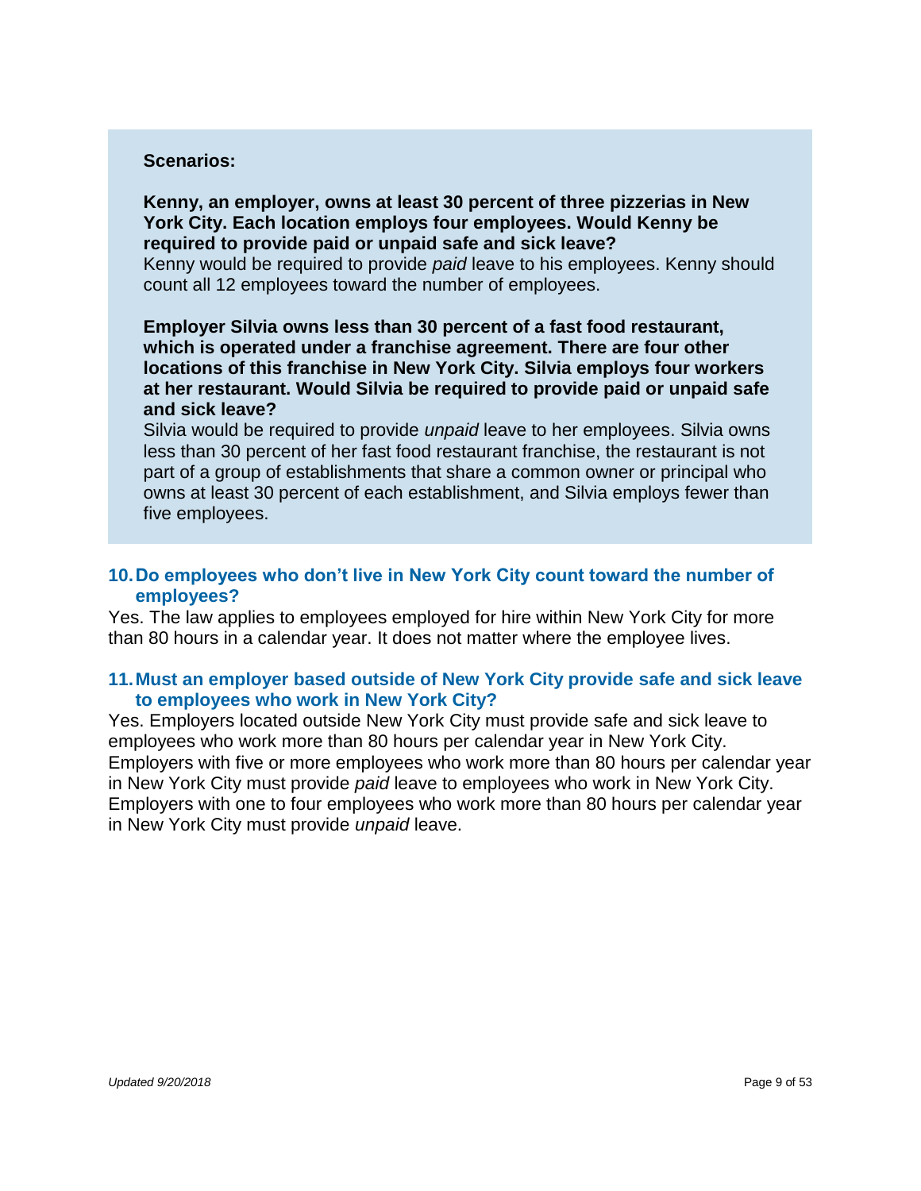**Scenarios:**

**Kenny, an employer, owns at least 30 percent of three pizzerias in New York City. Each location employs four employees. Would Kenny be required to provide paid or unpaid safe and sick leave?**
Kenny would be required to provide *paid* leave to his employees. Kenny should count all 12 employees toward the number of employees.

**Employer Silvia owns less than 30 percent of a fast food restaurant, which is operated under a franchise agreement. There are four other locations of this franchise in New York City. Silvia employs four workers at her restaurant. Would Silvia be required to provide paid or unpaid safe and sick leave?**
Silvia would be required to provide *unpaid* leave to her employees. Silvia owns less than 30 percent of her fast food restaurant franchise, the restaurant is not part of a group of establishments that share a common owner or principal who owns at least 30 percent of each establishment, and Silvia employs fewer than five employees.

### 10. Do employees who don't live in New York City count toward the number of employees?

Yes. The law applies to employees employed for hire within New York City for more than 80 hours in a calendar year. It does not matter where the employee lives.

### 11. Must an employer based outside of New York City provide safe and sick leave to employees who work in New York City?

Yes. Employers located outside New York City must provide safe and sick leave to employees who work more than 80 hours per calendar year in New York City. Employers with five or more employees who work more than 80 hours per calendar year in New York City must provide *paid* leave to employees who work in New York City. Employers with one to four employees who work more than 80 hours per calendar year in New York City must provide *unpaid* leave.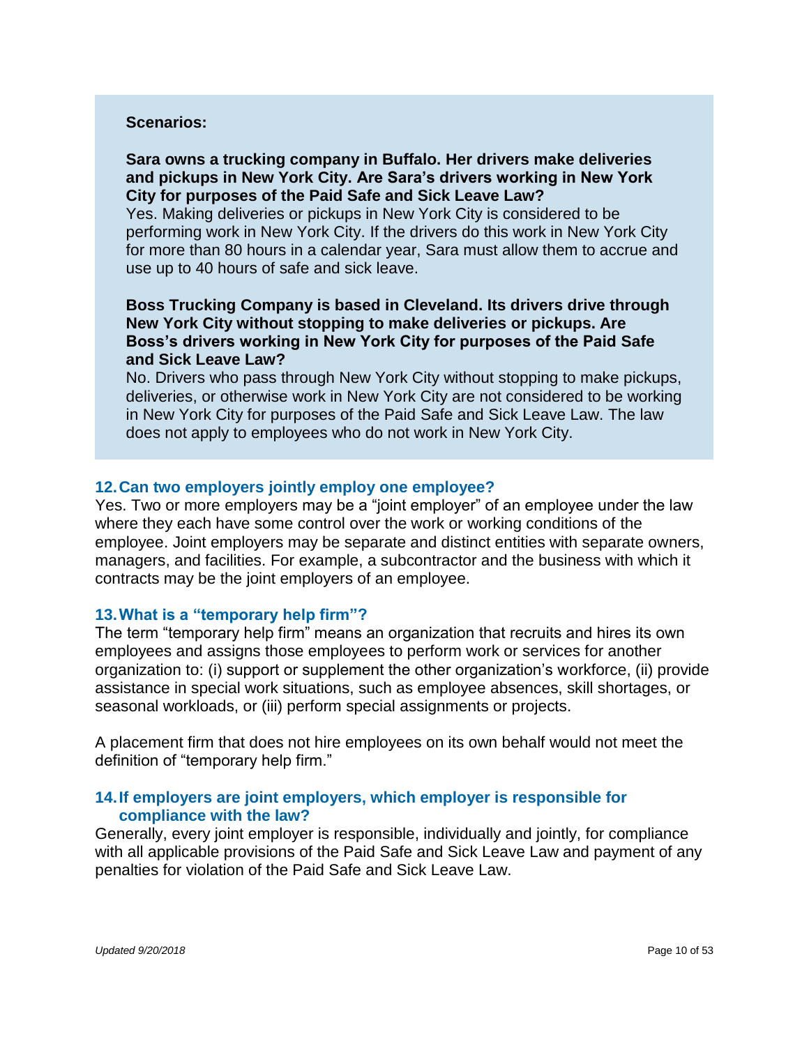**Scenarios:**

**Sara owns a trucking company in Buffalo. Her drivers make deliveries and pickups in New York City. Are Sara's drivers working in New York City for purposes of the Paid Safe and Sick Leave Law?**
Yes. Making deliveries or pickups in New York City is considered to be performing work in New York City. If the drivers do this work in New York City for more than 80 hours in a calendar year, Sara must allow them to accrue and use up to 40 hours of safe and sick leave.

**Boss Trucking Company is based in Cleveland. Its drivers drive through New York City without stopping to make deliveries or pickups. Are Boss's drivers working in New York City for purposes of the Paid Safe and Sick Leave Law?**
No. Drivers who pass through New York City without stopping to make pickups, deliveries, or otherwise work in New York City are not considered to be working in New York City for purposes of the Paid Safe and Sick Leave Law. The law does not apply to employees who do not work in New York City.

### 12. Can two employers jointly employ one employee?

Yes. Two or more employers may be a "joint employer" of an employee under the law where they each have some control over the work or working conditions of the employee. Joint employers may be separate and distinct entities with separate owners, managers, and facilities. For example, a subcontractor and the business with which it contracts may be the joint employers of an employee.

### 13. What is a "temporary help firm"?

The term "temporary help firm" means an organization that recruits and hires its own employees and assigns those employees to perform work or services for another organization to: (i) support or supplement the other organization's workforce, (ii) provide assistance in special work situations, such as employee absences, skill shortages, or seasonal workloads, or (iii) perform special assignments or projects.

A placement firm that does not hire employees on its own behalf would not meet the definition of "temporary help firm."

### 14. If employers are joint employers, which employer is responsible for compliance with the law?

Generally, every joint employer is responsible, individually and jointly, for compliance with all applicable provisions of the Paid Safe and Sick Leave Law and payment of any penalties for violation of the Paid Safe and Sick Leave Law.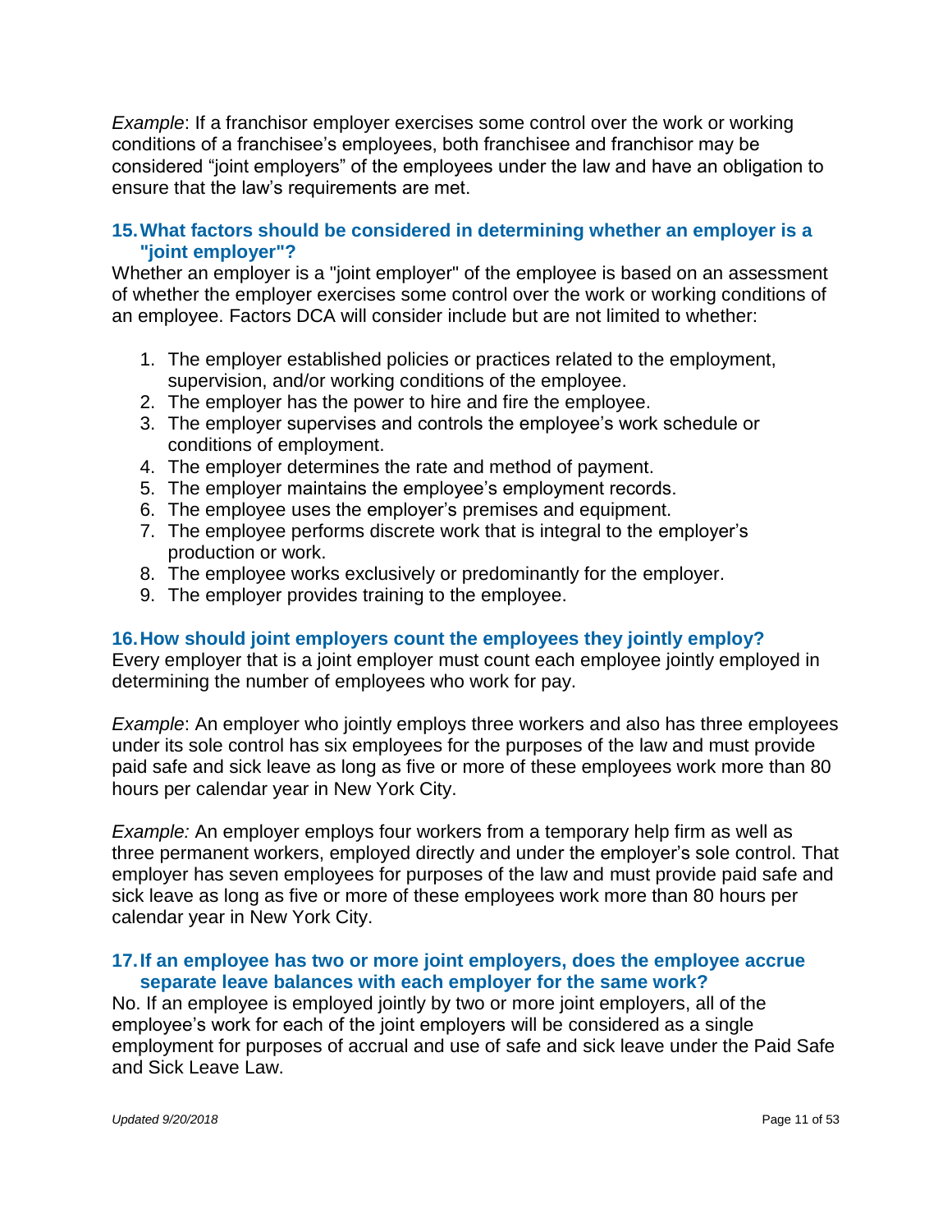*Example*: If a franchisor employer exercises some control over the work or working conditions of a franchisee's employees, both franchisee and franchisor may be considered "joint employers" of the employees under the law and have an obligation to ensure that the law's requirements are met.

### 15. What factors should be considered in determining whether an employer is a "joint employer"?

Whether an employer is a "joint employer" of the employee is based on an assessment of whether the employer exercises some control over the work or working conditions of an employee. Factors DCA will consider include but are not limited to whether:

1. The employer established policies or practices related to the employment, supervision, and/or working conditions of the employee.
2. The employer has the power to hire and fire the employee.
3. The employer supervises and controls the employee's work schedule or conditions of employment.
4. The employer determines the rate and method of payment.
5. The employer maintains the employee's employment records.
6. The employee uses the employer's premises and equipment.
7. The employee performs discrete work that is integral to the employer's production or work.
8. The employee works exclusively or predominantly for the employer.
9. The employer provides training to the employee.

### 16. How should joint employers count the employees they jointly employ?

Every employer that is a joint employer must count each employee jointly employed in determining the number of employees who work for pay.

*Example*: An employer who jointly employs three workers and also has three employees under its sole control has six employees for the purposes of the law and must provide paid safe and sick leave as long as five or more of these employees work more than 80 hours per calendar year in New York City.

*Example:* An employer employs four workers from a temporary help firm as well as three permanent workers, employed directly and under the employer's sole control. That employer has seven employees for purposes of the law and must provide paid safe and sick leave as long as five or more of these employees work more than 80 hours per calendar year in New York City.

### 17. If an employee has two or more joint employers, does the employee accrue separate leave balances with each employer for the same work?

No. If an employee is employed jointly by two or more joint employers, all of the employee's work for each of the joint employers will be considered as a single employment for purposes of accrual and use of safe and sick leave under the Paid Safe and Sick Leave Law.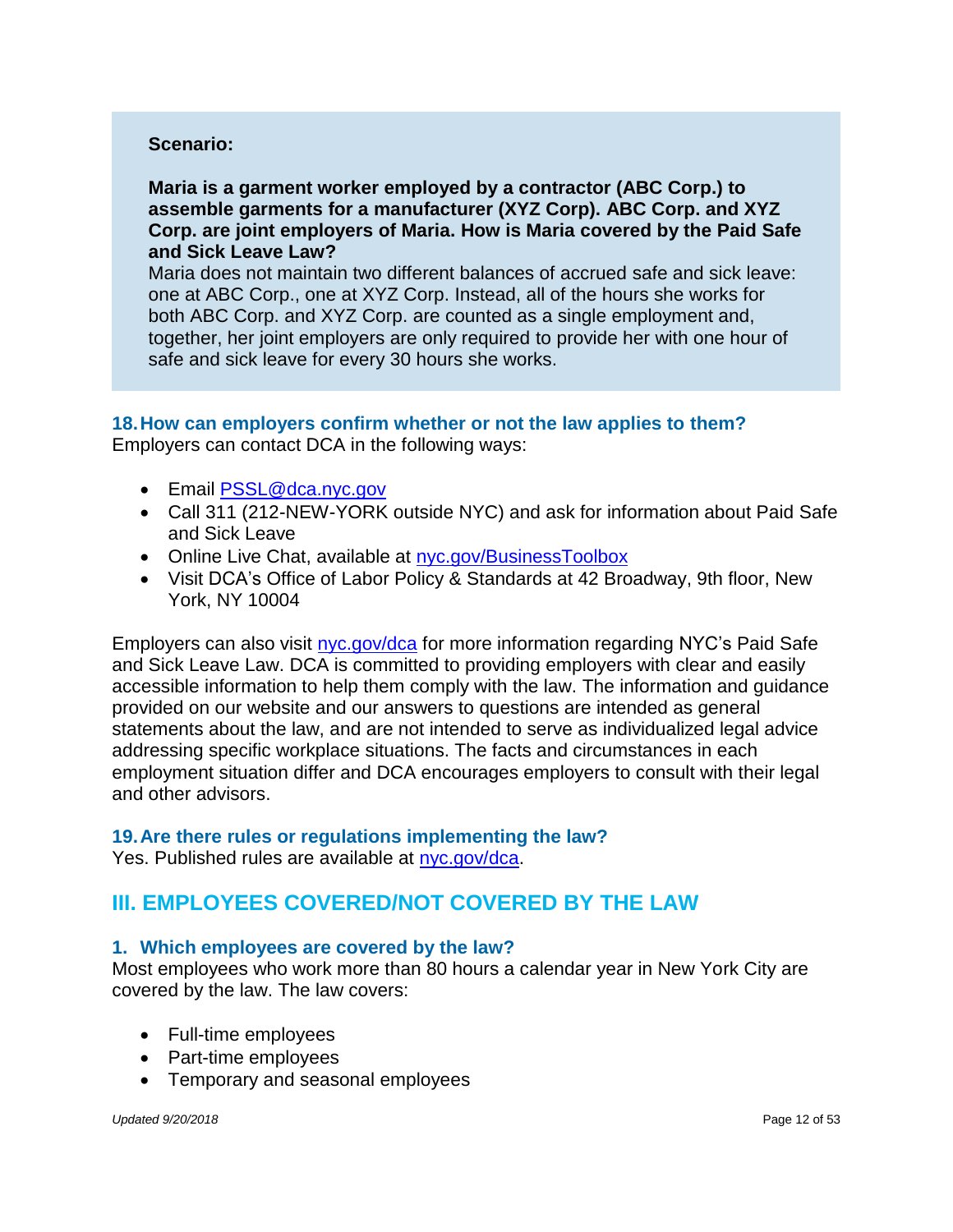**Scenario:**

**Maria is a garment worker employed by a contractor (ABC Corp.) to assemble garments for a manufacturer (XYZ Corp). ABC Corp. and XYZ Corp. are joint employers of Maria. How is Maria covered by the Paid Safe and Sick Leave Law?**

Maria does not maintain two different balances of accrued safe and sick leave: one at ABC Corp., one at XYZ Corp. Instead, all of the hours she works for both ABC Corp. and XYZ Corp. are counted as a single employment and, together, her joint employers are only required to provide her with one hour of safe and sick leave for every 30 hours she works.

### 18. How can employers confirm whether or not the law applies to them?

Employers can contact DCA in the following ways:

- Email [PSSL@dca.nyc.gov](mailto:PSSL@dca.nyc.gov)
- Call 311 (212-NEW-YORK outside NYC) and ask for information about Paid Safe and Sick Leave
- Online Live Chat, available at [nyc.gov/BusinessToolbox](http://nyc.gov/BusinessToolbox)
- Visit DCA's Office of Labor Policy & Standards at 42 Broadway, 9th floor, New York, NY 10004

Employers can also visit [nyc.gov/dca](http://nyc.gov/dca) for more information regarding NYC's Paid Safe and Sick Leave Law. DCA is committed to providing employers with clear and easily accessible information to help them comply with the law. The information and guidance provided on our website and our answers to questions are intended as general statements about the law, and are not intended to serve as individualized legal advice addressing specific workplace situations. The facts and circumstances in each employment situation differ and DCA encourages employers to consult with their legal and other advisors.

### 19. Are there rules or regulations implementing the law?

Yes. Published rules are available at [nyc.gov/dca](http://nyc.gov/dca).

## III. EMPLOYEES COVERED/NOT COVERED BY THE LAW

### 1. Which employees are covered by the law?

Most employees who work more than 80 hours a calendar year in New York City are covered by the law. The law covers:

- Full-time employees
- Part-time employees
- Temporary and seasonal employees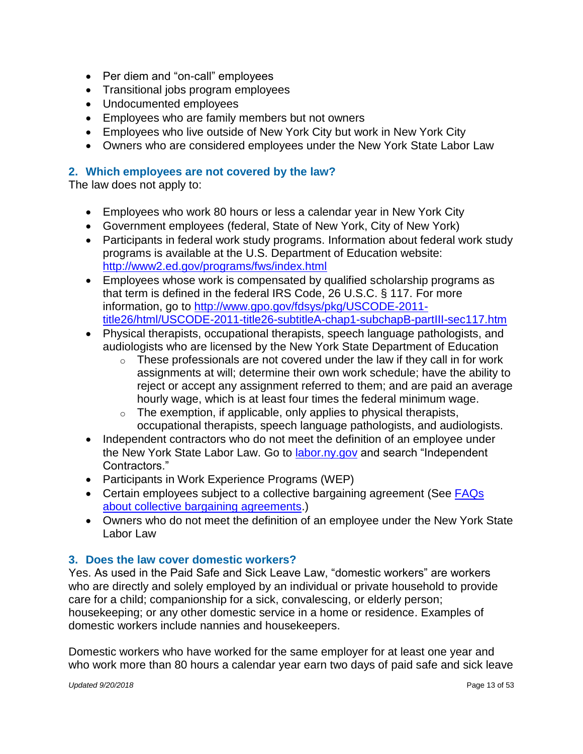- Per diem and "on-call" employees
- Transitional jobs program employees
- Undocumented employees
- Employees who are family members but not owners
- Employees who live outside of New York City but work in New York City
- Owners who are considered employees under the New York State Labor Law

### 2. Which employees are not covered by the law?

The law does not apply to:

- Employees who work 80 hours or less a calendar year in New York City
- Government employees (federal, State of New York, City of New York)
- Participants in federal work study programs. Information about federal work study programs is available at the U.S. Department of Education website: [http://www2.ed.gov/programs/fws/index.html](http://www2.ed.gov/programs/fws/index.html)
- Employees whose work is compensated by qualified scholarship programs as that term is defined in the federal IRS Code, 26 U.S.C. § 117. For more information, go to [http://www.gpo.gov/fdsys/pkg/USCODE-2011-title26/html/USCODE-2011-title26-subtitleA-chap1-subchapB-partIII-sec117.htm](http://www.gpo.gov/fdsys/pkg/USCODE-2011-title26/html/USCODE-2011-title26-subtitleA-chap1-subchapB-partIII-sec117.htm)
- Physical therapists, occupational therapists, speech language pathologists, and audiologists who are licensed by the New York State Department of Education
    - These professionals are not covered under the law if they call in for work assignments at will; determine their own work schedule; have the ability to reject or accept any assignment referred to them; and are paid an average hourly wage, which is at least four times the federal minimum wage.
    - The exemption, if applicable, only applies to physical therapists, occupational therapists, speech language pathologists, and audiologists.
- Independent contractors who do not meet the definition of an employee under the New York State Labor Law. Go to [labor.ny.gov](labor.ny.gov) and search "Independent Contractors."
- Participants in Work Experience Programs (WEP)
- Certain employees subject to a collective bargaining agreement (See [FAQs about collective bargaining agreements](FAQs about collective bargaining agreements).)
- Owners who do not meet the definition of an employee under the New York State Labor Law

### 3. Does the law cover domestic workers?

Yes. As used in the Paid Safe and Sick Leave Law, "domestic workers" are workers who are directly and solely employed by an individual or private household to provide care for a child; companionship for a sick, convalescing, or elderly person; housekeeping; or any other domestic service in a home or residence. Examples of domestic workers include nannies and housekeepers.

Domestic workers who have worked for the same employer for at least one year and who work more than 80 hours a calendar year earn two days of paid safe and sick leave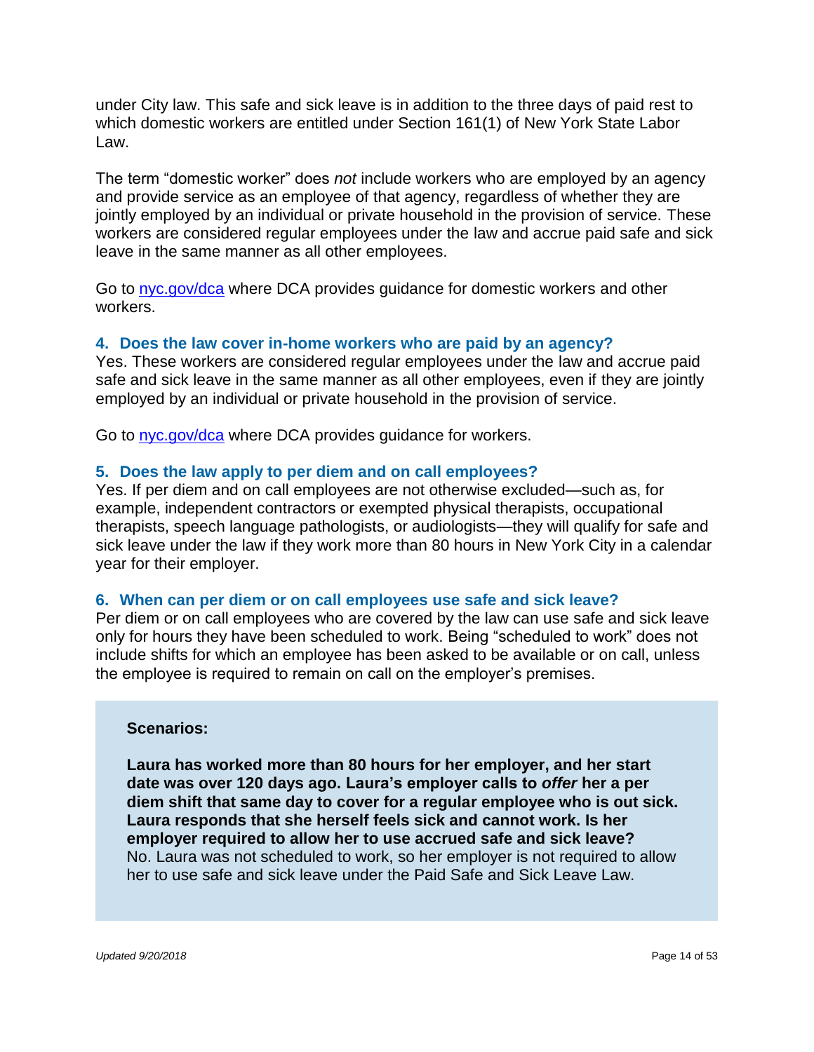under City law. This safe and sick leave is in addition to the three days of paid rest to which domestic workers are entitled under Section 161(1) of New York State Labor Law.

The term "domestic worker" does *not* include workers who are employed by an agency and provide service as an employee of that agency, regardless of whether they are jointly employed by an individual or private household in the provision of service. These workers are considered regular employees under the law and accrue paid safe and sick leave in the same manner as all other employees.

Go to [nyc.gov/dca](nyc.gov/dca) where DCA provides guidance for domestic workers and other workers.

### 4. Does the law cover in-home workers who are paid by an agency?

Yes. These workers are considered regular employees under the law and accrue paid safe and sick leave in the same manner as all other employees, even if they are jointly employed by an individual or private household in the provision of service.

Go to [nyc.gov/dca](nyc.gov/dca) where DCA provides guidance for workers.

### 5. Does the law apply to per diem and on call employees?

Yes. If per diem and on call employees are not otherwise excluded—such as, for example, independent contractors or exempted physical therapists, occupational therapists, speech language pathologists, or audiologists—they will qualify for safe and sick leave under the law if they work more than 80 hours in New York City in a calendar year for their employer.

### 6. When can per diem or on call employees use safe and sick leave?

Per diem or on call employees who are covered by the law can use safe and sick leave only for hours they have been scheduled to work. Being "scheduled to work" does not include shifts for which an employee has been asked to be available or on call, unless the employee is required to remain on call on the employer's premises.

> **Scenarios:**
>
> **Laura has worked more than 80 hours for her employer, and her start date was over 120 days ago. Laura's employer calls to *offer* her a per diem shift that same day to cover for a regular employee who is out sick. Laura responds that she herself feels sick and cannot work. Is her employer required to allow her to use accrued safe and sick leave?**
> No. Laura was not scheduled to work, so her employer is not required to allow her to use safe and sick leave under the Paid Safe and Sick Leave Law.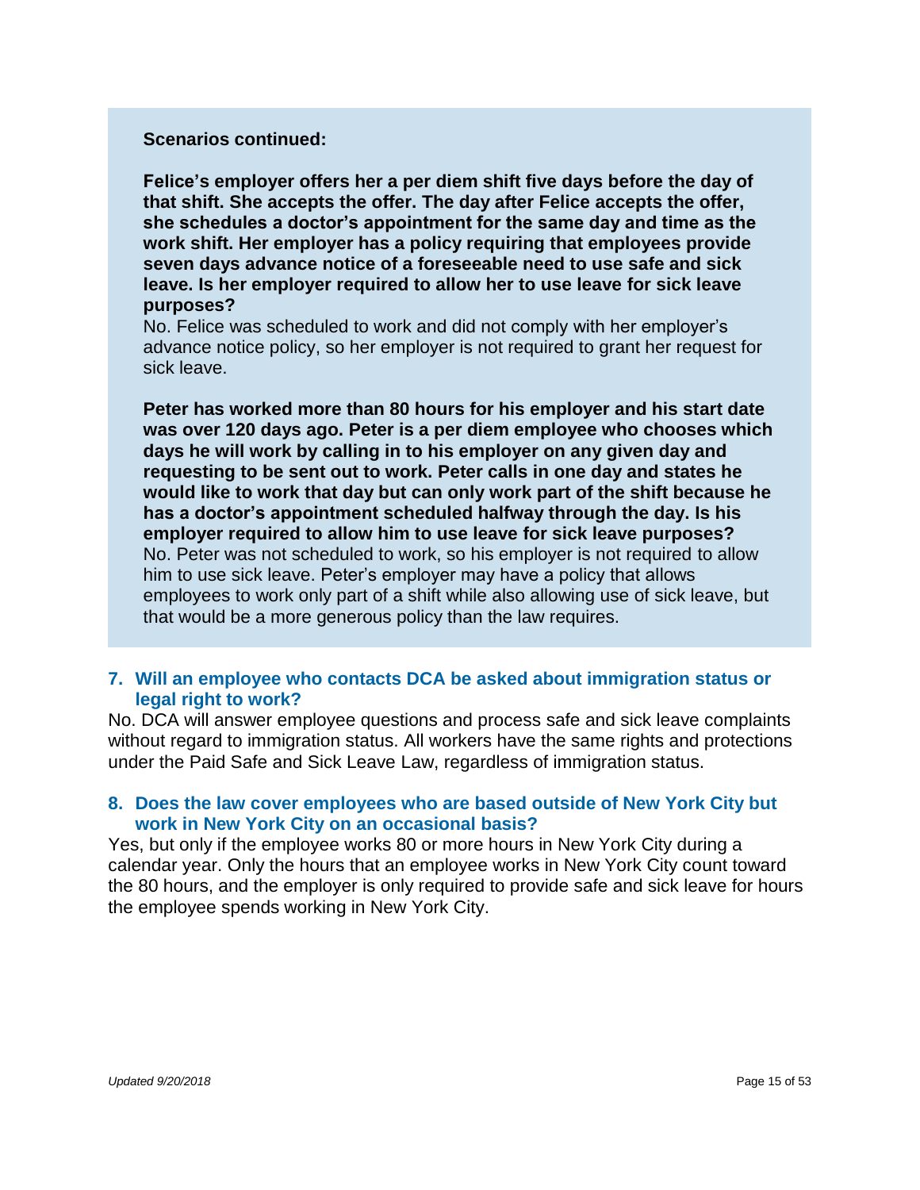**Scenarios continued:**

**Felice's employer offers her a per diem shift five days before the day of that shift. She accepts the offer. The day after Felice accepts the offer, she schedules a doctor's appointment for the same day and time as the work shift. Her employer has a policy requiring that employees provide seven days advance notice of a foreseeable need to use safe and sick leave. Is her employer required to allow her to use leave for sick leave purposes?**

No. Felice was scheduled to work and did not comply with her employer's advance notice policy, so her employer is not required to grant her request for sick leave.

**Peter has worked more than 80 hours for his employer and his start date was over 120 days ago. Peter is a per diem employee who chooses which days he will work by calling in to his employer on any given day and requesting to be sent out to work. Peter calls in one day and states he would like to work that day but can only work part of the shift because he has a doctor's appointment scheduled halfway through the day. Is his employer required to allow him to use leave for sick leave purposes?**

No. Peter was not scheduled to work, so his employer is not required to allow him to use sick leave. Peter's employer may have a policy that allows employees to work only part of a shift while also allowing use of sick leave, but that would be a more generous policy than the law requires.

### 7. Will an employee who contacts DCA be asked about immigration status or legal right to work?

No. DCA will answer employee questions and process safe and sick leave complaints without regard to immigration status. All workers have the same rights and protections under the Paid Safe and Sick Leave Law, regardless of immigration status.

### 8. Does the law cover employees who are based outside of New York City but work in New York City on an occasional basis?

Yes, but only if the employee works 80 or more hours in New York City during a calendar year. Only the hours that an employee works in New York City count toward the 80 hours, and the employer is only required to provide safe and sick leave for hours the employee spends working in New York City.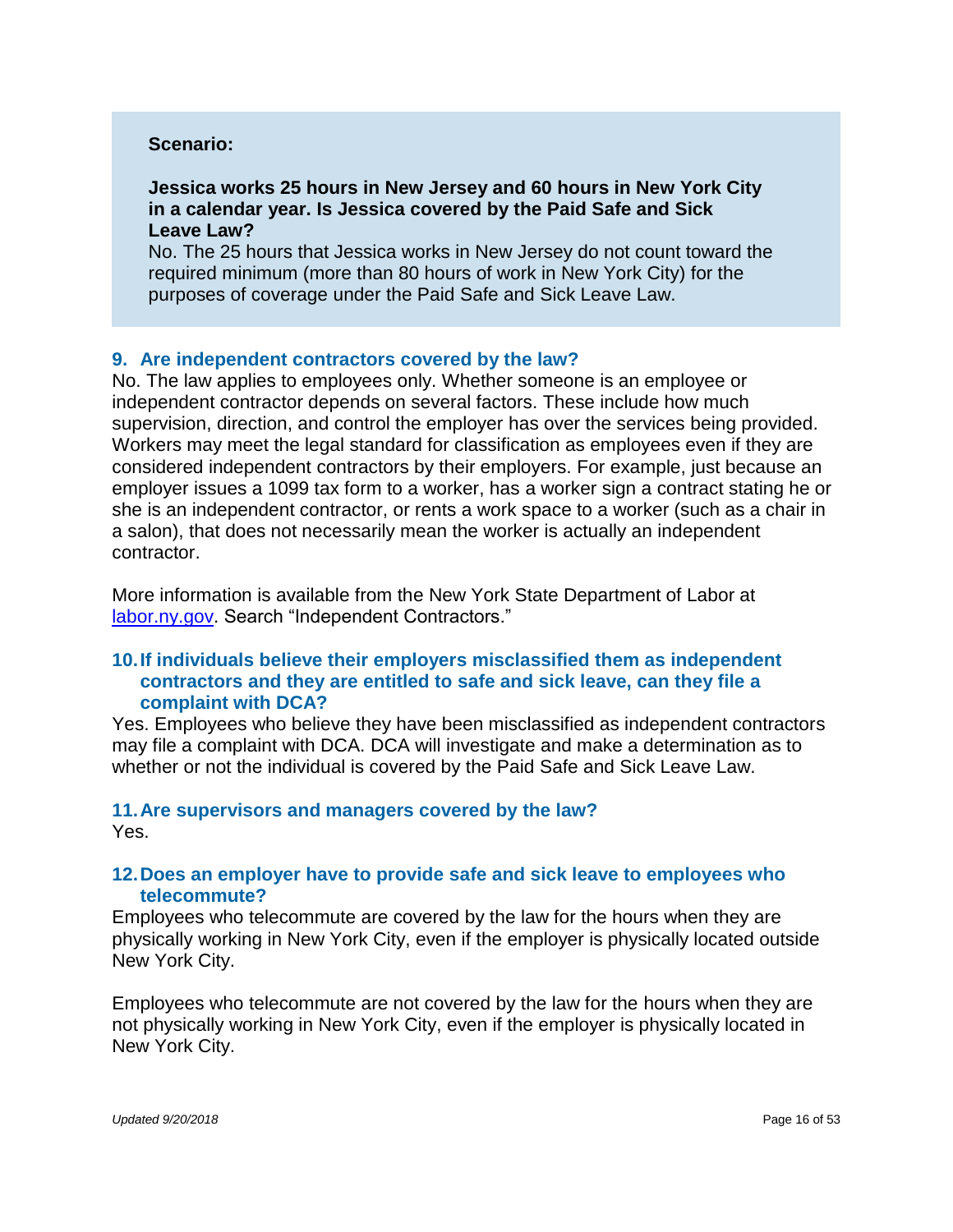**Scenario:**

**Jessica works 25 hours in New Jersey and 60 hours in New York City in a calendar year. Is Jessica covered by the Paid Safe and Sick Leave Law?**

No. The 25 hours that Jessica works in New Jersey do not count toward the required minimum (more than 80 hours of work in New York City) for the purposes of coverage under the Paid Safe and Sick Leave Law.

### 9. Are independent contractors covered by the law?

No. The law applies to employees only. Whether someone is an employee or independent contractor depends on several factors. These include how much supervision, direction, and control the employer has over the services being provided. Workers may meet the legal standard for classification as employees even if they are considered independent contractors by their employers. For example, just because an employer issues a 1099 tax form to a worker, has a worker sign a contract stating he or she is an independent contractor, or rents a work space to a worker (such as a chair in a salon), that does not necessarily mean the worker is actually an independent contractor.

More information is available from the New York State Department of Labor at [labor.ny.gov](labor.ny.gov). Search "Independent Contractors."

### 10. If individuals believe their employers misclassified them as independent contractors and they are entitled to safe and sick leave, can they file a complaint with DCA?

Yes. Employees who believe they have been misclassified as independent contractors may file a complaint with DCA. DCA will investigate and make a determination as to whether or not the individual is covered by the Paid Safe and Sick Leave Law.

### 11. Are supervisors and managers covered by the law?

Yes.

### 12. Does an employer have to provide safe and sick leave to employees who telecommute?

Employees who telecommute are covered by the law for the hours when they are physically working in New York City, even if the employer is physically located outside New York City.

Employees who telecommute are not covered by the law for the hours when they are not physically working in New York City, even if the employer is physically located in New York City.

*Updated 9/20/2018*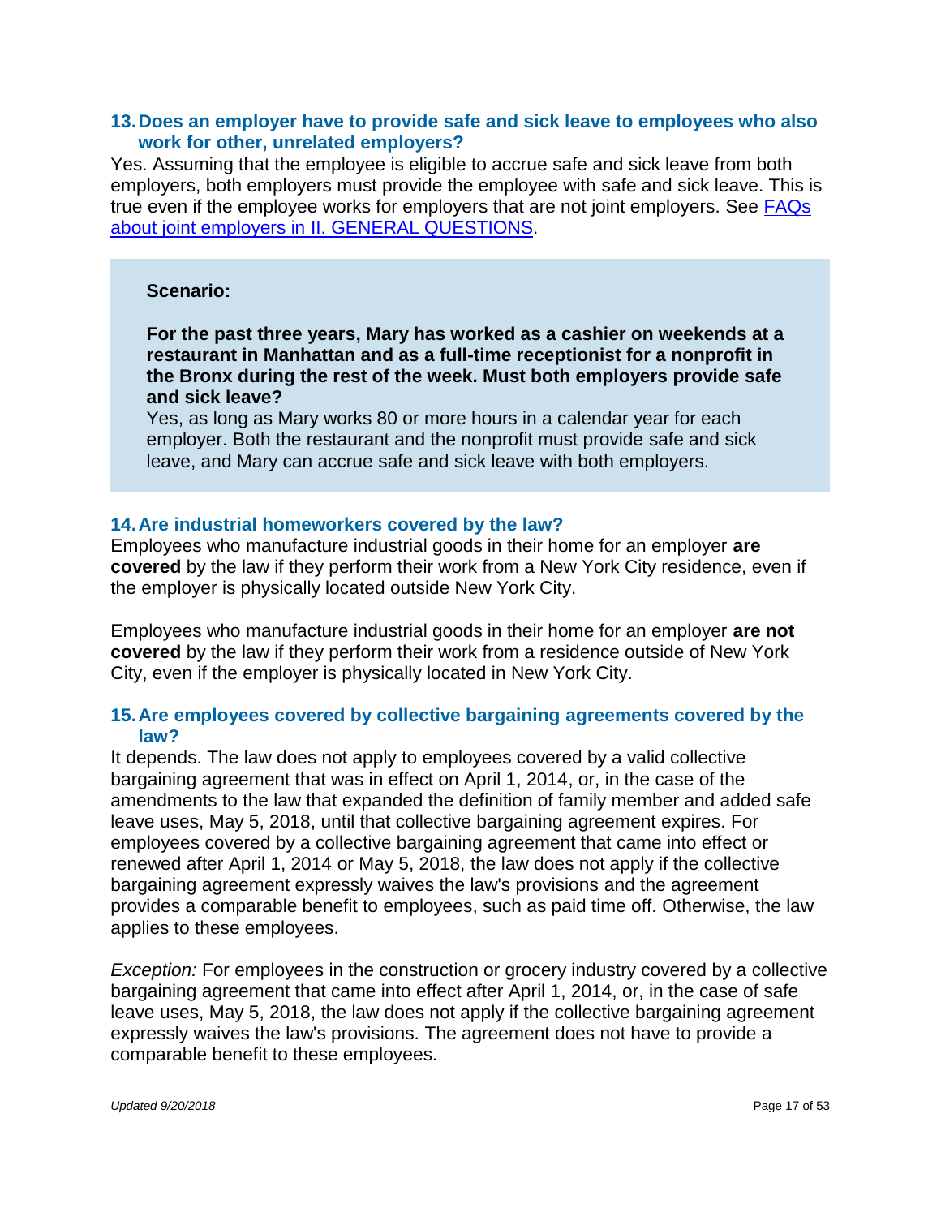### 13. Does an employer have to provide safe and sick leave to employees who also work for other, unrelated employers?

Yes. Assuming that the employee is eligible to accrue safe and sick leave from both employers, both employers must provide the employee with safe and sick leave. This is true even if the employee works for employers that are not joint employers. See [FAQs about joint employers in II. GENERAL QUESTIONS](#).

> **Scenario:**
>
> **For the past three years, Mary has worked as a cashier on weekends at a restaurant in Manhattan and as a full-time receptionist for a nonprofit in the Bronx during the rest of the week. Must both employers provide safe and sick leave?**
>
> Yes, as long as Mary works 80 or more hours in a calendar year for each employer. Both the restaurant and the nonprofit must provide safe and sick leave, and Mary can accrue safe and sick leave with both employers.

### 14. Are industrial homeworkers covered by the law?

Employees who manufacture industrial goods in their home for an employer **are covered** by the law if they perform their work from a New York City residence, even if the employer is physically located outside New York City.

Employees who manufacture industrial goods in their home for an employer **are not covered** by the law if they perform their work from a residence outside of New York City, even if the employer is physically located in New York City.

### 15. Are employees covered by collective bargaining agreements covered by the law?

It depends. The law does not apply to employees covered by a valid collective bargaining agreement that was in effect on April 1, 2014, or, in the case of the amendments to the law that expanded the definition of family member and added safe leave uses, May 5, 2018, until that collective bargaining agreement expires. For employees covered by a collective bargaining agreement that came into effect or renewed after April 1, 2014 or May 5, 2018, the law does not apply if the collective bargaining agreement expressly waives the law's provisions and the agreement provides a comparable benefit to employees, such as paid time off. Otherwise, the law applies to these employees.

*Exception:* For employees in the construction or grocery industry covered by a collective bargaining agreement that came into effect after April 1, 2014, or, in the case of safe leave uses, May 5, 2018, the law does not apply if the collective bargaining agreement expressly waives the law's provisions. The agreement does not have to provide a comparable benefit to these employees.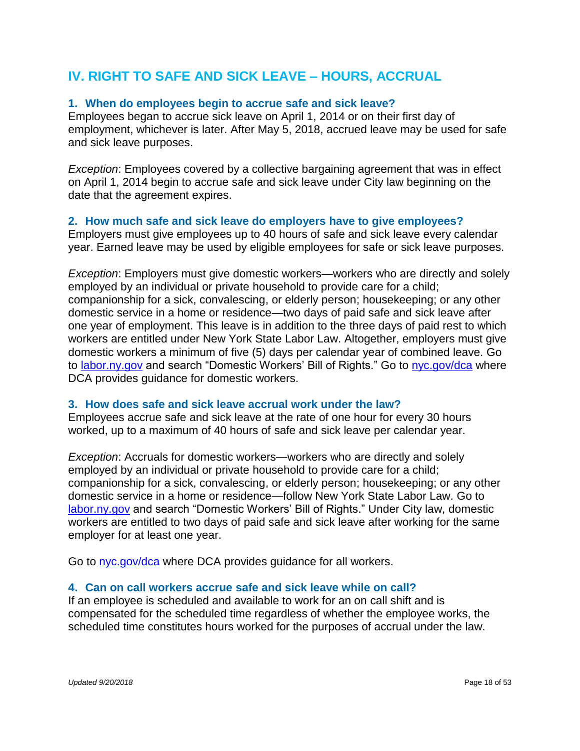## IV. RIGHT TO SAFE AND SICK LEAVE – HOURS, ACCRUAL

### 1. When do employees begin to accrue safe and sick leave?

Employees began to accrue sick leave on April 1, 2014 or on their first day of employment, whichever is later. After May 5, 2018, accrued leave may be used for safe and sick leave purposes.

*Exception*: Employees covered by a collective bargaining agreement that was in effect on April 1, 2014 begin to accrue safe and sick leave under City law beginning on the date that the agreement expires.

### 2. How much safe and sick leave do employers have to give employees?

Employers must give employees up to 40 hours of safe and sick leave every calendar year. Earned leave may be used by eligible employees for safe or sick leave purposes.

*Exception*: Employers must give domestic workers—workers who are directly and solely employed by an individual or private household to provide care for a child; companionship for a sick, convalescing, or elderly person; housekeeping; or any other domestic service in a home or residence—two days of paid safe and sick leave after one year of employment. This leave is in addition to the three days of paid rest to which workers are entitled under New York State Labor Law. Altogether, employers must give domestic workers a minimum of five (5) days per calendar year of combined leave. Go to [labor.ny.gov](labor.ny.gov) and search "Domestic Workers' Bill of Rights." Go to [nyc.gov/dca](nyc.gov/dca) where DCA provides guidance for domestic workers.

### 3. How does safe and sick leave accrual work under the law?

Employees accrue safe and sick leave at the rate of one hour for every 30 hours worked, up to a maximum of 40 hours of safe and sick leave per calendar year.

*Exception*: Accruals for domestic workers—workers who are directly and solely employed by an individual or private household to provide care for a child; companionship for a sick, convalescing, or elderly person; housekeeping; or any other domestic service in a home or residence—follow New York State Labor Law. Go to [labor.ny.gov](labor.ny.gov) and search "Domestic Workers' Bill of Rights." Under City law, domestic workers are entitled to two days of paid safe and sick leave after working for the same employer for at least one year.

Go to [nyc.gov/dca](nyc.gov/dca) where DCA provides guidance for all workers.

### 4. Can on call workers accrue safe and sick leave while on call?

If an employee is scheduled and available to work for an on call shift and is compensated for the scheduled time regardless of whether the employee works, the scheduled time constitutes hours worked for the purposes of accrual under the law.

*Updated 9/20/2018*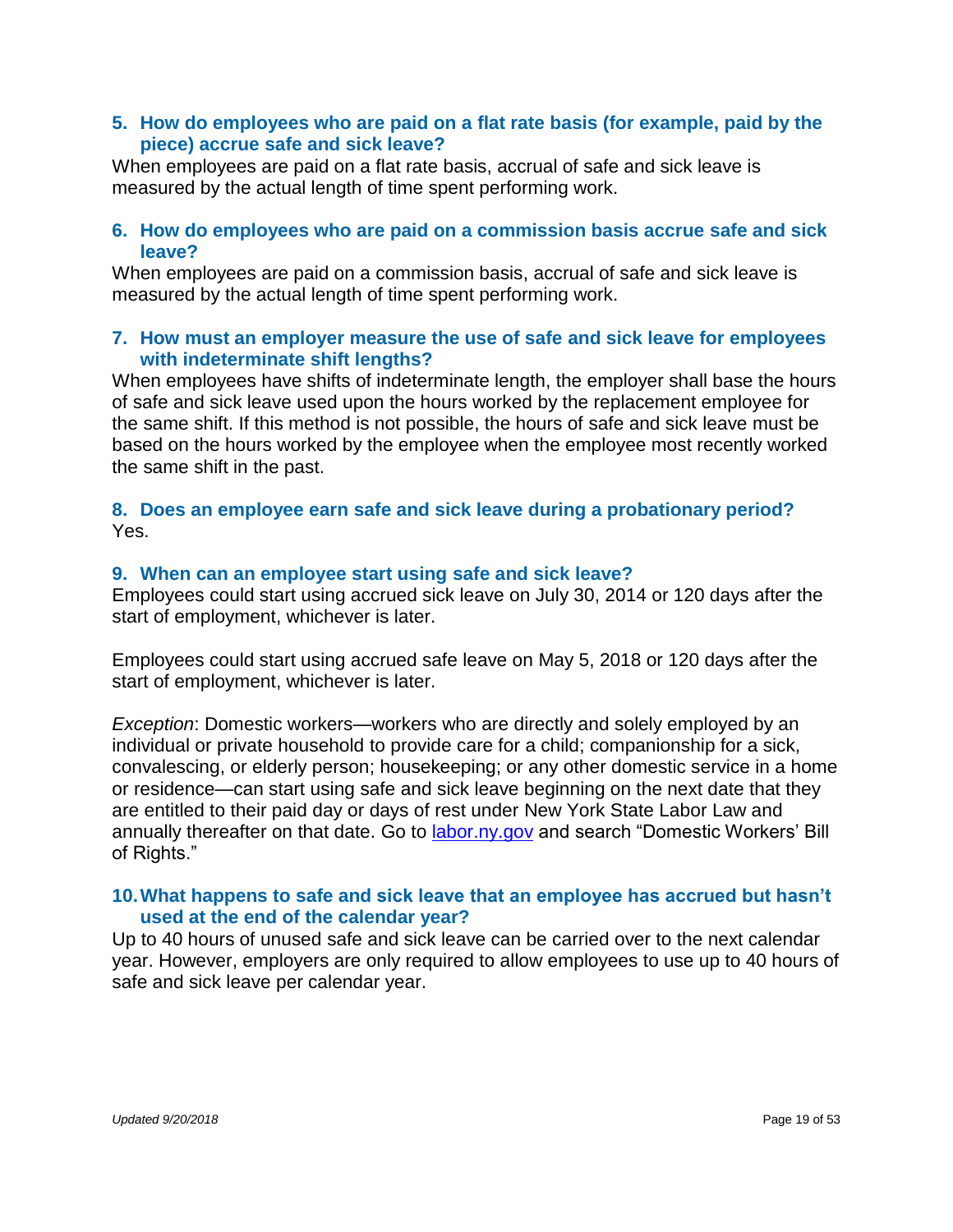### 5. How do employees who are paid on a flat rate basis (for example, paid by the piece) accrue safe and sick leave?

When employees are paid on a flat rate basis, accrual of safe and sick leave is measured by the actual length of time spent performing work.

### 6. How do employees who are paid on a commission basis accrue safe and sick leave?

When employees are paid on a commission basis, accrual of safe and sick leave is measured by the actual length of time spent performing work.

### 7. How must an employer measure the use of safe and sick leave for employees with indeterminate shift lengths?

When employees have shifts of indeterminate length, the employer shall base the hours of safe and sick leave used upon the hours worked by the replacement employee for the same shift. If this method is not possible, the hours of safe and sick leave must be based on the hours worked by the employee when the employee most recently worked the same shift in the past.

### 8. Does an employee earn safe and sick leave during a probationary period?

Yes.

### 9. When can an employee start using safe and sick leave?

Employees could start using accrued sick leave on July 30, 2014 or 120 days after the start of employment, whichever is later.

Employees could start using accrued safe leave on May 5, 2018 or 120 days after the start of employment, whichever is later.

*Exception*: Domestic workers—workers who are directly and solely employed by an individual or private household to provide care for a child; companionship for a sick, convalescing, or elderly person; housekeeping; or any other domestic service in a home or residence—can start using safe and sick leave beginning on the next date that they are entitled to their paid day or days of rest under New York State Labor Law and annually thereafter on that date. Go to labor.ny.gov and search “Domestic Workers’ Bill of Rights.”

### 10. What happens to safe and sick leave that an employee has accrued but hasn’t used at the end of the calendar year?

Up to 40 hours of unused safe and sick leave can be carried over to the next calendar year. However, employers are only required to allow employees to use up to 40 hours of safe and sick leave per calendar year.

*Updated 9/20/2018*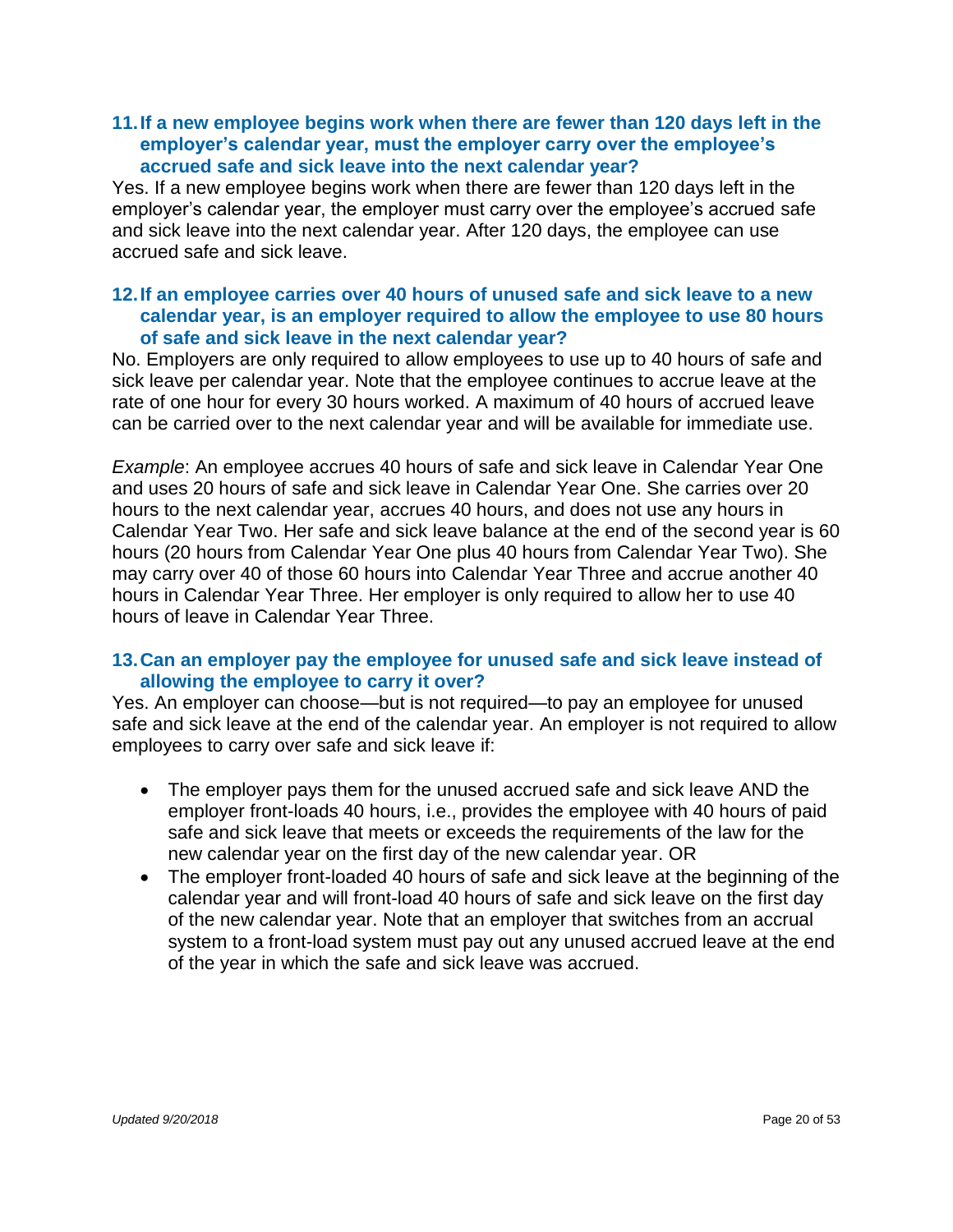### 11. If a new employee begins work when there are fewer than 120 days left in the employer's calendar year, must the employer carry over the employee's accrued safe and sick leave into the next calendar year?

Yes. If a new employee begins work when there are fewer than 120 days left in the employer's calendar year, the employer must carry over the employee's accrued safe and sick leave into the next calendar year. After 120 days, the employee can use accrued safe and sick leave.

### 12. If an employee carries over 40 hours of unused safe and sick leave to a new calendar year, is an employer required to allow the employee to use 80 hours of safe and sick leave in the next calendar year?

No. Employers are only required to allow employees to use up to 40 hours of safe and sick leave per calendar year. Note that the employee continues to accrue leave at the rate of one hour for every 30 hours worked. A maximum of 40 hours of accrued leave can be carried over to the next calendar year and will be available for immediate use.

*Example*: An employee accrues 40 hours of safe and sick leave in Calendar Year One and uses 20 hours of safe and sick leave in Calendar Year One. She carries over 20 hours to the next calendar year, accrues 40 hours, and does not use any hours in Calendar Year Two. Her safe and sick leave balance at the end of the second year is 60 hours (20 hours from Calendar Year One plus 40 hours from Calendar Year Two). She may carry over 40 of those 60 hours into Calendar Year Three and accrue another 40 hours in Calendar Year Three. Her employer is only required to allow her to use 40 hours of leave in Calendar Year Three.

### 13. Can an employer pay the employee for unused safe and sick leave instead of allowing the employee to carry it over?

Yes. An employer can choose—but is not required—to pay an employee for unused safe and sick leave at the end of the calendar year. An employer is not required to allow employees to carry over safe and sick leave if:

- The employer pays them for the unused accrued safe and sick leave AND the employer front-loads 40 hours, i.e., provides the employee with 40 hours of paid safe and sick leave that meets or exceeds the requirements of the law for the new calendar year on the first day of the new calendar year. OR
- The employer front-loaded 40 hours of safe and sick leave at the beginning of the calendar year and will front-load 40 hours of safe and sick leave on the first day of the new calendar year. Note that an employer that switches from an accrual system to a front-load system must pay out any unused accrued leave at the end of the year in which the safe and sick leave was accrued.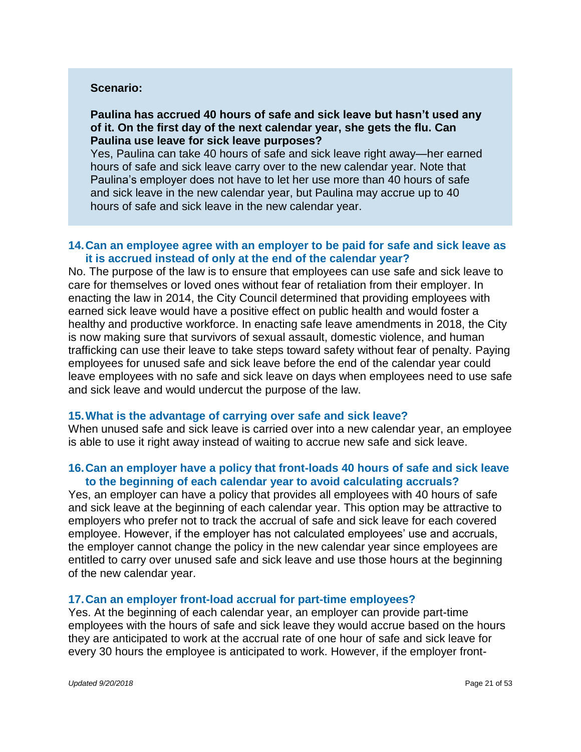**Scenario:**

**Paulina has accrued 40 hours of safe and sick leave but hasn't used any of it. On the first day of the next calendar year, she gets the flu. Can Paulina use leave for sick leave purposes?**

Yes, Paulina can take 40 hours of safe and sick leave right away—her earned hours of safe and sick leave carry over to the new calendar year. Note that Paulina's employer does not have to let her use more than 40 hours of safe and sick leave in the new calendar year, but Paulina may accrue up to 40 hours of safe and sick leave in the new calendar year.

### 14. Can an employee agree with an employer to be paid for safe and sick leave as it is accrued instead of only at the end of the calendar year?

No. The purpose of the law is to ensure that employees can use safe and sick leave to care for themselves or loved ones without fear of retaliation from their employer. In enacting the law in 2014, the City Council determined that providing employees with earned sick leave would have a positive effect on public health and would foster a healthy and productive workforce. In enacting safe leave amendments in 2018, the City is now making sure that survivors of sexual assault, domestic violence, and human trafficking can use their leave to take steps toward safety without fear of penalty. Paying employees for unused safe and sick leave before the end of the calendar year could leave employees with no safe and sick leave on days when employees need to use safe and sick leave and would undercut the purpose of the law.

### 15. What is the advantage of carrying over safe and sick leave?

When unused safe and sick leave is carried over into a new calendar year, an employee is able to use it right away instead of waiting to accrue new safe and sick leave.

### 16. Can an employer have a policy that front-loads 40 hours of safe and sick leave to the beginning of each calendar year to avoid calculating accruals?

Yes, an employer can have a policy that provides all employees with 40 hours of safe and sick leave at the beginning of each calendar year. This option may be attractive to employers who prefer not to track the accrual of safe and sick leave for each covered employee. However, if the employer has not calculated employees' use and accruals, the employer cannot change the policy in the new calendar year since employees are entitled to carry over unused safe and sick leave and use those hours at the beginning of the new calendar year.

### 17. Can an employer front-load accrual for part-time employees?

Yes. At the beginning of each calendar year, an employer can provide part-time employees with the hours of safe and sick leave they would accrue based on the hours they are anticipated to work at the accrual rate of one hour of safe and sick leave for every 30 hours the employee is anticipated to work. However, if the employer front-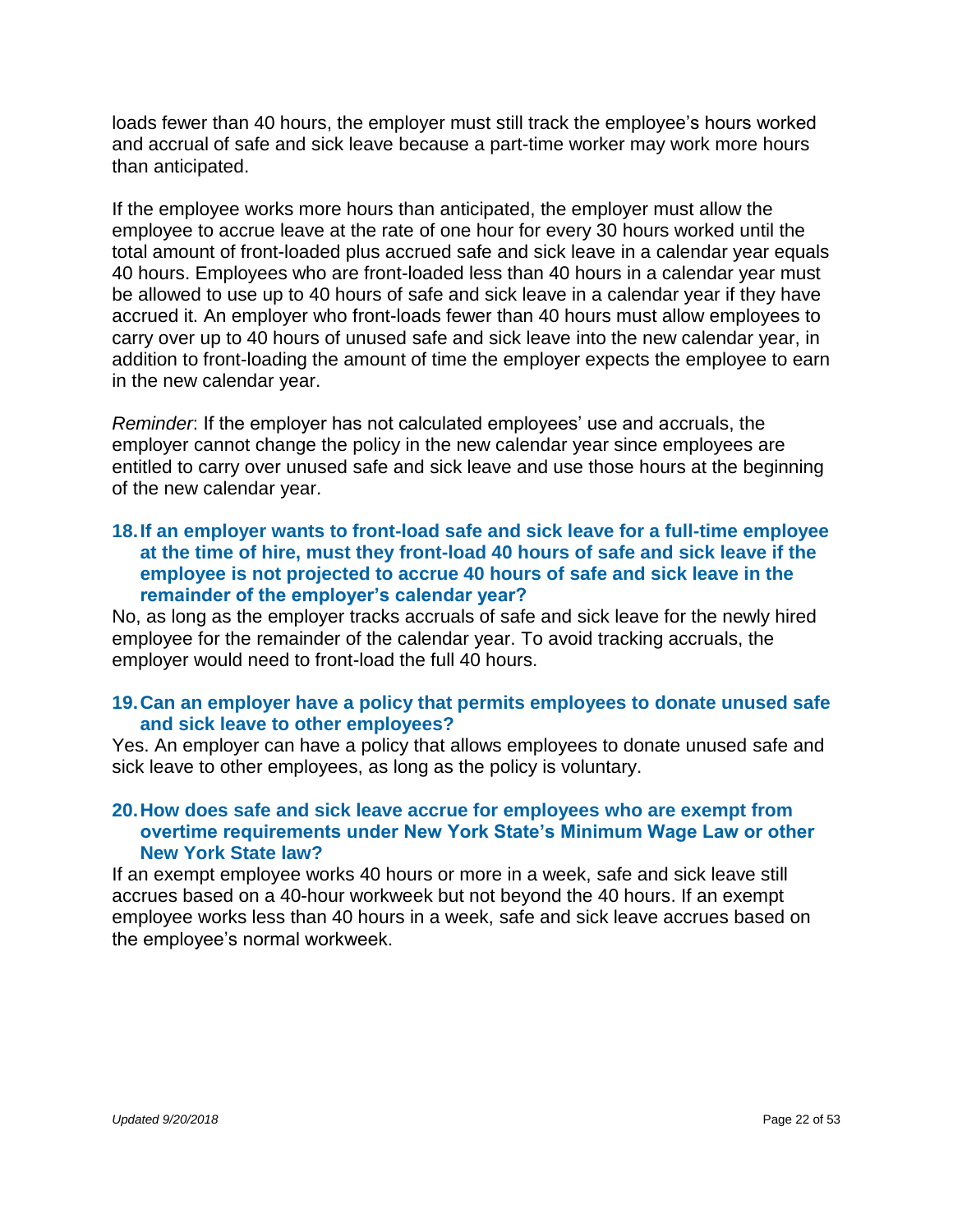loads fewer than 40 hours, the employer must still track the employee's hours worked and accrual of safe and sick leave because a part-time worker may work more hours than anticipated.

If the employee works more hours than anticipated, the employer must allow the employee to accrue leave at the rate of one hour for every 30 hours worked until the total amount of front-loaded plus accrued safe and sick leave in a calendar year equals 40 hours. Employees who are front-loaded less than 40 hours in a calendar year must be allowed to use up to 40 hours of safe and sick leave in a calendar year if they have accrued it. An employer who front-loads fewer than 40 hours must allow employees to carry over up to 40 hours of unused safe and sick leave into the new calendar year, in addition to front-loading the amount of time the employer expects the employee to earn in the new calendar year.

*Reminder*: If the employer has not calculated employees' use and accruals, the employer cannot change the policy in the new calendar year since employees are entitled to carry over unused safe and sick leave and use those hours at the beginning of the new calendar year.

### 18. If an employer wants to front-load safe and sick leave for a full-time employee at the time of hire, must they front-load 40 hours of safe and sick leave if the employee is not projected to accrue 40 hours of safe and sick leave in the remainder of the employer's calendar year?

No, as long as the employer tracks accruals of safe and sick leave for the newly hired employee for the remainder of the calendar year. To avoid tracking accruals, the employer would need to front-load the full 40 hours.

### 19. Can an employer have a policy that permits employees to donate unused safe and sick leave to other employees?

Yes. An employer can have a policy that allows employees to donate unused safe and sick leave to other employees, as long as the policy is voluntary.

### 20. How does safe and sick leave accrue for employees who are exempt from overtime requirements under New York State's Minimum Wage Law or other New York State law?

If an exempt employee works 40 hours or more in a week, safe and sick leave still accrues based on a 40-hour workweek but not beyond the 40 hours. If an exempt employee works less than 40 hours in a week, safe and sick leave accrues based on the employee's normal workweek.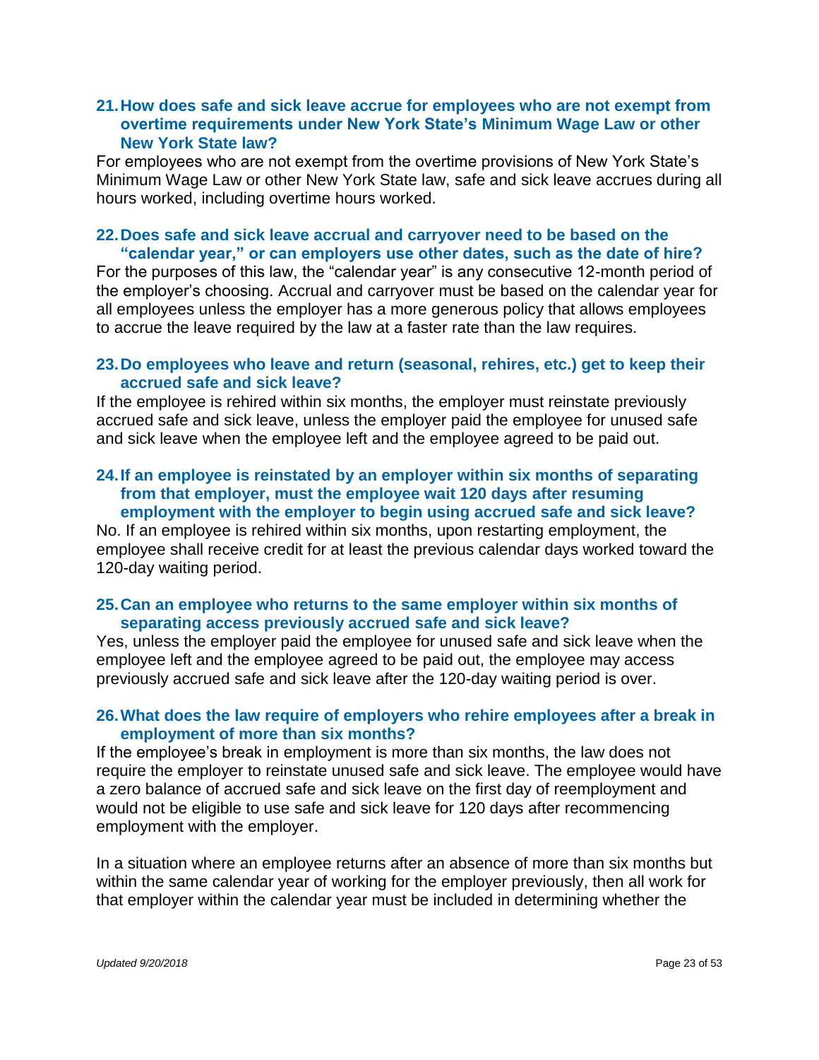### 21. How does safe and sick leave accrue for employees who are not exempt from overtime requirements under New York State's Minimum Wage Law or other New York State law?

For employees who are not exempt from the overtime provisions of New York State's Minimum Wage Law or other New York State law, safe and sick leave accrues during all hours worked, including overtime hours worked.

### 22. Does safe and sick leave accrual and carryover need to be based on the "calendar year," or can employers use other dates, such as the date of hire?

For the purposes of this law, the "calendar year" is any consecutive 12-month period of the employer's choosing. Accrual and carryover must be based on the calendar year for all employees unless the employer has a more generous policy that allows employees to accrue the leave required by the law at a faster rate than the law requires.

### 23. Do employees who leave and return (seasonal, rehires, etc.) get to keep their accrued safe and sick leave?

If the employee is rehired within six months, the employer must reinstate previously accrued safe and sick leave, unless the employer paid the employee for unused safe and sick leave when the employee left and the employee agreed to be paid out.

### 24. If an employee is reinstated by an employer within six months of separating from that employer, must the employee wait 120 days after resuming employment with the employer to begin using accrued safe and sick leave?

No. If an employee is rehired within six months, upon restarting employment, the employee shall receive credit for at least the previous calendar days worked toward the 120-day waiting period.

### 25. Can an employee who returns to the same employer within six months of separating access previously accrued safe and sick leave?

Yes, unless the employer paid the employee for unused safe and sick leave when the employee left and the employee agreed to be paid out, the employee may access previously accrued safe and sick leave after the 120-day waiting period is over.

### 26. What does the law require of employers who rehire employees after a break in employment of more than six months?

If the employee's break in employment is more than six months, the law does not require the employer to reinstate unused safe and sick leave. The employee would have a zero balance of accrued safe and sick leave on the first day of reemployment and would not be eligible to use safe and sick leave for 120 days after recommencing employment with the employer.

In a situation where an employee returns after an absence of more than six months but within the same calendar year of working for the employer previously, then all work for that employer within the calendar year must be included in determining whether the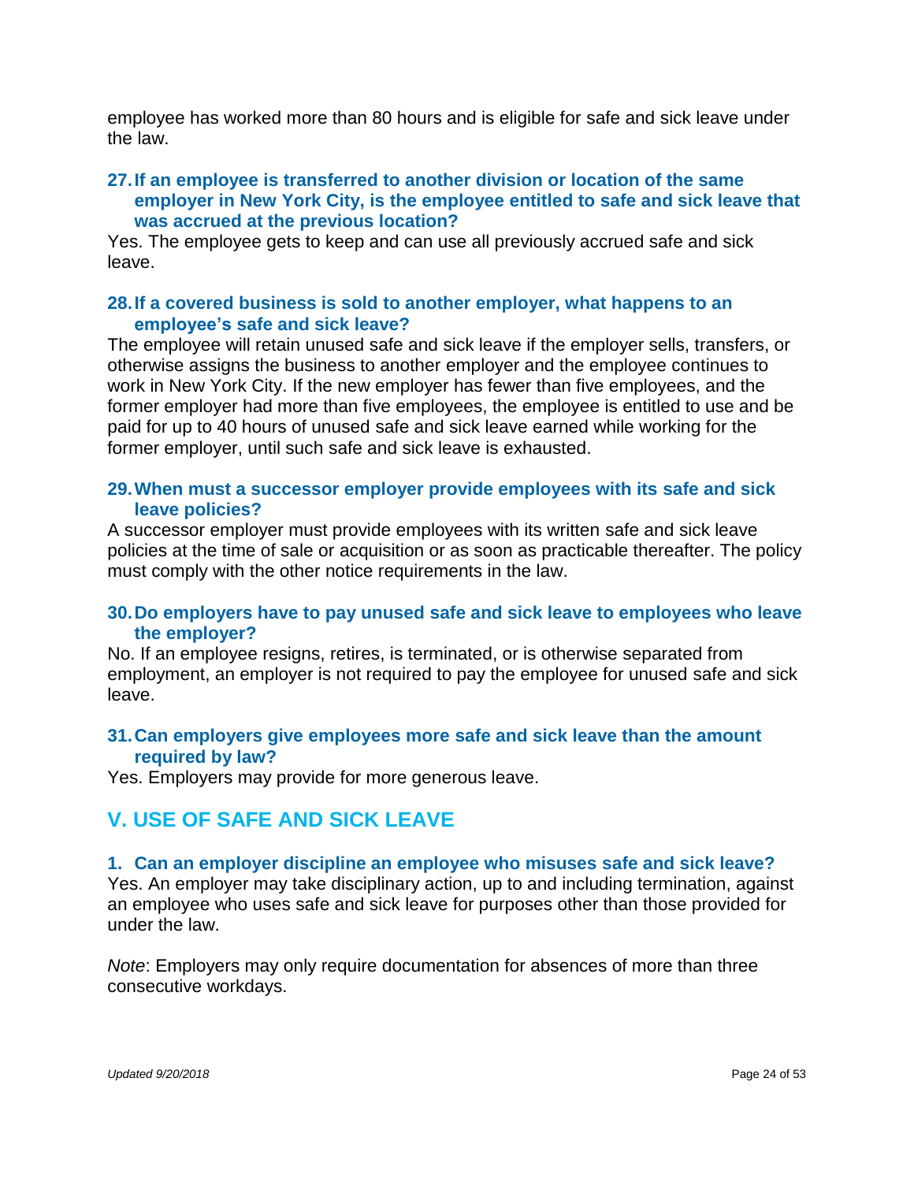employee has worked more than 80 hours and is eligible for safe and sick leave under the law.

### 27. If an employee is transferred to another division or location of the same employer in New York City, is the employee entitled to safe and sick leave that was accrued at the previous location?

Yes. The employee gets to keep and can use all previously accrued safe and sick leave.

### 28. If a covered business is sold to another employer, what happens to an employee's safe and sick leave?

The employee will retain unused safe and sick leave if the employer sells, transfers, or otherwise assigns the business to another employer and the employee continues to work in New York City. If the new employer has fewer than five employees, and the former employer had more than five employees, the employee is entitled to use and be paid for up to 40 hours of unused safe and sick leave earned while working for the former employer, until such safe and sick leave is exhausted.

### 29. When must a successor employer provide employees with its safe and sick leave policies?

A successor employer must provide employees with its written safe and sick leave policies at the time of sale or acquisition or as soon as practicable thereafter. The policy must comply with the other notice requirements in the law.

### 30. Do employers have to pay unused safe and sick leave to employees who leave the employer?

No. If an employee resigns, retires, is terminated, or is otherwise separated from employment, an employer is not required to pay the employee for unused safe and sick leave.

### 31. Can employers give employees more safe and sick leave than the amount required by law?

Yes. Employers may provide for more generous leave.

## V. USE OF SAFE AND SICK LEAVE

### 1. Can an employer discipline an employee who misuses safe and sick leave?

Yes. An employer may take disciplinary action, up to and including termination, against an employee who uses safe and sick leave for purposes other than those provided for under the law.

*Note*: Employers may only require documentation for absences of more than three consecutive workdays.

*Updated 9/20/2018*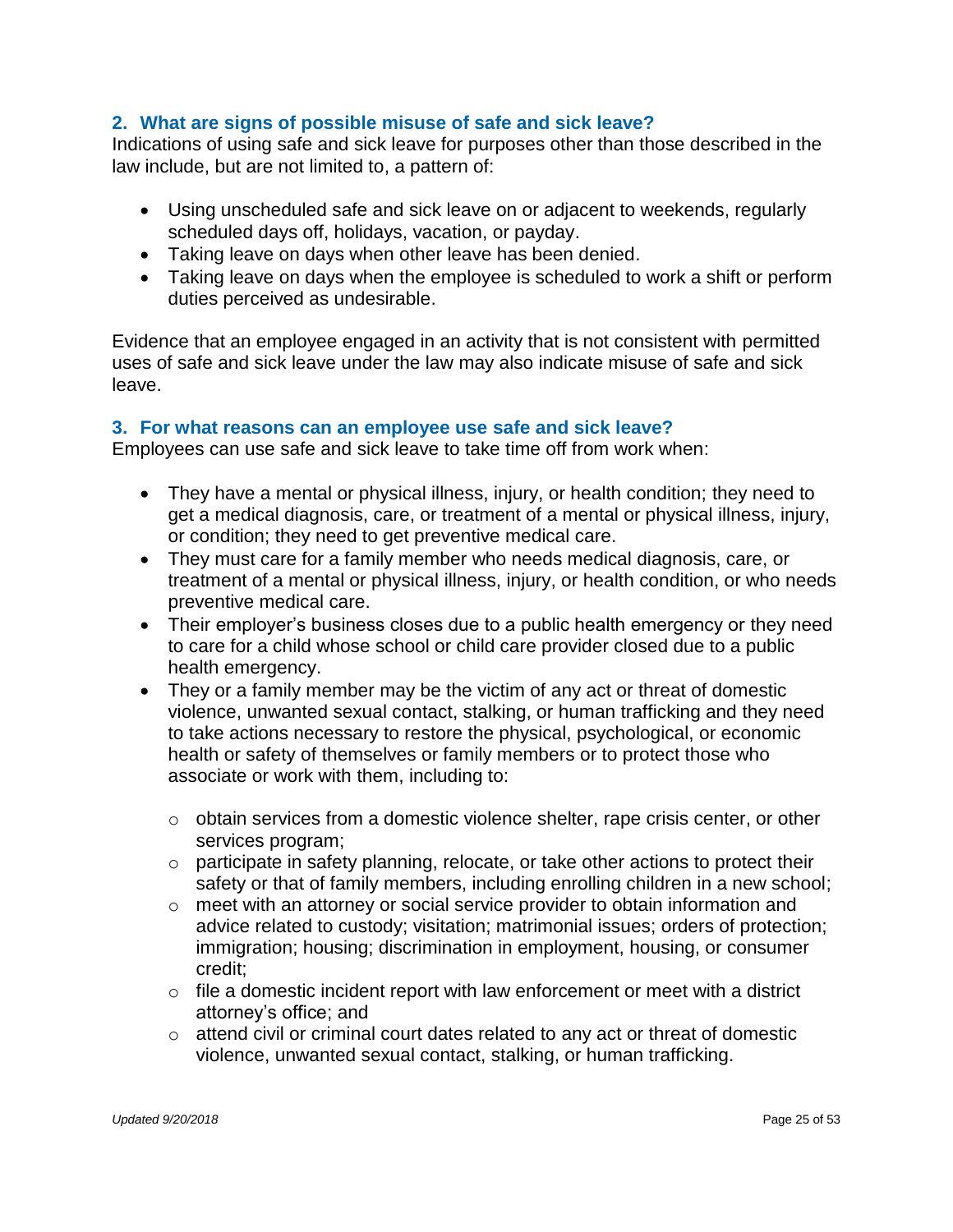### 2. What are signs of possible misuse of safe and sick leave?

Indications of using safe and sick leave for purposes other than those described in the law include, but are not limited to, a pattern of:

- Using unscheduled safe and sick leave on or adjacent to weekends, regularly scheduled days off, holidays, vacation, or payday.
- Taking leave on days when other leave has been denied.
- Taking leave on days when the employee is scheduled to work a shift or perform duties perceived as undesirable.

Evidence that an employee engaged in an activity that is not consistent with permitted uses of safe and sick leave under the law may also indicate misuse of safe and sick leave.

### 3. For what reasons can an employee use safe and sick leave?

Employees can use safe and sick leave to take time off from work when:

- They have a mental or physical illness, injury, or health condition; they need to get a medical diagnosis, care, or treatment of a mental or physical illness, injury, or condition; they need to get preventive medical care.
- They must care for a family member who needs medical diagnosis, care, or treatment of a mental or physical illness, injury, or health condition, or who needs preventive medical care.
- Their employer's business closes due to a public health emergency or they need to care for a child whose school or child care provider closed due to a public health emergency.
- They or a family member may be the victim of any act or threat of domestic violence, unwanted sexual contact, stalking, or human trafficking and they need to take actions necessary to restore the physical, psychological, or economic health or safety of themselves or family members or to protect those who associate or work with them, including to:
  - obtain services from a domestic violence shelter, rape crisis center, or other services program;
  - participate in safety planning, relocate, or take other actions to protect their safety or that of family members, including enrolling children in a new school;
  - meet with an attorney or social service provider to obtain information and advice related to custody; visitation; matrimonial issues; orders of protection; immigration; housing; discrimination in employment, housing, or consumer credit;
  - file a domestic incident report with law enforcement or meet with a district attorney's office; and
  - attend civil or criminal court dates related to any act or threat of domestic violence, unwanted sexual contact, stalking, or human trafficking.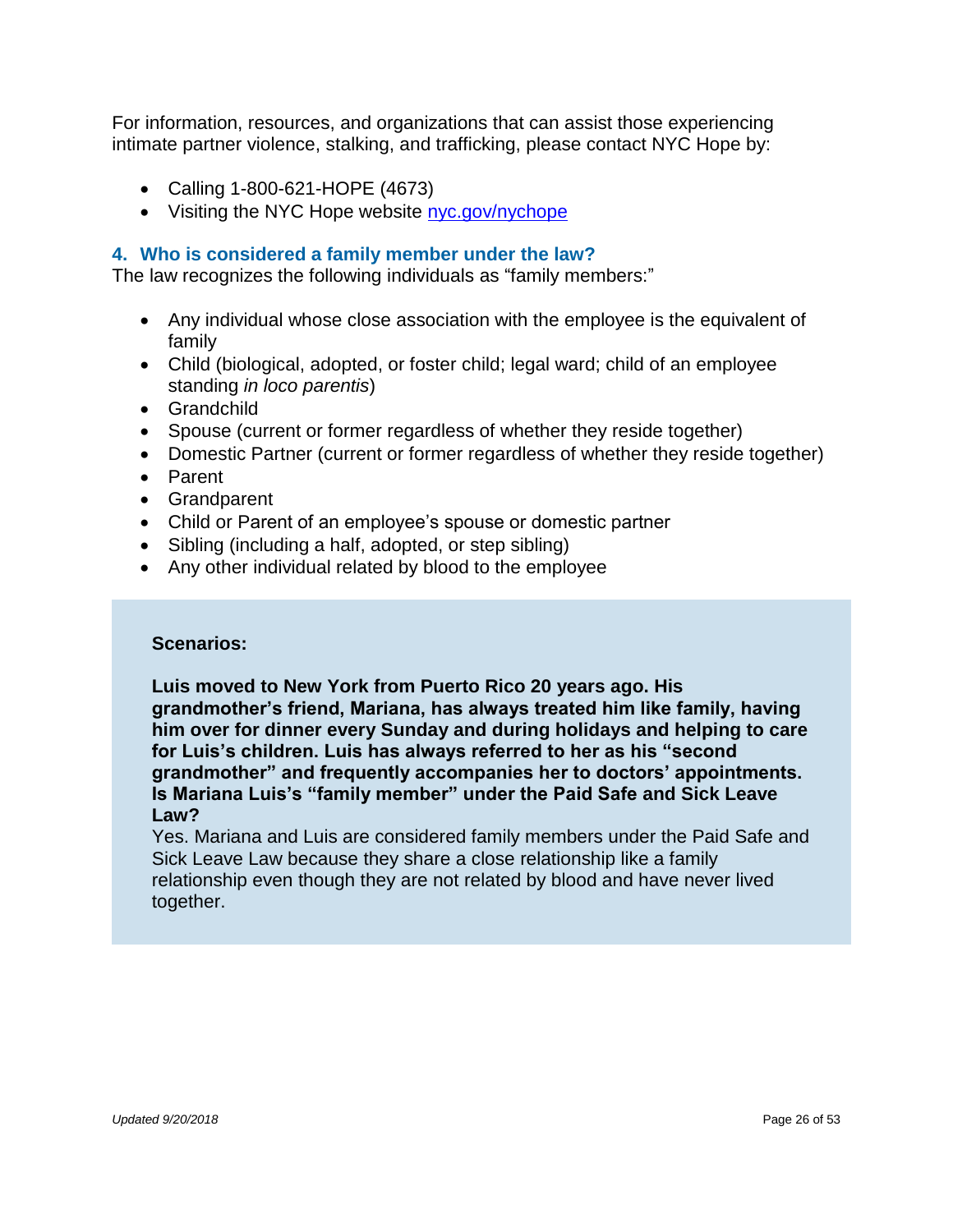For information, resources, and organizations that can assist those experiencing intimate partner violence, stalking, and trafficking, please contact NYC Hope by:

- Calling 1-800-621-HOPE (4673)
- Visiting the NYC Hope website [nyc.gov/nychope](nyc.gov/nychope)

### 4. Who is considered a family member under the law?

The law recognizes the following individuals as "family members:"

- Any individual whose close association with the employee is the equivalent of family
- Child (biological, adopted, or foster child; legal ward; child of an employee standing *in loco parentis*)
- Grandchild
- Spouse (current or former regardless of whether they reside together)
- Domestic Partner (current or former regardless of whether they reside together)
- Parent
- Grandparent
- Child or Parent of an employee's spouse or domestic partner
- Sibling (including a half, adopted, or step sibling)
- Any other individual related by blood to the employee

**Scenarios:**

**Luis moved to New York from Puerto Rico 20 years ago. His grandmother's friend, Mariana, has always treated him like family, having him over for dinner every Sunday and during holidays and helping to care for Luis's children. Luis has always referred to her as his "second grandmother" and frequently accompanies her to doctors' appointments. Is Mariana Luis's "family member" under the Paid Safe and Sick Leave Law?**

Yes. Mariana and Luis are considered family members under the Paid Safe and Sick Leave Law because they share a close relationship like a family relationship even though they are not related by blood and have never lived together.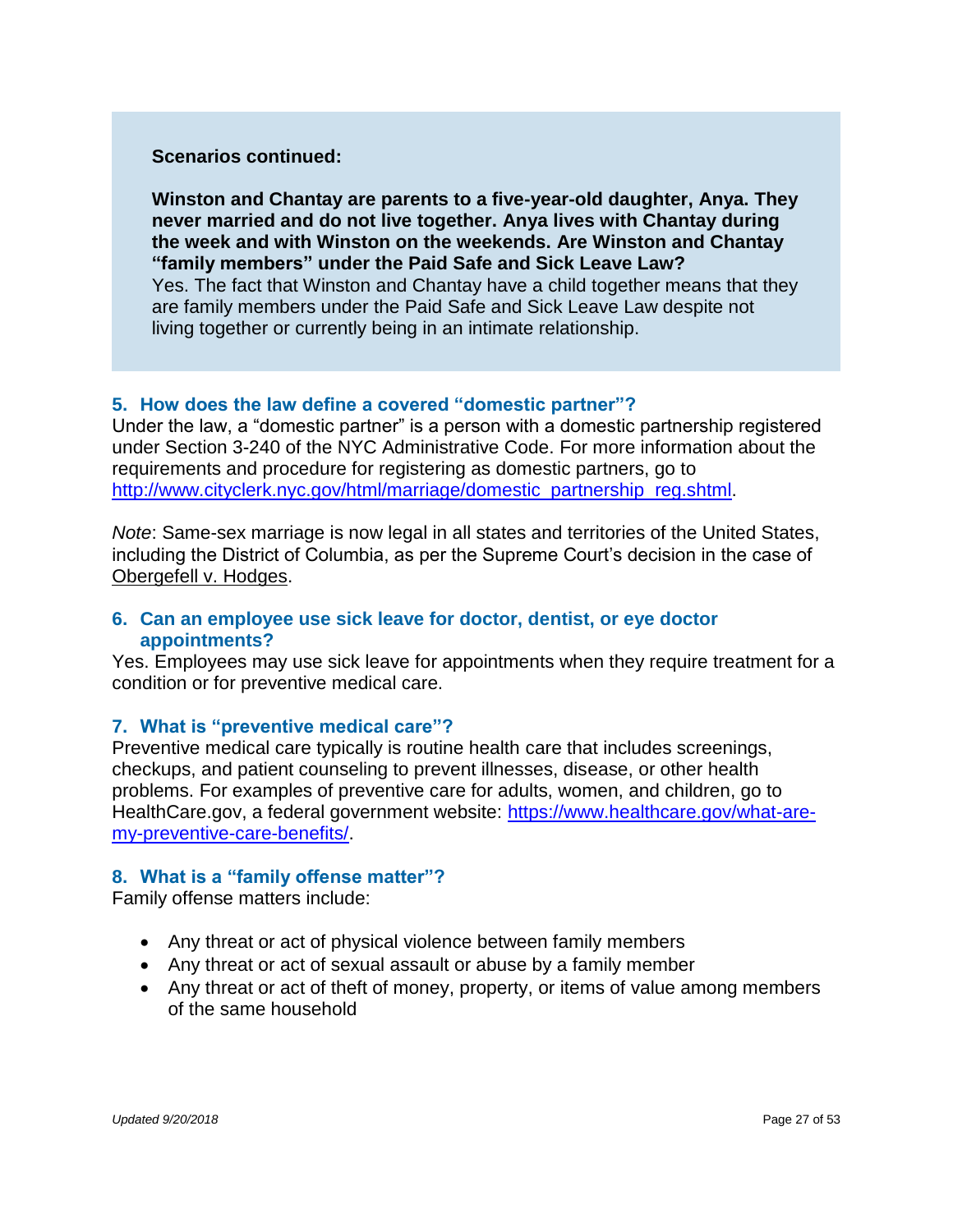**Scenarios continued:**

**Winston and Chantay are parents to a five-year-old daughter, Anya. They never married and do not live together. Anya lives with Chantay during the week and with Winston on the weekends. Are Winston and Chantay "family members" under the Paid Safe and Sick Leave Law?**
Yes. The fact that Winston and Chantay have a child together means that they are family members under the Paid Safe and Sick Leave Law despite not living together or currently being in an intimate relationship.

### 5. How does the law define a covered "domestic partner"?

Under the law, a "domestic partner" is a person with a domestic partnership registered under Section 3-240 of the NYC Administrative Code. For more information about the requirements and procedure for registering as domestic partners, go to http://www.cityclerk.nyc.gov/html/marriage/domestic_partnership_reg.shtml.

*Note*: Same-sex marriage is now legal in all states and territories of the United States, including the District of Columbia, as per the Supreme Court's decision in the case of Obergefell v. Hodges.

### 6. Can an employee use sick leave for doctor, dentist, or eye doctor appointments?

Yes. Employees may use sick leave for appointments when they require treatment for a condition or for preventive medical care.

### 7. What is "preventive medical care"?

Preventive medical care typically is routine health care that includes screenings, checkups, and patient counseling to prevent illnesses, disease, or other health problems. For examples of preventive care for adults, women, and children, go to HealthCare.gov, a federal government website: https://www.healthcare.gov/what-are-my-preventive-care-benefits/.

### 8. What is a "family offense matter"?

Family offense matters include:

- Any threat or act of physical violence between family members
- Any threat or act of sexual assault or abuse by a family member
- Any threat or act of theft of money, property, or items of value among members of the same household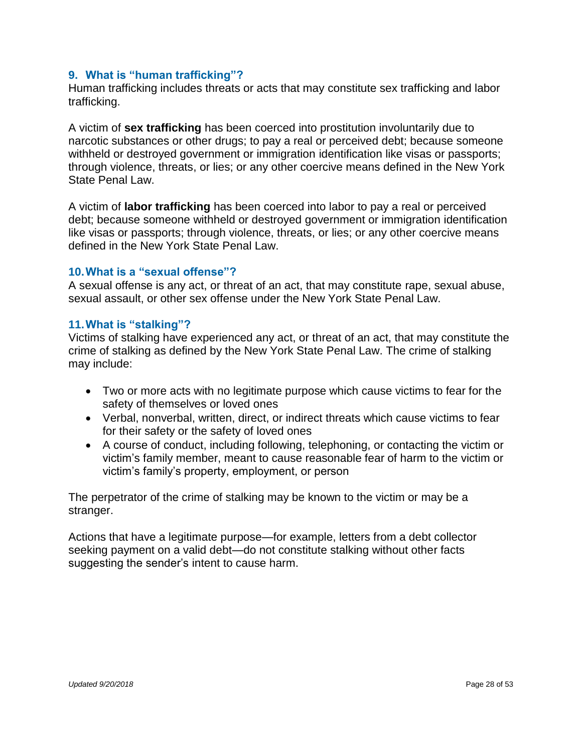### 9. What is "human trafficking"?

Human trafficking includes threats or acts that may constitute sex trafficking and labor trafficking.

A victim of **sex trafficking** has been coerced into prostitution involuntarily due to narcotic substances or other drugs; to pay a real or perceived debt; because someone withheld or destroyed government or immigration identification like visas or passports; through violence, threats, or lies; or any other coercive means defined in the New York State Penal Law.

A victim of **labor trafficking** has been coerced into labor to pay a real or perceived debt; because someone withheld or destroyed government or immigration identification like visas or passports; through violence, threats, or lies; or any other coercive means defined in the New York State Penal Law.

### 10. What is a "sexual offense"?

A sexual offense is any act, or threat of an act, that may constitute rape, sexual abuse, sexual assault, or other sex offense under the New York State Penal Law.

### 11. What is "stalking"?

Victims of stalking have experienced any act, or threat of an act, that may constitute the crime of stalking as defined by the New York State Penal Law. The crime of stalking may include:

- Two or more acts with no legitimate purpose which cause victims to fear for the safety of themselves or loved ones
- Verbal, nonverbal, written, direct, or indirect threats which cause victims to fear for their safety or the safety of loved ones
- A course of conduct, including following, telephoning, or contacting the victim or victim's family member, meant to cause reasonable fear of harm to the victim or victim's family's property, employment, or person

The perpetrator of the crime of stalking may be known to the victim or may be a stranger.

Actions that have a legitimate purpose—for example, letters from a debt collector seeking payment on a valid debt—do not constitute stalking without other facts suggesting the sender's intent to cause harm.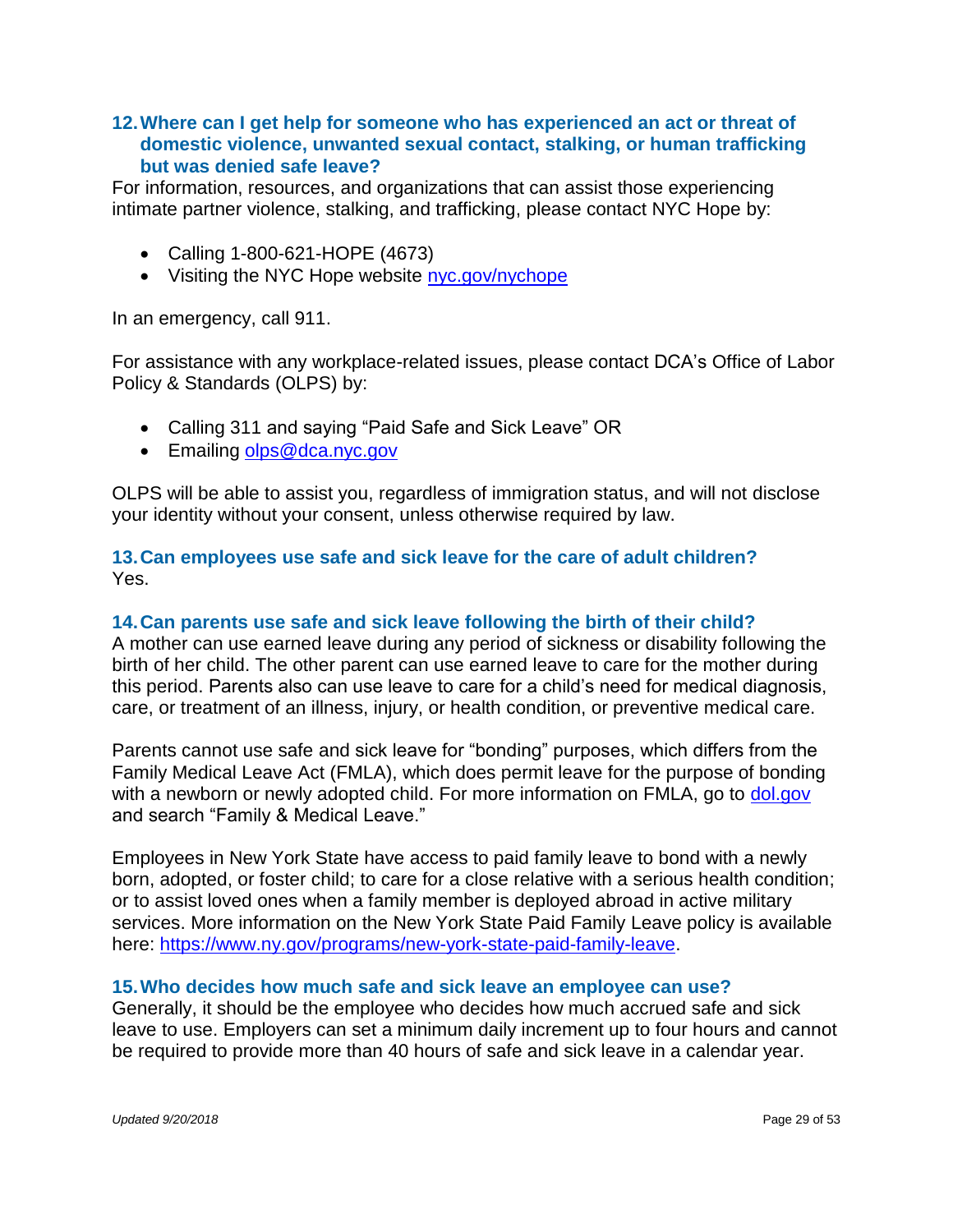### 12. Where can I get help for someone who has experienced an act or threat of domestic violence, unwanted sexual contact, stalking, or human trafficking but was denied safe leave?

For information, resources, and organizations that can assist those experiencing intimate partner violence, stalking, and trafficking, please contact NYC Hope by:

- Calling 1-800-621-HOPE (4673)
- Visiting the NYC Hope website [nyc.gov/nychope](nyc.gov/nychope)

In an emergency, call 911.

For assistance with any workplace-related issues, please contact DCA's Office of Labor Policy & Standards (OLPS) by:

- Calling 311 and saying "Paid Safe and Sick Leave" OR
- Emailing [olps@dca.nyc.gov](mailto:olps@dca.nyc.gov)

OLPS will be able to assist you, regardless of immigration status, and will not disclose your identity without your consent, unless otherwise required by law.

### 13. Can employees use safe and sick leave for the care of adult children?

Yes.

### 14. Can parents use safe and sick leave following the birth of their child?

A mother can use earned leave during any period of sickness or disability following the birth of her child. The other parent can use earned leave to care for the mother during this period. Parents also can use leave to care for a child's need for medical diagnosis, care, or treatment of an illness, injury, or health condition, or preventive medical care.

Parents cannot use safe and sick leave for "bonding" purposes, which differs from the Family Medical Leave Act (FMLA), which does permit leave for the purpose of bonding with a newborn or newly adopted child. For more information on FMLA, go to [dol.gov](dol.gov) and search "Family & Medical Leave."

Employees in New York State have access to paid family leave to bond with a newly born, adopted, or foster child; to care for a close relative with a serious health condition; or to assist loved ones when a family member is deployed abroad in active military services. More information on the New York State Paid Family Leave policy is available here: [https://www.ny.gov/programs/new-york-state-paid-family-leave](https://www.ny.gov/programs/new-york-state-paid-family-leave).

### 15. Who decides how much safe and sick leave an employee can use?

Generally, it should be the employee who decides how much accrued safe and sick leave to use. Employers can set a minimum daily increment up to four hours and cannot be required to provide more than 40 hours of safe and sick leave in a calendar year.

*Updated 9/20/2018*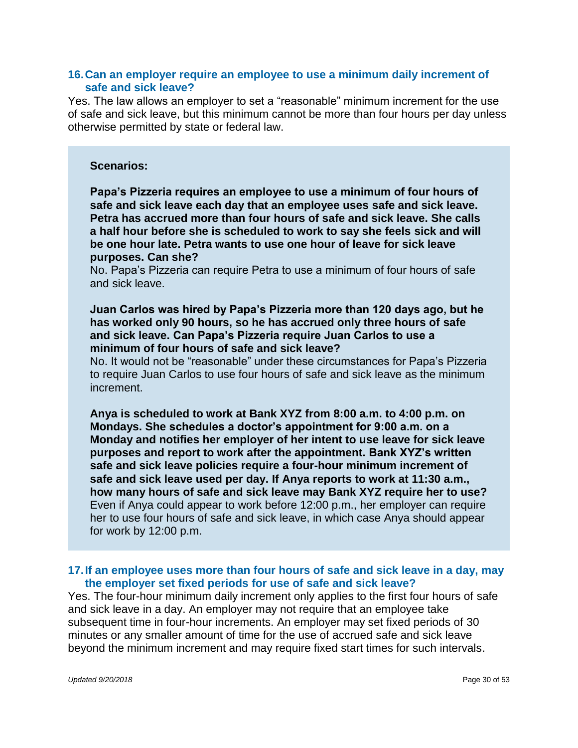### 16. Can an employer require an employee to use a minimum daily increment of safe and sick leave?

Yes. The law allows an employer to set a "reasonable" minimum increment for the use of safe and sick leave, but this minimum cannot be more than four hours per day unless otherwise permitted by state or federal law.

**Scenarios:**

**Papa's Pizzeria requires an employee to use a minimum of four hours of safe and sick leave each day that an employee uses safe and sick leave. Petra has accrued more than four hours of safe and sick leave. She calls a half hour before she is scheduled to work to say she feels sick and will be one hour late. Petra wants to use one hour of leave for sick leave purposes. Can she?**

No. Papa's Pizzeria can require Petra to use a minimum of four hours of safe and sick leave.

**Juan Carlos was hired by Papa's Pizzeria more than 120 days ago, but he has worked only 90 hours, so he has accrued only three hours of safe and sick leave. Can Papa's Pizzeria require Juan Carlos to use a minimum of four hours of safe and sick leave?**

No. It would not be "reasonable" under these circumstances for Papa's Pizzeria to require Juan Carlos to use four hours of safe and sick leave as the minimum increment.

**Anya is scheduled to work at Bank XYZ from 8:00 a.m. to 4:00 p.m. on Mondays. She schedules a doctor's appointment for 9:00 a.m. on a Monday and notifies her employer of her intent to use leave for sick leave purposes and report to work after the appointment. Bank XYZ's written safe and sick leave policies require a four-hour minimum increment of safe and sick leave used per day. If Anya reports to work at 11:30 a.m., how many hours of safe and sick leave may Bank XYZ require her to use?**

Even if Anya could appear to work before 12:00 p.m., her employer can require her to use four hours of safe and sick leave, in which case Anya should appear for work by 12:00 p.m.

### 17. If an employee uses more than four hours of safe and sick leave in a day, may the employer set fixed periods for use of safe and sick leave?

Yes. The four-hour minimum daily increment only applies to the first four hours of safe and sick leave in a day. An employer may not require that an employee take subsequent time in four-hour increments. An employer may set fixed periods of 30 minutes or any smaller amount of time for the use of accrued safe and sick leave beyond the minimum increment and may require fixed start times for such intervals.

*Updated 9/20/2018*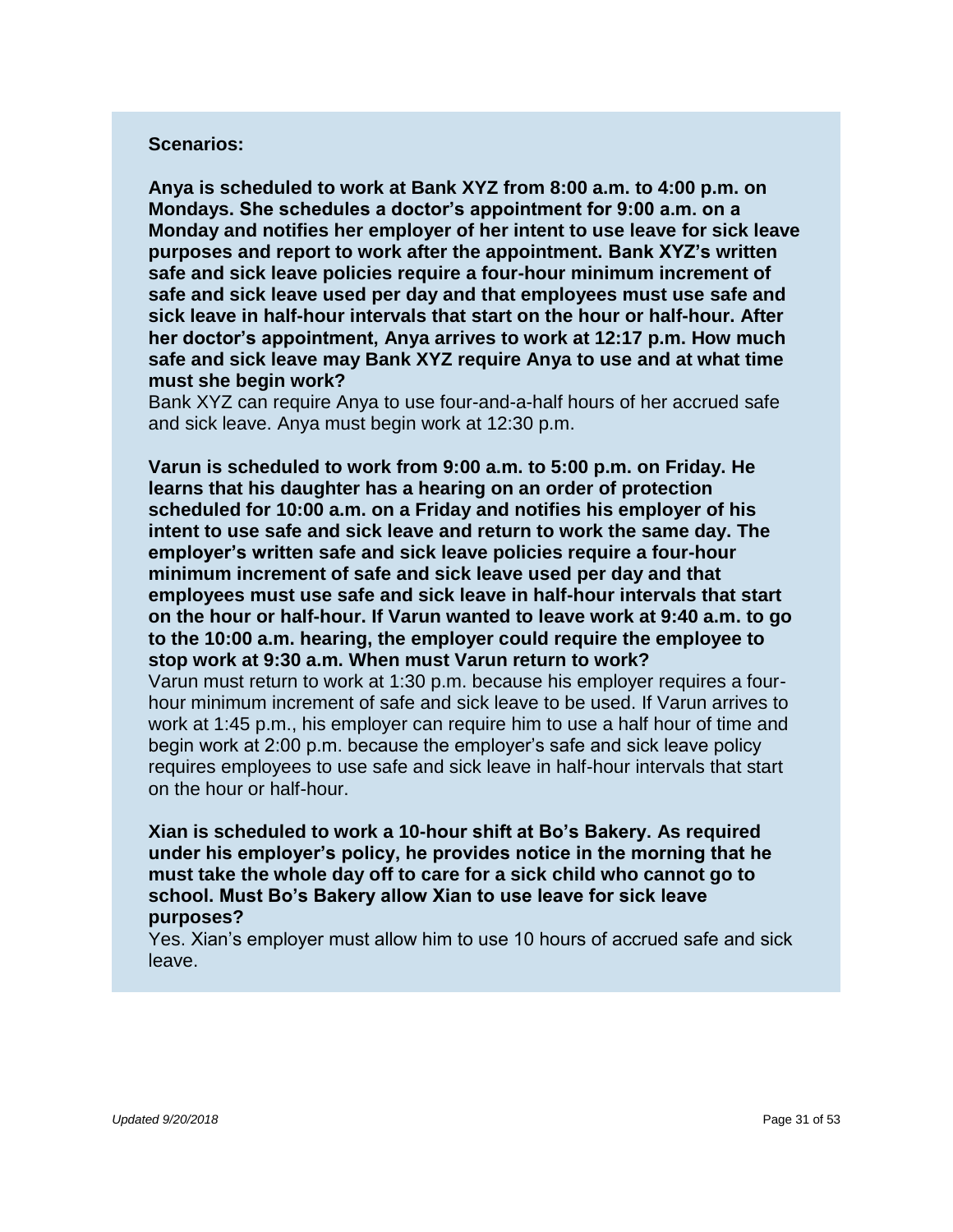**Scenarios:**

**Anya is scheduled to work at Bank XYZ from 8:00 a.m. to 4:00 p.m. on Mondays. She schedules a doctor's appointment for 9:00 a.m. on a Monday and notifies her employer of her intent to use leave for sick leave purposes and report to work after the appointment. Bank XYZ's written safe and sick leave policies require a four-hour minimum increment of safe and sick leave used per day and that employees must use safe and sick leave in half-hour intervals that start on the hour or half-hour. After her doctor's appointment, Anya arrives to work at 12:17 p.m. How much safe and sick leave may Bank XYZ require Anya to use and at what time must she begin work?**

Bank XYZ can require Anya to use four-and-a-half hours of her accrued safe and sick leave. Anya must begin work at 12:30 p.m.

**Varun is scheduled to work from 9:00 a.m. to 5:00 p.m. on Friday. He learns that his daughter has a hearing on an order of protection scheduled for 10:00 a.m. on a Friday and notifies his employer of his intent to use safe and sick leave and return to work the same day. The employer's written safe and sick leave policies require a four-hour minimum increment of safe and sick leave used per day and that employees must use safe and sick leave in half-hour intervals that start on the hour or half-hour. If Varun wanted to leave work at 9:40 a.m. to go to the 10:00 a.m. hearing, the employer could require the employee to stop work at 9:30 a.m. When must Varun return to work?**

Varun must return to work at 1:30 p.m. because his employer requires a four-hour minimum increment of safe and sick leave to be used. If Varun arrives to work at 1:45 p.m., his employer can require him to use a half hour of time and begin work at 2:00 p.m. because the employer's safe and sick leave policy requires employees to use safe and sick leave in half-hour intervals that start on the hour or half-hour.

**Xian is scheduled to work a 10-hour shift at Bo's Bakery. As required under his employer's policy, he provides notice in the morning that he must take the whole day off to care for a sick child who cannot go to school. Must Bo's Bakery allow Xian to use leave for sick leave purposes?**

Yes. Xian's employer must allow him to use 10 hours of accrued safe and sick leave.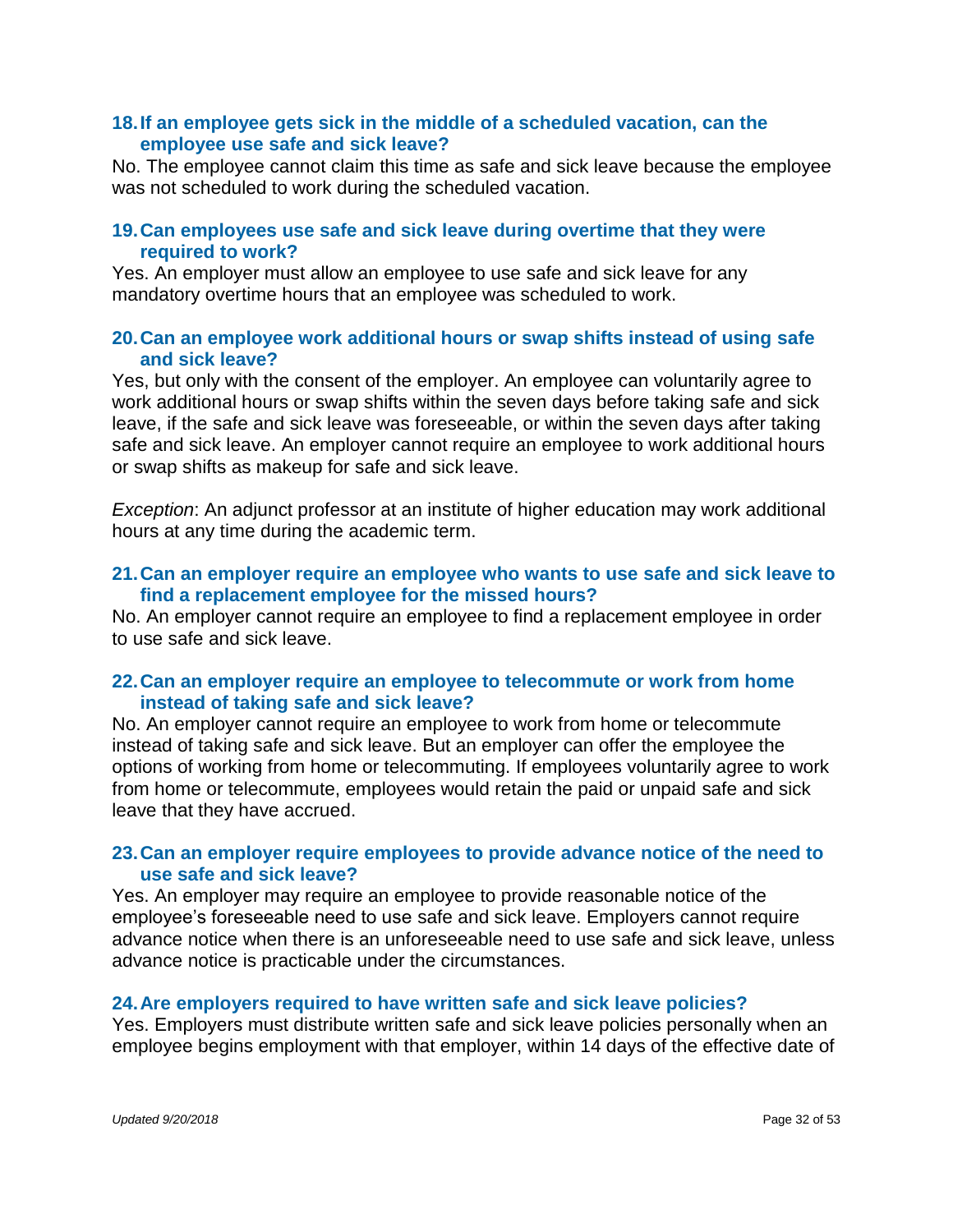### 18. If an employee gets sick in the middle of a scheduled vacation, can the employee use safe and sick leave?

No. The employee cannot claim this time as safe and sick leave because the employee was not scheduled to work during the scheduled vacation.

### 19. Can employees use safe and sick leave during overtime that they were required to work?

Yes. An employer must allow an employee to use safe and sick leave for any mandatory overtime hours that an employee was scheduled to work.

### 20. Can an employee work additional hours or swap shifts instead of using safe and sick leave?

Yes, but only with the consent of the employer. An employee can voluntarily agree to work additional hours or swap shifts within the seven days before taking safe and sick leave, if the safe and sick leave was foreseeable, or within the seven days after taking safe and sick leave. An employer cannot require an employee to work additional hours or swap shifts as makeup for safe and sick leave.

*Exception*: An adjunct professor at an institute of higher education may work additional hours at any time during the academic term.

### 21. Can an employer require an employee who wants to use safe and sick leave to find a replacement employee for the missed hours?

No. An employer cannot require an employee to find a replacement employee in order to use safe and sick leave.

### 22. Can an employer require an employee to telecommute or work from home instead of taking safe and sick leave?

No. An employer cannot require an employee to work from home or telecommute instead of taking safe and sick leave. But an employer can offer the employee the options of working from home or telecommuting. If employees voluntarily agree to work from home or telecommute, employees would retain the paid or unpaid safe and sick leave that they have accrued.

### 23. Can an employer require employees to provide advance notice of the need to use safe and sick leave?

Yes. An employer may require an employee to provide reasonable notice of the employee's foreseeable need to use safe and sick leave. Employers cannot require advance notice when there is an unforeseeable need to use safe and sick leave, unless advance notice is practicable under the circumstances.

### 24. Are employers required to have written safe and sick leave policies?

Yes. Employers must distribute written safe and sick leave policies personally when an employee begins employment with that employer, within 14 days of the effective date of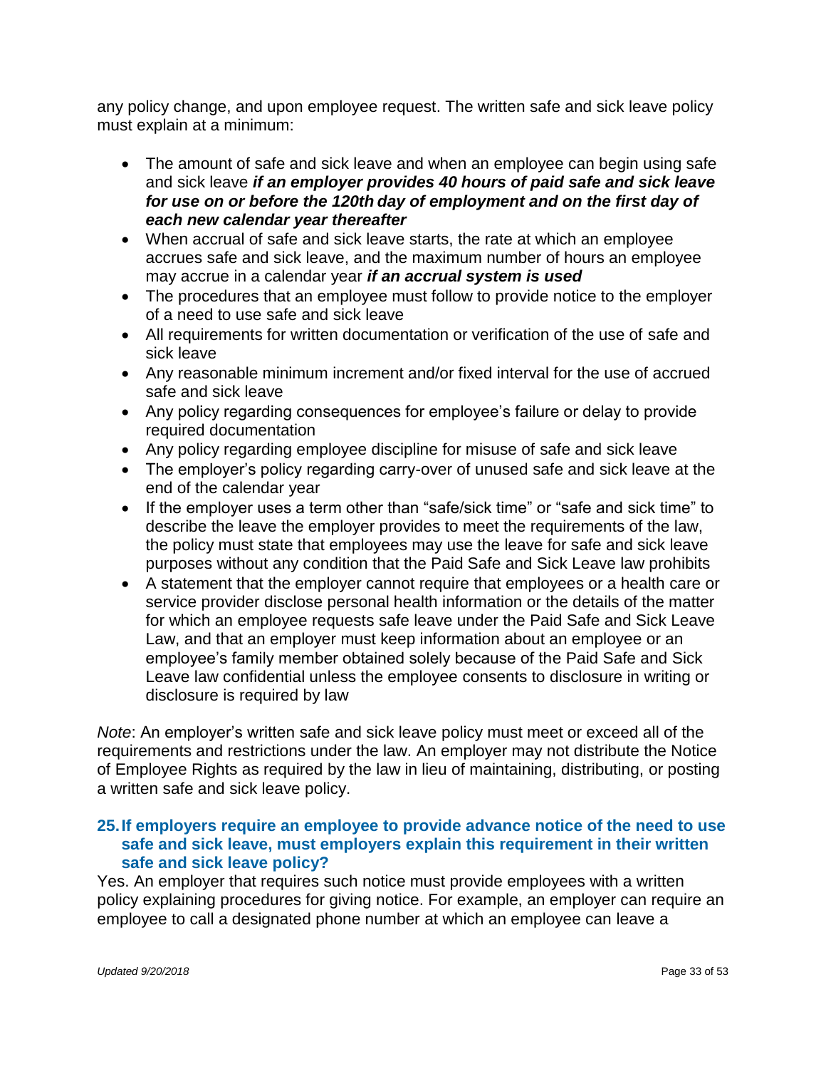any policy change, and upon employee request. The written safe and sick leave policy must explain at a minimum:

- The amount of safe and sick leave and when an employee can begin using safe and sick leave ***if an employer provides 40 hours of paid safe and sick leave for use on or before the 120th day of employment and on the first day of each new calendar year thereafter***
- When accrual of safe and sick leave starts, the rate at which an employee accrues safe and sick leave, and the maximum number of hours an employee may accrue in a calendar year ***if an accrual system is used***
- The procedures that an employee must follow to provide notice to the employer of a need to use safe and sick leave
- All requirements for written documentation or verification of the use of safe and sick leave
- Any reasonable minimum increment and/or fixed interval for the use of accrued safe and sick leave
- Any policy regarding consequences for employee's failure or delay to provide required documentation
- Any policy regarding employee discipline for misuse of safe and sick leave
- The employer's policy regarding carry-over of unused safe and sick leave at the end of the calendar year
- If the employer uses a term other than "safe/sick time" or "safe and sick time" to describe the leave the employer provides to meet the requirements of the law, the policy must state that employees may use the leave for safe and sick leave purposes without any condition that the Paid Safe and Sick Leave law prohibits
- A statement that the employer cannot require that employees or a health care or service provider disclose personal health information or the details of the matter for which an employee requests safe leave under the Paid Safe and Sick Leave Law, and that an employer must keep information about an employee or an employee's family member obtained solely because of the Paid Safe and Sick Leave law confidential unless the employee consents to disclosure in writing or disclosure is required by law

*Note*: An employer's written safe and sick leave policy must meet or exceed all of the requirements and restrictions under the law. An employer may not distribute the Notice of Employee Rights as required by the law in lieu of maintaining, distributing, or posting a written safe and sick leave policy.

### 25. If employers require an employee to provide advance notice of the need to use safe and sick leave, must employers explain this requirement in their written safe and sick leave policy?

Yes. An employer that requires such notice must provide employees with a written policy explaining procedures for giving notice. For example, an employer can require an employee to call a designated phone number at which an employee can leave a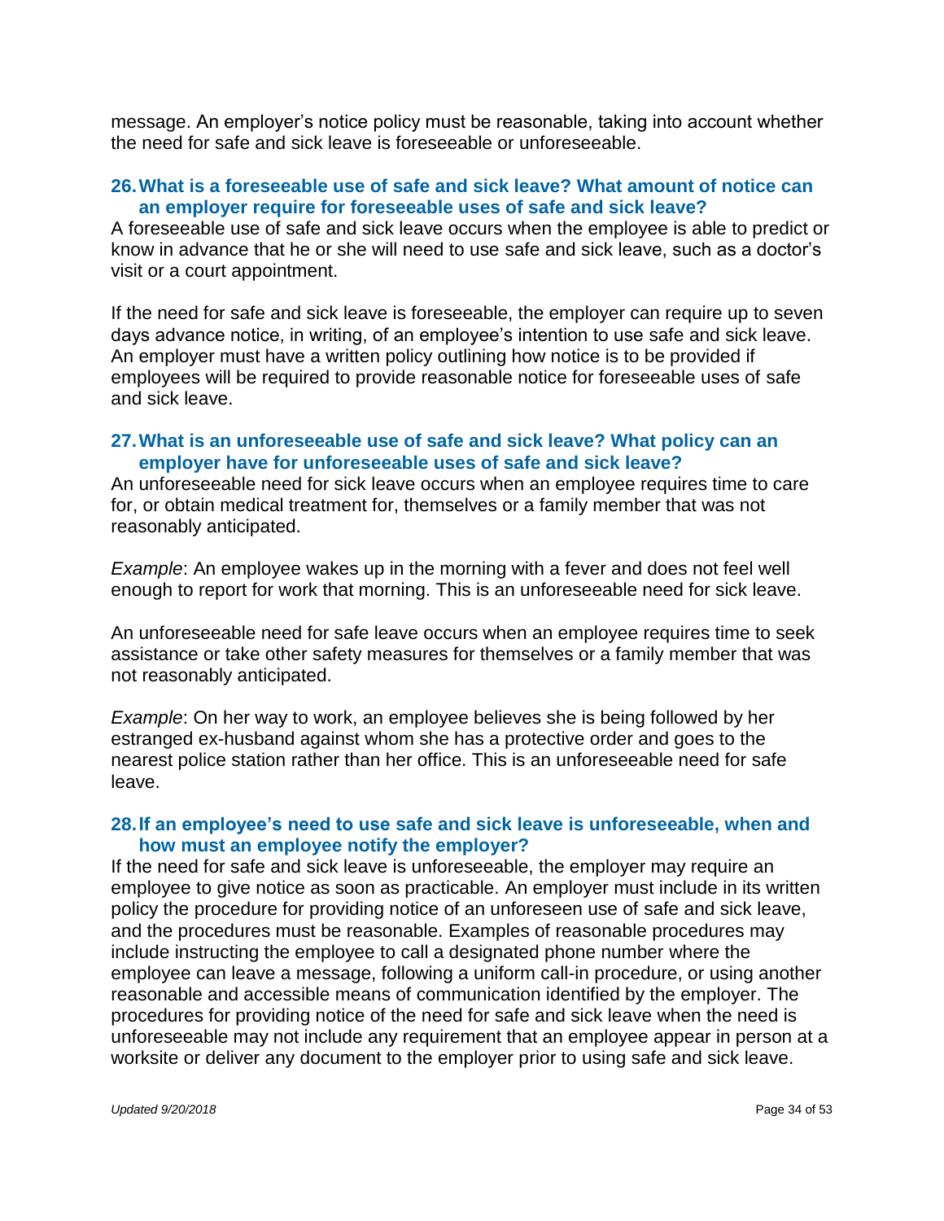message. An employer's notice policy must be reasonable, taking into account whether the need for safe and sick leave is foreseeable or unforeseeable.

### 26. What is a foreseeable use of safe and sick leave? What amount of notice can an employer require for foreseeable uses of safe and sick leave?

A foreseeable use of safe and sick leave occurs when the employee is able to predict or know in advance that he or she will need to use safe and sick leave, such as a doctor's visit or a court appointment.

If the need for safe and sick leave is foreseeable, the employer can require up to seven days advance notice, in writing, of an employee's intention to use safe and sick leave. An employer must have a written policy outlining how notice is to be provided if employees will be required to provide reasonable notice for foreseeable uses of safe and sick leave.

### 27. What is an unforeseeable use of safe and sick leave? What policy can an employer have for unforeseeable uses of safe and sick leave?

An unforeseeable need for sick leave occurs when an employee requires time to care for, or obtain medical treatment for, themselves or a family member that was not reasonably anticipated.

*Example*: An employee wakes up in the morning with a fever and does not feel well enough to report for work that morning. This is an unforeseeable need for sick leave.

An unforeseeable need for safe leave occurs when an employee requires time to seek assistance or take other safety measures for themselves or a family member that was not reasonably anticipated.

*Example*: On her way to work, an employee believes she is being followed by her estranged ex-husband against whom she has a protective order and goes to the nearest police station rather than her office. This is an unforeseeable need for safe leave.

### 28. If an employee's need to use safe and sick leave is unforeseeable, when and how must an employee notify the employer?

If the need for safe and sick leave is unforeseeable, the employer may require an employee to give notice as soon as practicable. An employer must include in its written policy the procedure for providing notice of an unforeseen use of safe and sick leave, and the procedures must be reasonable. Examples of reasonable procedures may include instructing the employee to call a designated phone number where the employee can leave a message, following a uniform call-in procedure, or using another reasonable and accessible means of communication identified by the employer. The procedures for providing notice of the need for safe and sick leave when the need is unforeseeable may not include any requirement that an employee appear in person at a worksite or deliver any document to the employer prior to using safe and sick leave.

*Updated 9/20/2018*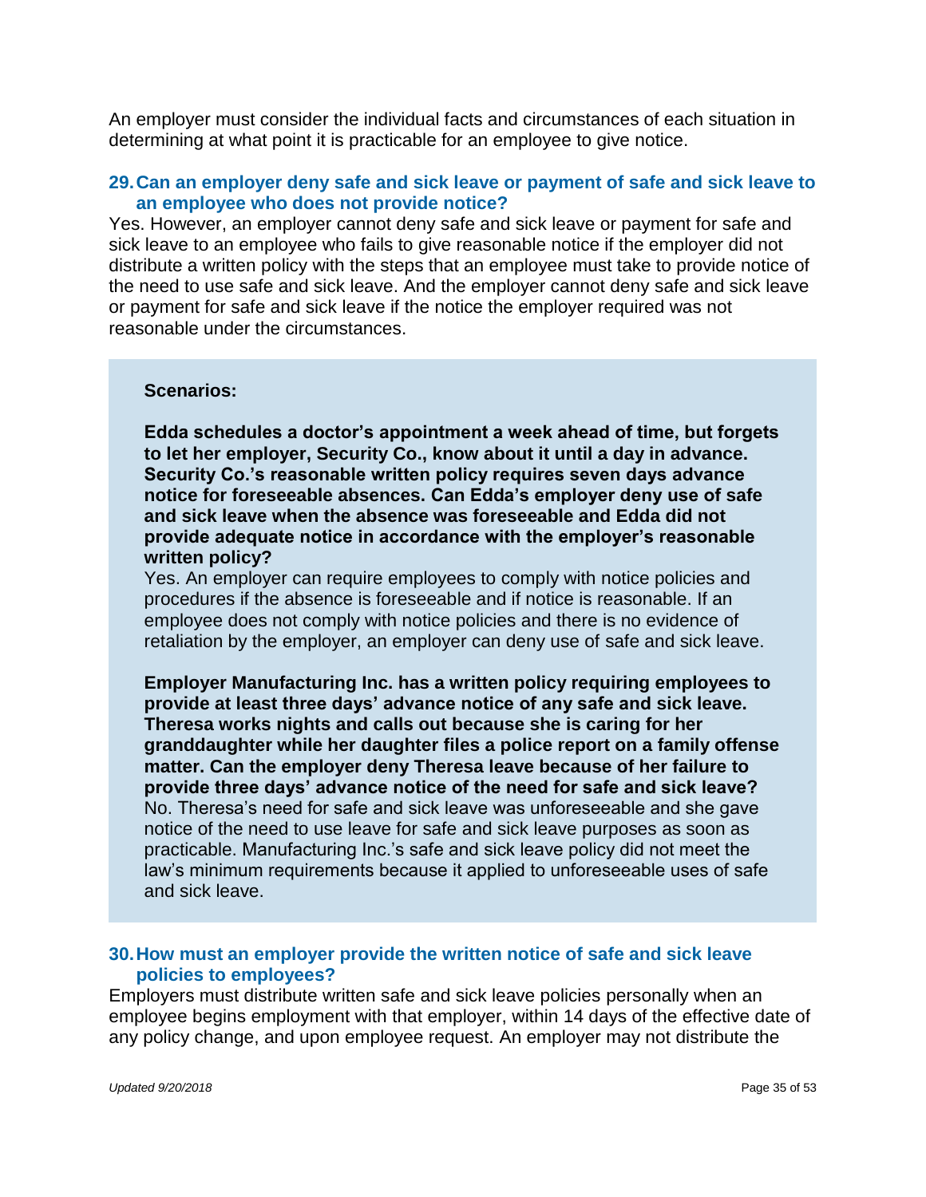An employer must consider the individual facts and circumstances of each situation in determining at what point it is practicable for an employee to give notice.

### 29. Can an employer deny safe and sick leave or payment of safe and sick leave to an employee who does not provide notice?

Yes. However, an employer cannot deny safe and sick leave or payment for safe and sick leave to an employee who fails to give reasonable notice if the employer did not distribute a written policy with the steps that an employee must take to provide notice of the need to use safe and sick leave. And the employer cannot deny safe and sick leave or payment for safe and sick leave if the notice the employer required was not reasonable under the circumstances.

**Scenarios:**

**Edda schedules a doctor's appointment a week ahead of time, but forgets to let her employer, Security Co., know about it until a day in advance. Security Co.'s reasonable written policy requires seven days advance notice for foreseeable absences. Can Edda's employer deny use of safe and sick leave when the absence was foreseeable and Edda did not provide adequate notice in accordance with the employer's reasonable written policy?**
Yes. An employer can require employees to comply with notice policies and procedures if the absence is foreseeable and if notice is reasonable. If an employee does not comply with notice policies and there is no evidence of retaliation by the employer, an employer can deny use of safe and sick leave.

**Employer Manufacturing Inc. has a written policy requiring employees to provide at least three days' advance notice of any safe and sick leave. Theresa works nights and calls out because she is caring for her granddaughter while her daughter files a police report on a family offense matter. Can the employer deny Theresa leave because of her failure to provide three days' advance notice of the need for safe and sick leave?**
No. Theresa's need for safe and sick leave was unforeseeable and she gave notice of the need to use leave for safe and sick leave purposes as soon as practicable. Manufacturing Inc.'s safe and sick leave policy did not meet the law's minimum requirements because it applied to unforeseeable uses of safe and sick leave.

### 30. How must an employer provide the written notice of safe and sick leave policies to employees?

Employers must distribute written safe and sick leave policies personally when an employee begins employment with that employer, within 14 days of the effective date of any policy change, and upon employee request. An employer may not distribute the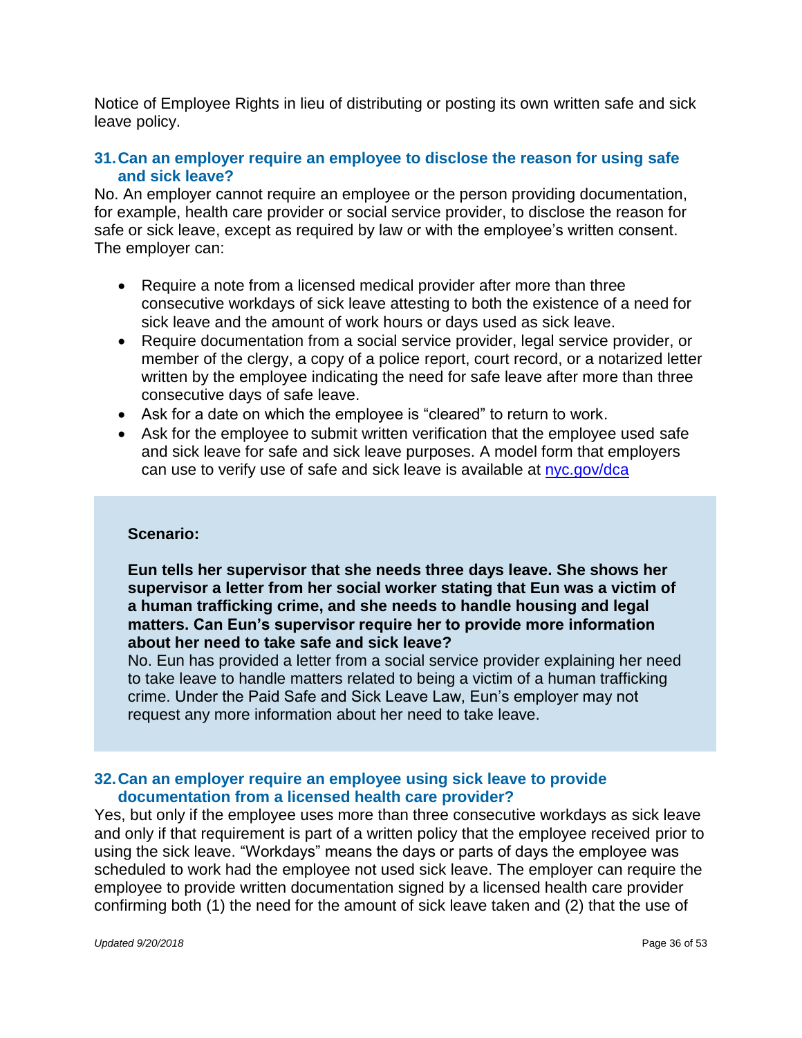Notice of Employee Rights in lieu of distributing or posting its own written safe and sick leave policy.

### 31. Can an employer require an employee to disclose the reason for using safe and sick leave?

No. An employer cannot require an employee or the person providing documentation, for example, health care provider or social service provider, to disclose the reason for safe or sick leave, except as required by law or with the employee's written consent. The employer can:

- Require a note from a licensed medical provider after more than three consecutive workdays of sick leave attesting to both the existence of a need for sick leave and the amount of work hours or days used as sick leave.
- Require documentation from a social service provider, legal service provider, or member of the clergy, a copy of a police report, court record, or a notarized letter written by the employee indicating the need for safe leave after more than three consecutive days of safe leave.
- Ask for a date on which the employee is "cleared" to return to work.
- Ask for the employee to submit written verification that the employee used safe and sick leave for safe and sick leave purposes. A model form that employers can use to verify use of safe and sick leave is available at nyc.gov/dca

**Scenario:**

**Eun tells her supervisor that she needs three days leave. She shows her supervisor a letter from her social worker stating that Eun was a victim of a human trafficking crime, and she needs to handle housing and legal matters. Can Eun's supervisor require her to provide more information about her need to take safe and sick leave?**

No. Eun has provided a letter from a social service provider explaining her need to take leave to handle matters related to being a victim of a human trafficking crime. Under the Paid Safe and Sick Leave Law, Eun's employer may not request any more information about her need to take leave.

### 32. Can an employer require an employee using sick leave to provide documentation from a licensed health care provider?

Yes, but only if the employee uses more than three consecutive workdays as sick leave and only if that requirement is part of a written policy that the employee received prior to using the sick leave. "Workdays" means the days or parts of days the employee was scheduled to work had the employee not used sick leave. The employer can require the employee to provide written documentation signed by a licensed health care provider confirming both (1) the need for the amount of sick leave taken and (2) that the use of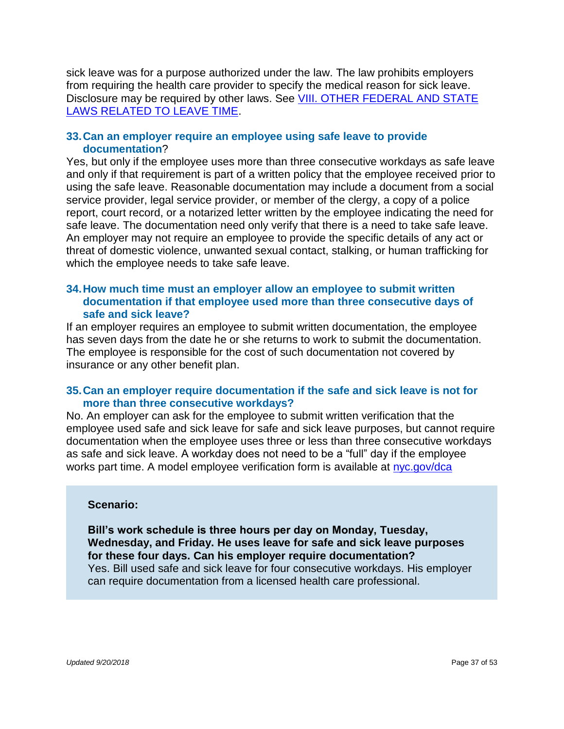sick leave was for a purpose authorized under the law. The law prohibits employers from requiring the health care provider to specify the medical reason for sick leave. Disclosure may be required by other laws. See [VIII. OTHER FEDERAL AND STATE LAWS RELATED TO LEAVE TIME](#).

### 33. Can an employer require an employee using safe leave to provide documentation?

Yes, but only if the employee uses more than three consecutive workdays as safe leave and only if that requirement is part of a written policy that the employee received prior to using the safe leave. Reasonable documentation may include a document from a social service provider, legal service provider, or member of the clergy, a copy of a police report, court record, or a notarized letter written by the employee indicating the need for safe leave. The documentation need only verify that there is a need to take safe leave. An employer may not require an employee to provide the specific details of any act or threat of domestic violence, unwanted sexual contact, stalking, or human trafficking for which the employee needs to take safe leave.

### 34. How much time must an employer allow an employee to submit written documentation if that employee used more than three consecutive days of safe and sick leave?

If an employer requires an employee to submit written documentation, the employee has seven days from the date he or she returns to work to submit the documentation. The employee is responsible for the cost of such documentation not covered by insurance or any other benefit plan.

### 35. Can an employer require documentation if the safe and sick leave is not for more than three consecutive workdays?

No. An employer can ask for the employee to submit written verification that the employee used safe and sick leave for safe and sick leave purposes, but cannot require documentation when the employee uses three or less than three consecutive workdays as safe and sick leave. A workday does not need to be a "full" day if the employee works part time. A model employee verification form is available at [nyc.gov/dca](#)

> **Scenario:**
>
> **Bill's work schedule is three hours per day on Monday, Tuesday, Wednesday, and Friday. He uses leave for safe and sick leave purposes for these four days. Can his employer require documentation?**
> Yes. Bill used safe and sick leave for four consecutive workdays. His employer can require documentation from a licensed health care professional.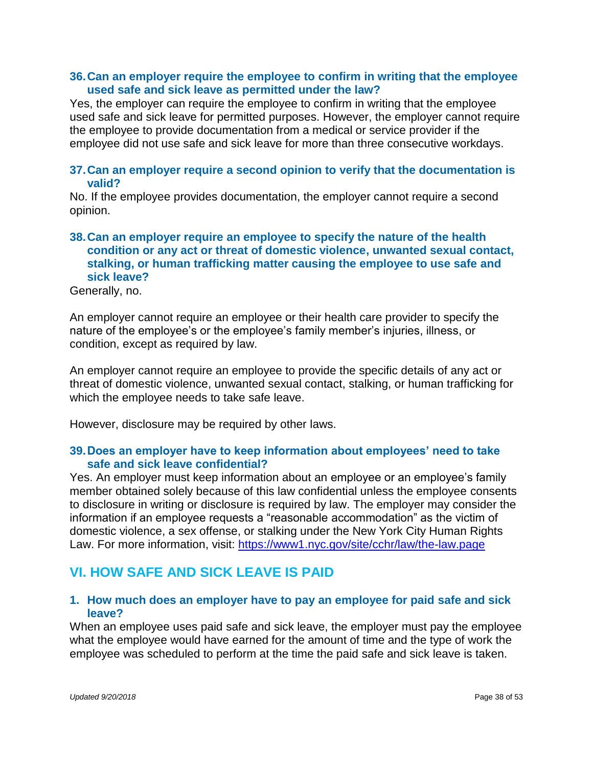### 36. Can an employer require the employee to confirm in writing that the employee used safe and sick leave as permitted under the law?

Yes, the employer can require the employee to confirm in writing that the employee used safe and sick leave for permitted purposes. However, the employer cannot require the employee to provide documentation from a medical or service provider if the employee did not use safe and sick leave for more than three consecutive workdays.

### 37. Can an employer require a second opinion to verify that the documentation is valid?

No. If the employee provides documentation, the employer cannot require a second opinion.

### 38. Can an employer require an employee to specify the nature of the health condition or any act or threat of domestic violence, unwanted sexual contact, stalking, or human trafficking matter causing the employee to use safe and sick leave?

Generally, no.

An employer cannot require an employee or their health care provider to specify the nature of the employee's or the employee's family member's injuries, illness, or condition, except as required by law.

An employer cannot require an employee to provide the specific details of any act or threat of domestic violence, unwanted sexual contact, stalking, or human trafficking for which the employee needs to take safe leave.

However, disclosure may be required by other laws.

### 39. Does an employer have to keep information about employees' need to take safe and sick leave confidential?

Yes. An employer must keep information about an employee or an employee's family member obtained solely because of this law confidential unless the employee consents to disclosure in writing or disclosure is required by law. The employer may consider the information if an employee requests a "reasonable accommodation" as the victim of domestic violence, a sex offense, or stalking under the New York City Human Rights Law. For more information, visit: [https://www1.nyc.gov/site/cchr/law/the-law.page](https://www1.nyc.gov/site/cchr/law/the-law.page)

## VI. HOW SAFE AND SICK LEAVE IS PAID

### 1. How much does an employer have to pay an employee for paid safe and sick leave?

When an employee uses paid safe and sick leave, the employer must pay the employee what the employee would have earned for the amount of time and the type of work the employee was scheduled to perform at the time the paid safe and sick leave is taken.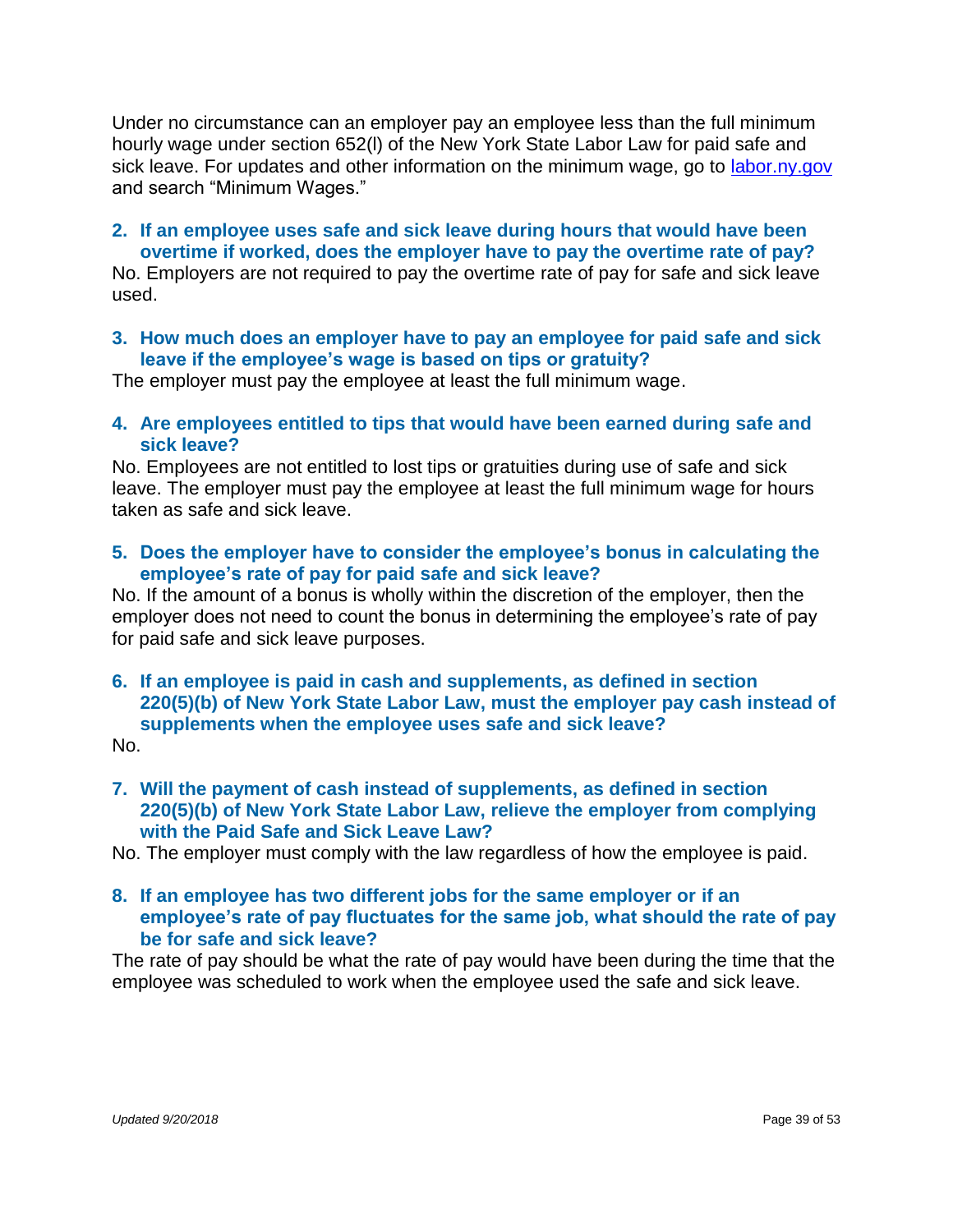Under no circumstance can an employer pay an employee less than the full minimum hourly wage under section 652(l) of the New York State Labor Law for paid safe and sick leave. For updates and other information on the minimum wage, go to [labor.ny.gov](labor.ny.gov) and search "Minimum Wages."

2. **If an employee uses safe and sick leave during hours that would have been overtime if worked, does the employer have to pay the overtime rate of pay?**

No. Employers are not required to pay the overtime rate of pay for safe and sick leave used.

3. **How much does an employer have to pay an employee for paid safe and sick leave if the employee's wage is based on tips or gratuity?**

The employer must pay the employee at least the full minimum wage.

4. **Are employees entitled to tips that would have been earned during safe and sick leave?**

No. Employees are not entitled to lost tips or gratuities during use of safe and sick leave. The employer must pay the employee at least the full minimum wage for hours taken as safe and sick leave.

5. **Does the employer have to consider the employee's bonus in calculating the employee's rate of pay for paid safe and sick leave?**

No. If the amount of a bonus is wholly within the discretion of the employer, then the employer does not need to count the bonus in determining the employee's rate of pay for paid safe and sick leave purposes.

6. **If an employee is paid in cash and supplements, as defined in section 220(5)(b) of New York State Labor Law, must the employer pay cash instead of supplements when the employee uses safe and sick leave?**

No.

7. **Will the payment of cash instead of supplements, as defined in section 220(5)(b) of New York State Labor Law, relieve the employer from complying with the Paid Safe and Sick Leave Law?**

No. The employer must comply with the law regardless of how the employee is paid.

8. **If an employee has two different jobs for the same employer or if an employee's rate of pay fluctuates for the same job, what should the rate of pay be for safe and sick leave?**

The rate of pay should be what the rate of pay would have been during the time that the employee was scheduled to work when the employee used the safe and sick leave.

*Updated 9/20/2018*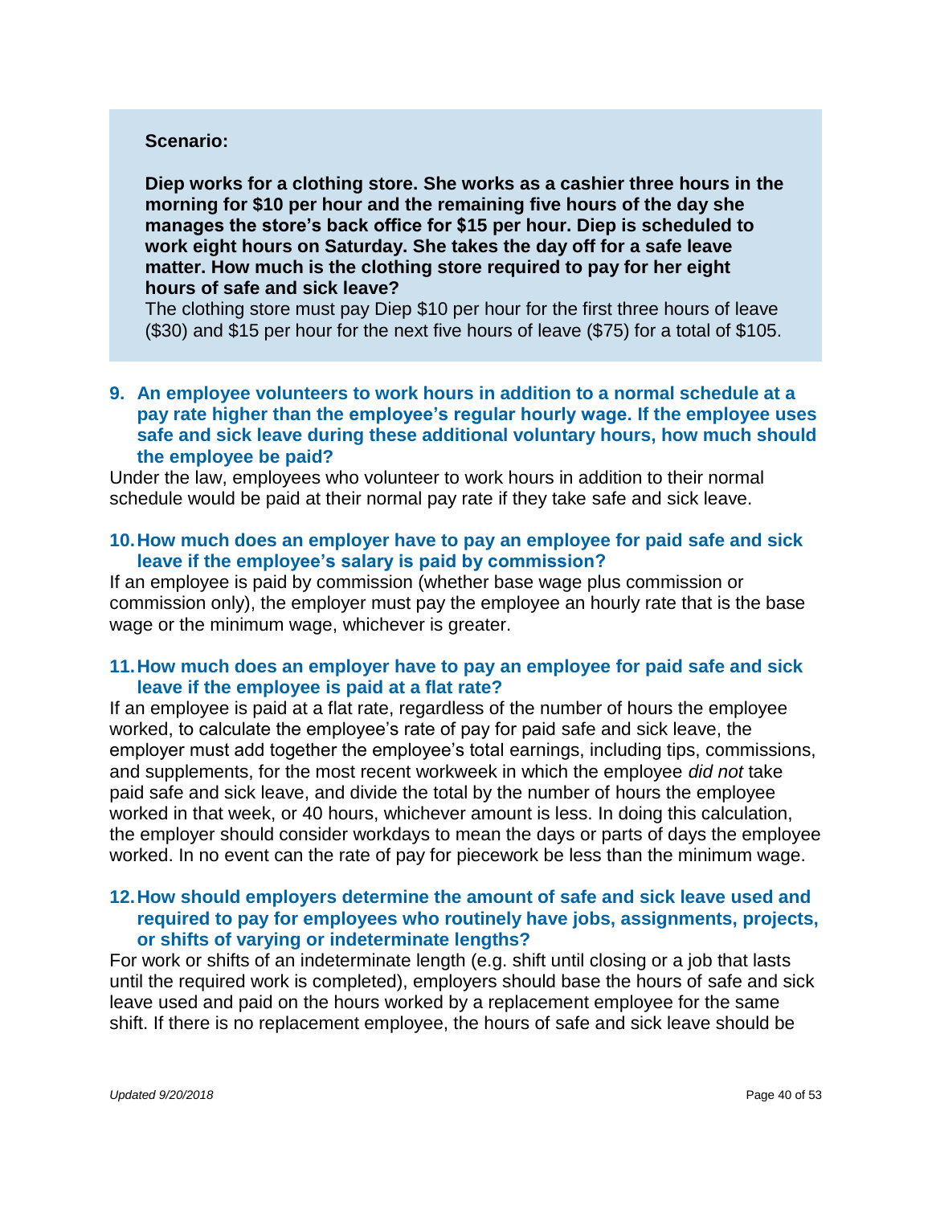**Scenario:**

**Diep works for a clothing store. She works as a cashier three hours in the morning for $10 per hour and the remaining five hours of the day she manages the store's back office for $15 per hour. Diep is scheduled to work eight hours on Saturday. She takes the day off for a safe leave matter. How much is the clothing store required to pay for her eight hours of safe and sick leave?**

The clothing store must pay Diep $10 per hour for the first three hours of leave ($30) and $15 per hour for the next five hours of leave ($75) for a total of $105.

### 9. An employee volunteers to work hours in addition to a normal schedule at a pay rate higher than the employee's regular hourly wage. If the employee uses safe and sick leave during these additional voluntary hours, how much should the employee be paid?

Under the law, employees who volunteer to work hours in addition to their normal schedule would be paid at their normal pay rate if they take safe and sick leave.

### 10. How much does an employer have to pay an employee for paid safe and sick leave if the employee's salary is paid by commission?

If an employee is paid by commission (whether base wage plus commission or commission only), the employer must pay the employee an hourly rate that is the base wage or the minimum wage, whichever is greater.

### 11. How much does an employer have to pay an employee for paid safe and sick leave if the employee is paid at a flat rate?

If an employee is paid at a flat rate, regardless of the number of hours the employee worked, to calculate the employee's rate of pay for paid safe and sick leave, the employer must add together the employee's total earnings, including tips, commissions, and supplements, for the most recent workweek in which the employee *did not* take paid safe and sick leave, and divide the total by the number of hours the employee worked in that week, or 40 hours, whichever amount is less. In doing this calculation, the employer should consider workdays to mean the days or parts of days the employee worked. In no event can the rate of pay for piecework be less than the minimum wage.

### 12. How should employers determine the amount of safe and sick leave used and required to pay for employees who routinely have jobs, assignments, projects, or shifts of varying or indeterminate lengths?

For work or shifts of an indeterminate length (e.g. shift until closing or a job that lasts until the required work is completed), employers should base the hours of safe and sick leave used and paid on the hours worked by a replacement employee for the same shift. If there is no replacement employee, the hours of safe and sick leave should be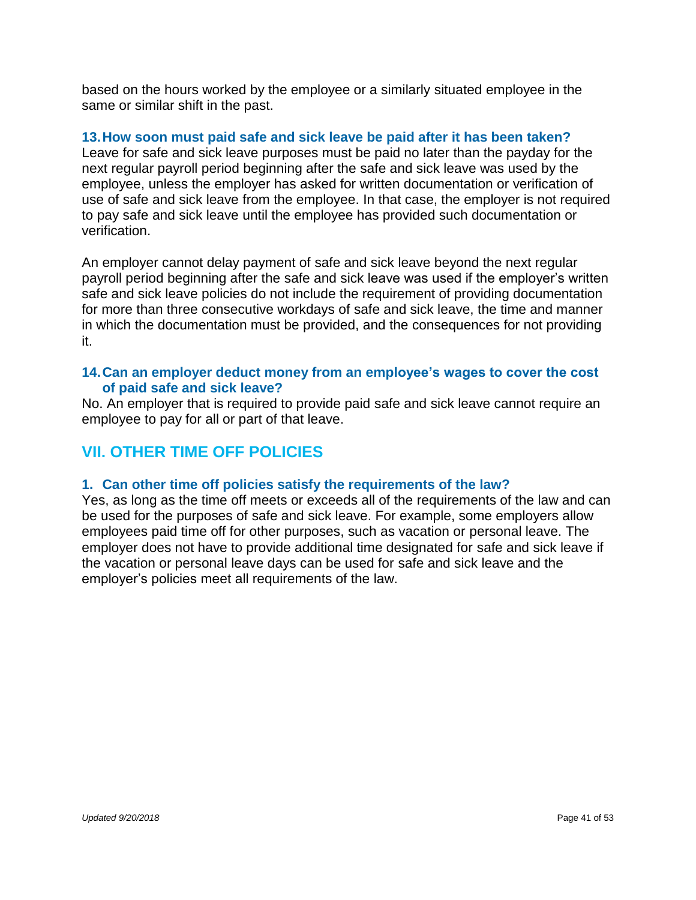based on the hours worked by the employee or a similarly situated employee in the same or similar shift in the past.

### 13. How soon must paid safe and sick leave be paid after it has been taken?

Leave for safe and sick leave purposes must be paid no later than the payday for the next regular payroll period beginning after the safe and sick leave was used by the employee, unless the employer has asked for written documentation or verification of use of safe and sick leave from the employee. In that case, the employer is not required to pay safe and sick leave until the employee has provided such documentation or verification.

An employer cannot delay payment of safe and sick leave beyond the next regular payroll period beginning after the safe and sick leave was used if the employer's written safe and sick leave policies do not include the requirement of providing documentation for more than three consecutive workdays of safe and sick leave, the time and manner in which the documentation must be provided, and the consequences for not providing it.

### 14. Can an employer deduct money from an employee's wages to cover the cost of paid safe and sick leave?

No. An employer that is required to provide paid safe and sick leave cannot require an employee to pay for all or part of that leave.

## VII. OTHER TIME OFF POLICIES

### 1. Can other time off policies satisfy the requirements of the law?

Yes, as long as the time off meets or exceeds all of the requirements of the law and can be used for the purposes of safe and sick leave. For example, some employers allow employees paid time off for other purposes, such as vacation or personal leave. The employer does not have to provide additional time designated for safe and sick leave if the vacation or personal leave days can be used for safe and sick leave and the employer's policies meet all requirements of the law.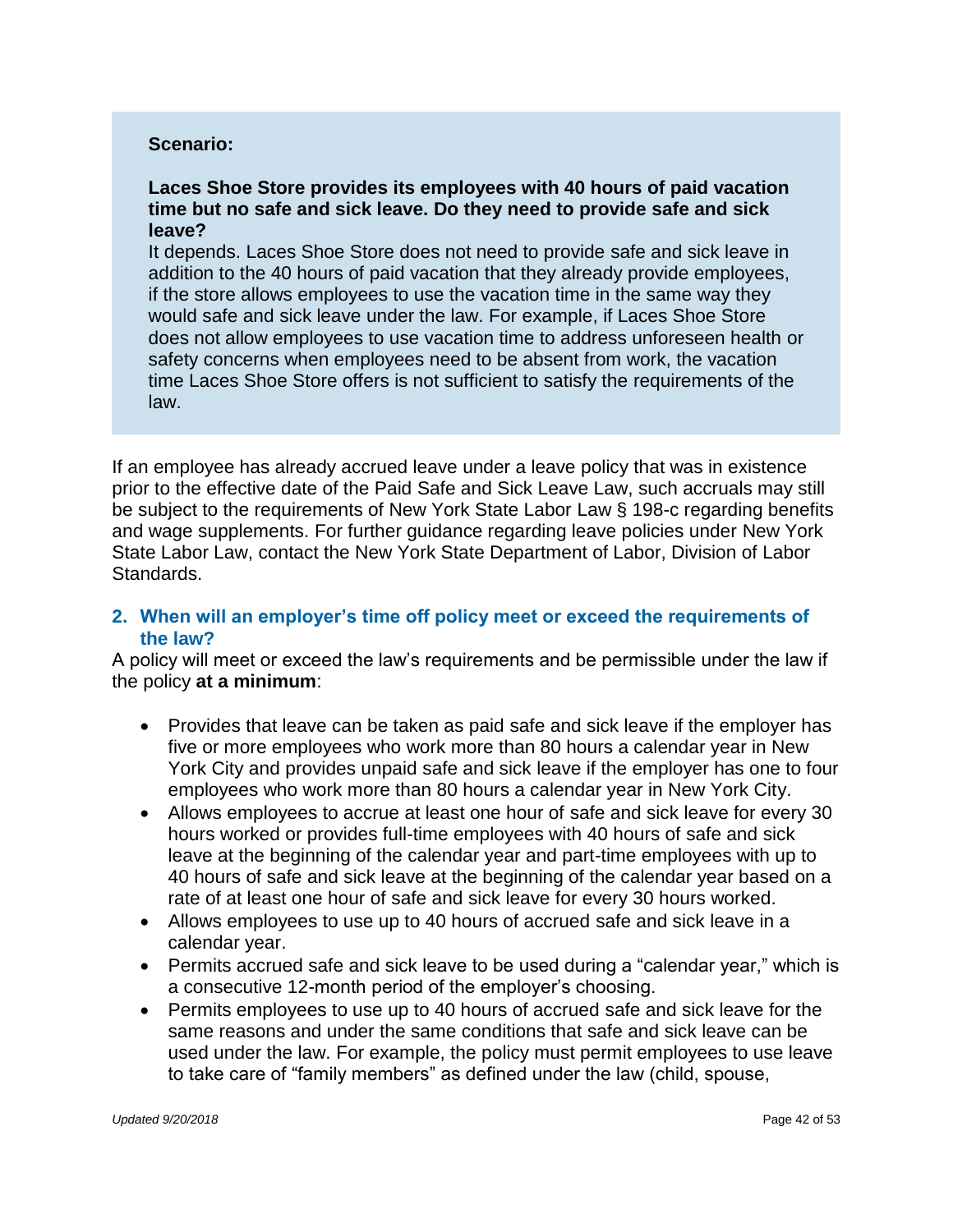**Scenario:**

**Laces Shoe Store provides its employees with 40 hours of paid vacation time but no safe and sick leave. Do they need to provide safe and sick leave?**

It depends. Laces Shoe Store does not need to provide safe and sick leave in addition to the 40 hours of paid vacation that they already provide employees, if the store allows employees to use the vacation time in the same way they would safe and sick leave under the law. For example, if Laces Shoe Store does not allow employees to use vacation time to address unforeseen health or safety concerns when employees need to be absent from work, the vacation time Laces Shoe Store offers is not sufficient to satisfy the requirements of the law.

If an employee has already accrued leave under a leave policy that was in existence prior to the effective date of the Paid Safe and Sick Leave Law, such accruals may still be subject to the requirements of New York State Labor Law § 198-c regarding benefits and wage supplements. For further guidance regarding leave policies under New York State Labor Law, contact the New York State Department of Labor, Division of Labor Standards.

### 2. When will an employer's time off policy meet or exceed the requirements of the law?

A policy will meet or exceed the law's requirements and be permissible under the law if the policy **at a minimum**:

- Provides that leave can be taken as paid safe and sick leave if the employer has five or more employees who work more than 80 hours a calendar year in New York City and provides unpaid safe and sick leave if the employer has one to four employees who work more than 80 hours a calendar year in New York City.
- Allows employees to accrue at least one hour of safe and sick leave for every 30 hours worked or provides full-time employees with 40 hours of safe and sick leave at the beginning of the calendar year and part-time employees with up to 40 hours of safe and sick leave at the beginning of the calendar year based on a rate of at least one hour of safe and sick leave for every 30 hours worked.
- Allows employees to use up to 40 hours of accrued safe and sick leave in a calendar year.
- Permits accrued safe and sick leave to be used during a "calendar year," which is a consecutive 12-month period of the employer's choosing.
- Permits employees to use up to 40 hours of accrued safe and sick leave for the same reasons and under the same conditions that safe and sick leave can be used under the law. For example, the policy must permit employees to use leave to take care of "family members" as defined under the law (child, spouse,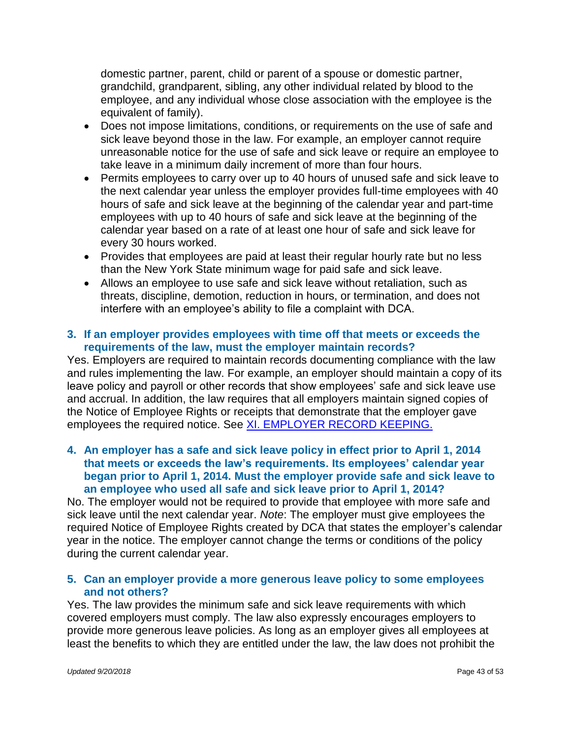domestic partner, parent, child or parent of a spouse or domestic partner, grandchild, grandparent, sibling, any other individual related by blood to the employee, and any individual whose close association with the employee is the equivalent of family).

- Does not impose limitations, conditions, or requirements on the use of safe and sick leave beyond those in the law. For example, an employer cannot require unreasonable notice for the use of safe and sick leave or require an employee to take leave in a minimum daily increment of more than four hours.
- Permits employees to carry over up to 40 hours of unused safe and sick leave to the next calendar year unless the employer provides full-time employees with 40 hours of safe and sick leave at the beginning of the calendar year and part-time employees with up to 40 hours of safe and sick leave at the beginning of the calendar year based on a rate of at least one hour of safe and sick leave for every 30 hours worked.
- Provides that employees are paid at least their regular hourly rate but no less than the New York State minimum wage for paid safe and sick leave.
- Allows an employee to use safe and sick leave without retaliation, such as threats, discipline, demotion, reduction in hours, or termination, and does not interfere with an employee's ability to file a complaint with DCA.

### 3. If an employer provides employees with time off that meets or exceeds the requirements of the law, must the employer maintain records?

Yes. Employers are required to maintain records documenting compliance with the law and rules implementing the law. For example, an employer should maintain a copy of its leave policy and payroll or other records that show employees' safe and sick leave use and accrual. In addition, the law requires that all employers maintain signed copies of the Notice of Employee Rights or receipts that demonstrate that the employer gave employees the required notice. See XI. EMPLOYER RECORD KEEPING.

### 4. An employer has a safe and sick leave policy in effect prior to April 1, 2014 that meets or exceeds the law's requirements. Its employees' calendar year began prior to April 1, 2014. Must the employer provide safe and sick leave to an employee who used all safe and sick leave prior to April 1, 2014?

No. The employer would not be required to provide that employee with more safe and sick leave until the next calendar year. *Note*: The employer must give employees the required Notice of Employee Rights created by DCA that states the employer's calendar year in the notice. The employer cannot change the terms or conditions of the policy during the current calendar year.

### 5. Can an employer provide a more generous leave policy to some employees and not others?

Yes. The law provides the minimum safe and sick leave requirements with which covered employers must comply. The law also expressly encourages employers to provide more generous leave policies. As long as an employer gives all employees at least the benefits to which they are entitled under the law, the law does not prohibit the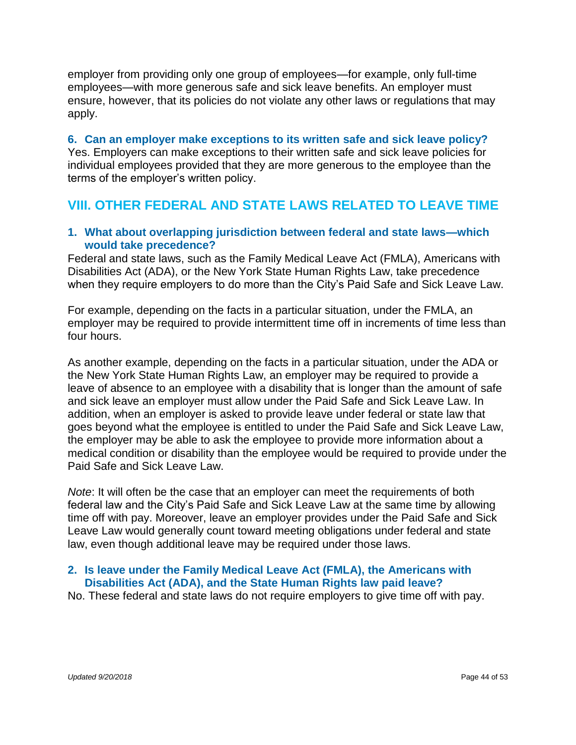employer from providing only one group of employees—for example, only full-time employees—with more generous safe and sick leave benefits. An employer must ensure, however, that its policies do not violate any other laws or regulations that may apply.

### 6. Can an employer make exceptions to its written safe and sick leave policy?

Yes. Employers can make exceptions to their written safe and sick leave policies for individual employees provided that they are more generous to the employee than the terms of the employer's written policy.

## VIII. OTHER FEDERAL AND STATE LAWS RELATED TO LEAVE TIME

### 1. What about overlapping jurisdiction between federal and state laws—which would take precedence?

Federal and state laws, such as the Family Medical Leave Act (FMLA), Americans with Disabilities Act (ADA), or the New York State Human Rights Law, take precedence when they require employers to do more than the City's Paid Safe and Sick Leave Law.

For example, depending on the facts in a particular situation, under the FMLA, an employer may be required to provide intermittent time off in increments of time less than four hours.

As another example, depending on the facts in a particular situation, under the ADA or the New York State Human Rights Law, an employer may be required to provide a leave of absence to an employee with a disability that is longer than the amount of safe and sick leave an employer must allow under the Paid Safe and Sick Leave Law. In addition, when an employer is asked to provide leave under federal or state law that goes beyond what the employee is entitled to under the Paid Safe and Sick Leave Law, the employer may be able to ask the employee to provide more information about a medical condition or disability than the employee would be required to provide under the Paid Safe and Sick Leave Law.

*Note*: It will often be the case that an employer can meet the requirements of both federal law and the City's Paid Safe and Sick Leave Law at the same time by allowing time off with pay. Moreover, leave an employer provides under the Paid Safe and Sick Leave Law would generally count toward meeting obligations under federal and state law, even though additional leave may be required under those laws.

### 2. Is leave under the Family Medical Leave Act (FMLA), the Americans with Disabilities Act (ADA), and the State Human Rights law paid leave?

No. These federal and state laws do not require employers to give time off with pay.

*Updated 9/20/2018*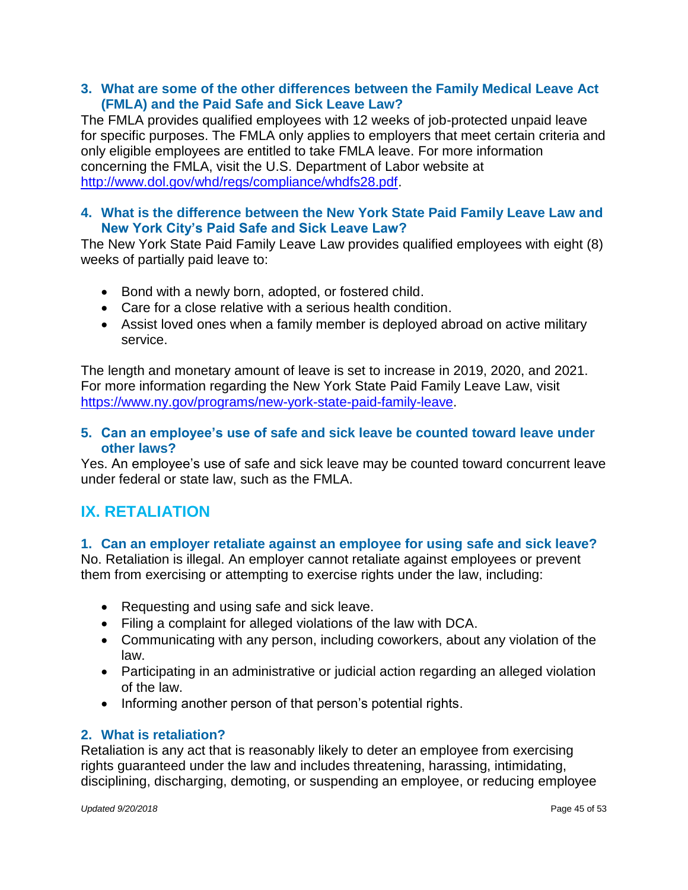### 3. What are some of the other differences between the Family Medical Leave Act (FMLA) and the Paid Safe and Sick Leave Law?

The FMLA provides qualified employees with 12 weeks of job-protected unpaid leave for specific purposes. The FMLA only applies to employers that meet certain criteria and only eligible employees are entitled to take FMLA leave. For more information concerning the FMLA, visit the U.S. Department of Labor website at http://www.dol.gov/whd/regs/compliance/whdfs28.pdf.

### 4. What is the difference between the New York State Paid Family Leave Law and New York City's Paid Safe and Sick Leave Law?

The New York State Paid Family Leave Law provides qualified employees with eight (8) weeks of partially paid leave to:

- Bond with a newly born, adopted, or fostered child.
- Care for a close relative with a serious health condition.
- Assist loved ones when a family member is deployed abroad on active military service.

The length and monetary amount of leave is set to increase in 2019, 2020, and 2021. For more information regarding the New York State Paid Family Leave Law, visit https://www.ny.gov/programs/new-york-state-paid-family-leave.

### 5. Can an employee's use of safe and sick leave be counted toward leave under other laws?

Yes. An employee's use of safe and sick leave may be counted toward concurrent leave under federal or state law, such as the FMLA.

## IX. RETALIATION

### 1. Can an employer retaliate against an employee for using safe and sick leave?

No. Retaliation is illegal. An employer cannot retaliate against employees or prevent them from exercising or attempting to exercise rights under the law, including:

- Requesting and using safe and sick leave.
- Filing a complaint for alleged violations of the law with DCA.
- Communicating with any person, including coworkers, about any violation of the law.
- Participating in an administrative or judicial action regarding an alleged violation of the law.
- Informing another person of that person's potential rights.

### 2. What is retaliation?

Retaliation is any act that is reasonably likely to deter an employee from exercising rights guaranteed under the law and includes threatening, harassing, intimidating, disciplining, discharging, demoting, or suspending an employee, or reducing employee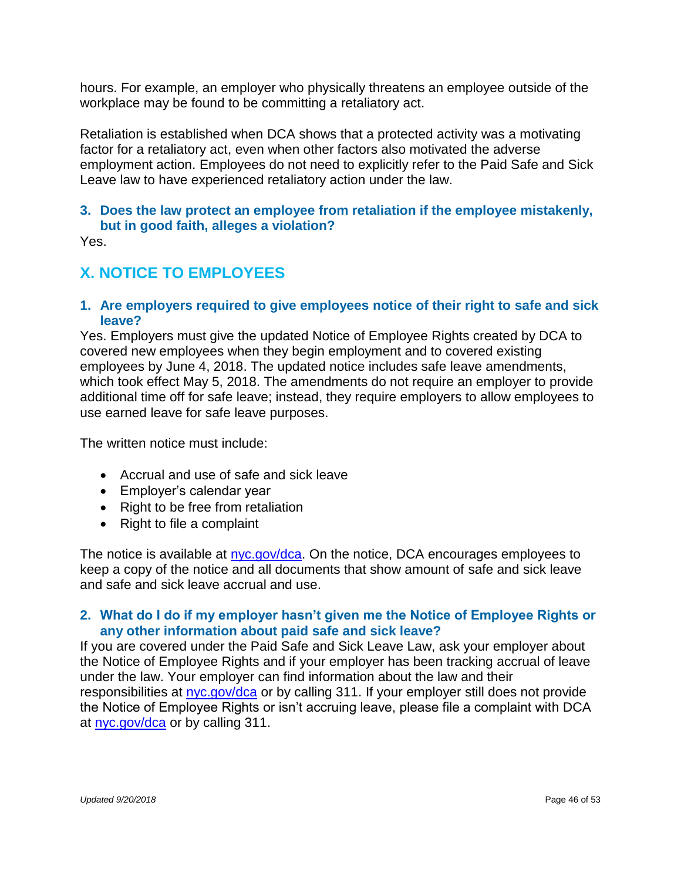hours. For example, an employer who physically threatens an employee outside of the workplace may be found to be committing a retaliatory act.

Retaliation is established when DCA shows that a protected activity was a motivating factor for a retaliatory act, even when other factors also motivated the adverse employment action. Employees do not need to explicitly refer to the Paid Safe and Sick Leave law to have experienced retaliatory action under the law.

### 3. Does the law protect an employee from retaliation if the employee mistakenly, but in good faith, alleges a violation?

Yes.

## X. NOTICE TO EMPLOYEES

### 1. Are employers required to give employees notice of their right to safe and sick leave?

Yes. Employers must give the updated Notice of Employee Rights created by DCA to covered new employees when they begin employment and to covered existing employees by June 4, 2018. The updated notice includes safe leave amendments, which took effect May 5, 2018. The amendments do not require an employer to provide additional time off for safe leave; instead, they require employers to allow employees to use earned leave for safe leave purposes.

The written notice must include:

- Accrual and use of safe and sick leave
- Employer's calendar year
- Right to be free from retaliation
- Right to file a complaint

The notice is available at nyc.gov/dca. On the notice, DCA encourages employees to keep a copy of the notice and all documents that show amount of safe and sick leave and safe and sick leave accrual and use.

### 2. What do I do if my employer hasn't given me the Notice of Employee Rights or any other information about paid safe and sick leave?

If you are covered under the Paid Safe and Sick Leave Law, ask your employer about the Notice of Employee Rights and if your employer has been tracking accrual of leave under the law. Your employer can find information about the law and their responsibilities at nyc.gov/dca or by calling 311. If your employer still does not provide the Notice of Employee Rights or isn't accruing leave, please file a complaint with DCA at nyc.gov/dca or by calling 311.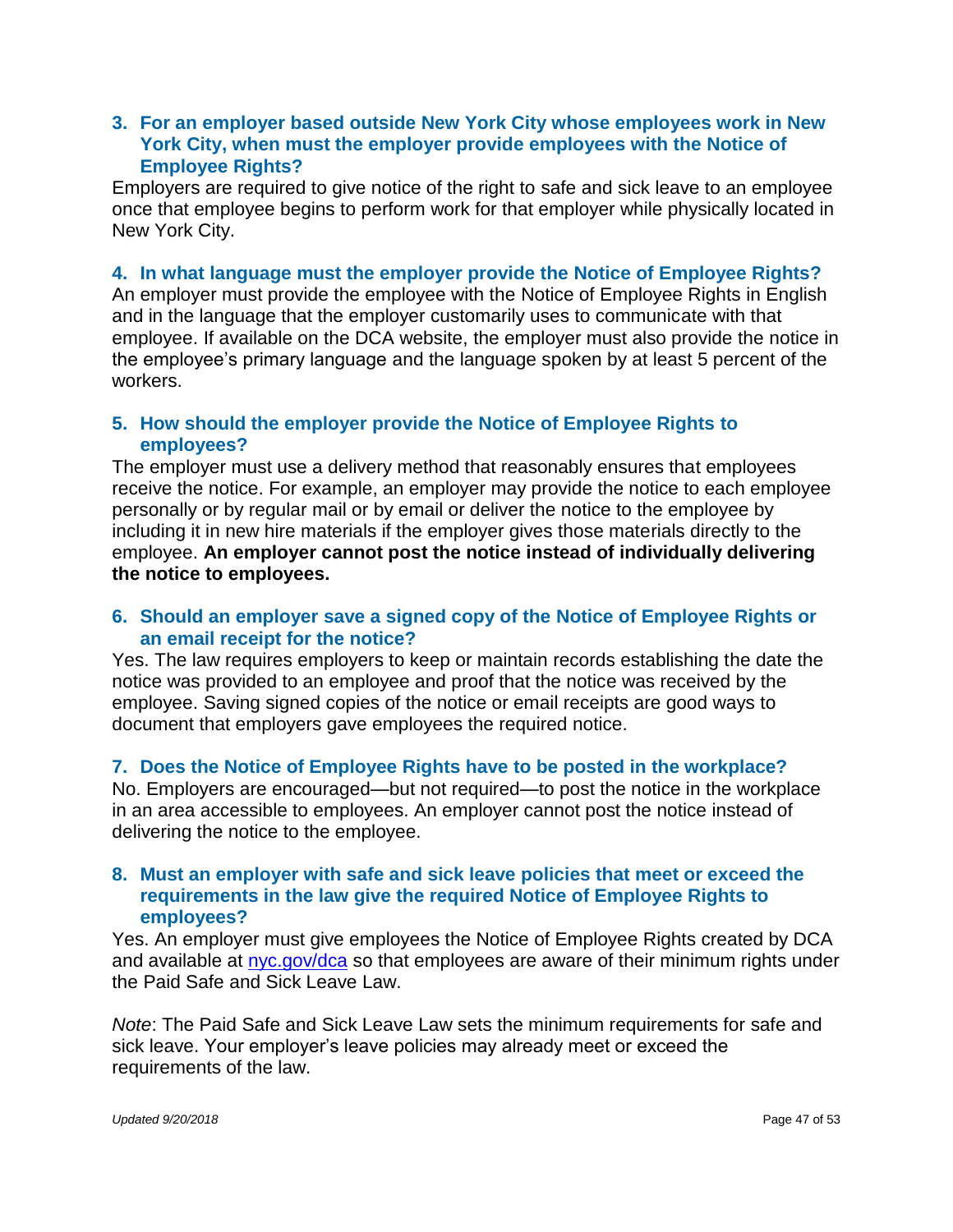### 3. For an employer based outside New York City whose employees work in New York City, when must the employer provide employees with the Notice of Employee Rights?

Employers are required to give notice of the right to safe and sick leave to an employee once that employee begins to perform work for that employer while physically located in New York City.

### 4. In what language must the employer provide the Notice of Employee Rights?

An employer must provide the employee with the Notice of Employee Rights in English and in the language that the employer customarily uses to communicate with that employee. If available on the DCA website, the employer must also provide the notice in the employee's primary language and the language spoken by at least 5 percent of the workers.

### 5. How should the employer provide the Notice of Employee Rights to employees?

The employer must use a delivery method that reasonably ensures that employees receive the notice. For example, an employer may provide the notice to each employee personally or by regular mail or by email or deliver the notice to the employee by including it in new hire materials if the employer gives those materials directly to the employee. **An employer cannot post the notice instead of individually delivering the notice to employees.**

### 6. Should an employer save a signed copy of the Notice of Employee Rights or an email receipt for the notice?

Yes. The law requires employers to keep or maintain records establishing the date the notice was provided to an employee and proof that the notice was received by the employee. Saving signed copies of the notice or email receipts are good ways to document that employers gave employees the required notice.

### 7. Does the Notice of Employee Rights have to be posted in the workplace?

No. Employers are encouraged—but not required—to post the notice in the workplace in an area accessible to employees. An employer cannot post the notice instead of delivering the notice to the employee.

### 8. Must an employer with safe and sick leave policies that meet or exceed the requirements in the law give the required Notice of Employee Rights to employees?

Yes. An employer must give employees the Notice of Employee Rights created by DCA and available at [nyc.gov/dca](nyc.gov/dca) so that employees are aware of their minimum rights under the Paid Safe and Sick Leave Law.

*Note*: The Paid Safe and Sick Leave Law sets the minimum requirements for safe and sick leave. Your employer's leave policies may already meet or exceed the requirements of the law.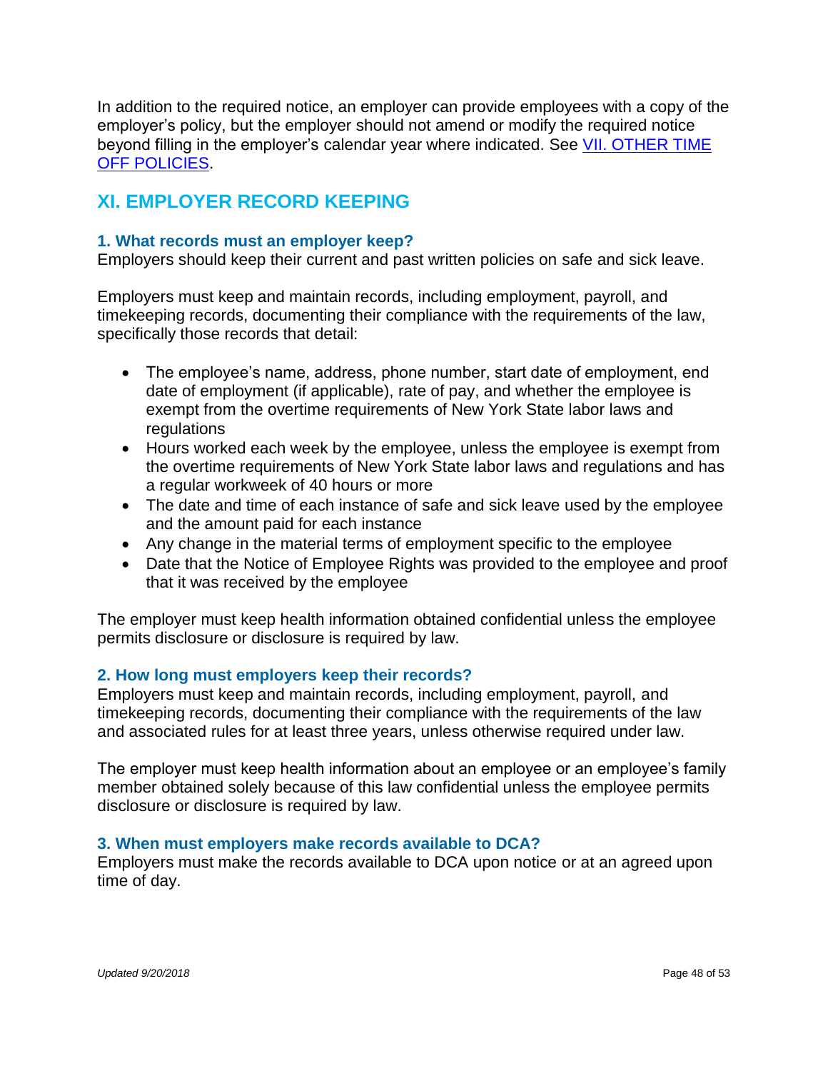In addition to the required notice, an employer can provide employees with a copy of the employer's policy, but the employer should not amend or modify the required notice beyond filling in the employer's calendar year where indicated. See [VII. OTHER TIME OFF POLICIES](#).

## XI. EMPLOYER RECORD KEEPING

### 1. What records must an employer keep?

Employers should keep their current and past written policies on safe and sick leave.

Employers must keep and maintain records, including employment, payroll, and timekeeping records, documenting their compliance with the requirements of the law, specifically those records that detail:

- The employee's name, address, phone number, start date of employment, end date of employment (if applicable), rate of pay, and whether the employee is exempt from the overtime requirements of New York State labor laws and regulations
- Hours worked each week by the employee, unless the employee is exempt from the overtime requirements of New York State labor laws and regulations and has a regular workweek of 40 hours or more
- The date and time of each instance of safe and sick leave used by the employee and the amount paid for each instance
- Any change in the material terms of employment specific to the employee
- Date that the Notice of Employee Rights was provided to the employee and proof that it was received by the employee

The employer must keep health information obtained confidential unless the employee permits disclosure or disclosure is required by law.

### 2. How long must employers keep their records?

Employers must keep and maintain records, including employment, payroll, and timekeeping records, documenting their compliance with the requirements of the law and associated rules for at least three years, unless otherwise required under law.

The employer must keep health information about an employee or an employee's family member obtained solely because of this law confidential unless the employee permits disclosure or disclosure is required by law.

### 3. When must employers make records available to DCA?

Employers must make the records available to DCA upon notice or at an agreed upon time of day.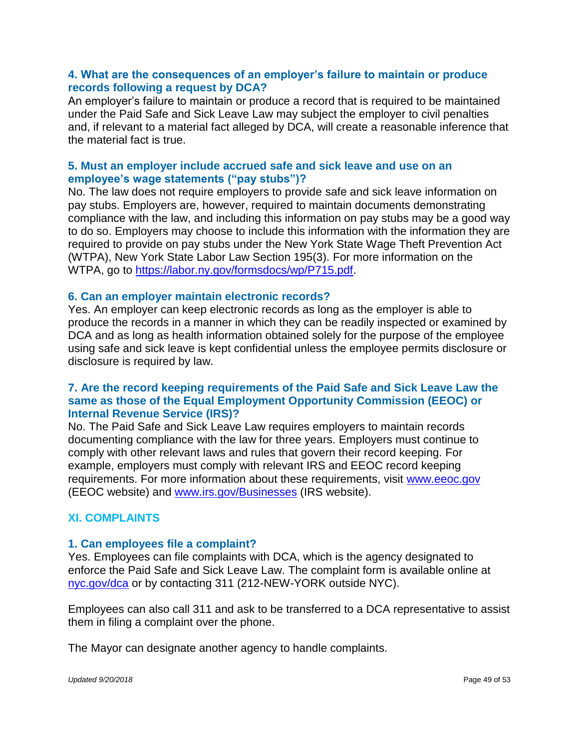### 4. What are the consequences of an employer's failure to maintain or produce records following a request by DCA?

An employer's failure to maintain or produce a record that is required to be maintained under the Paid Safe and Sick Leave Law may subject the employer to civil penalties and, if relevant to a material fact alleged by DCA, will create a reasonable inference that the material fact is true.

### 5. Must an employer include accrued safe and sick leave and use on an employee's wage statements ("pay stubs")?

No. The law does not require employers to provide safe and sick leave information on pay stubs. Employers are, however, required to maintain documents demonstrating compliance with the law, and including this information on pay stubs may be a good way to do so. Employers may choose to include this information with the information they are required to provide on pay stubs under the New York State Wage Theft Prevention Act (WTPA), New York State Labor Law Section 195(3). For more information on the WTPA, go to [https://labor.ny.gov/formsdocs/wp/P715.pdf](https://labor.ny.gov/formsdocs/wp/P715.pdf).

### 6. Can an employer maintain electronic records?

Yes. An employer can keep electronic records as long as the employer is able to produce the records in a manner in which they can be readily inspected or examined by DCA and as long as health information obtained solely for the purpose of the employee using safe and sick leave is kept confidential unless the employee permits disclosure or disclosure is required by law.

### 7. Are the record keeping requirements of the Paid Safe and Sick Leave Law the same as those of the Equal Employment Opportunity Commission (EEOC) or Internal Revenue Service (IRS)?

No. The Paid Safe and Sick Leave Law requires employers to maintain records documenting compliance with the law for three years. Employers must continue to comply with other relevant laws and rules that govern their record keeping. For example, employers must comply with relevant IRS and EEOC record keeping requirements. For more information about these requirements, visit [www.eeoc.gov](http://www.eeoc.gov) (EEOC website) and [www.irs.gov/Businesses](http://www.irs.gov/Businesses) (IRS website).

## XI. COMPLAINTS

### 1. Can employees file a complaint?

Yes. Employees can file complaints with DCA, which is the agency designated to enforce the Paid Safe and Sick Leave Law. The complaint form is available online at [nyc.gov/dca](http://nyc.gov/dca) or by contacting 311 (212-NEW-YORK outside NYC).

Employees can also call 311 and ask to be transferred to a DCA representative to assist them in filing a complaint over the phone.

The Mayor can designate another agency to handle complaints.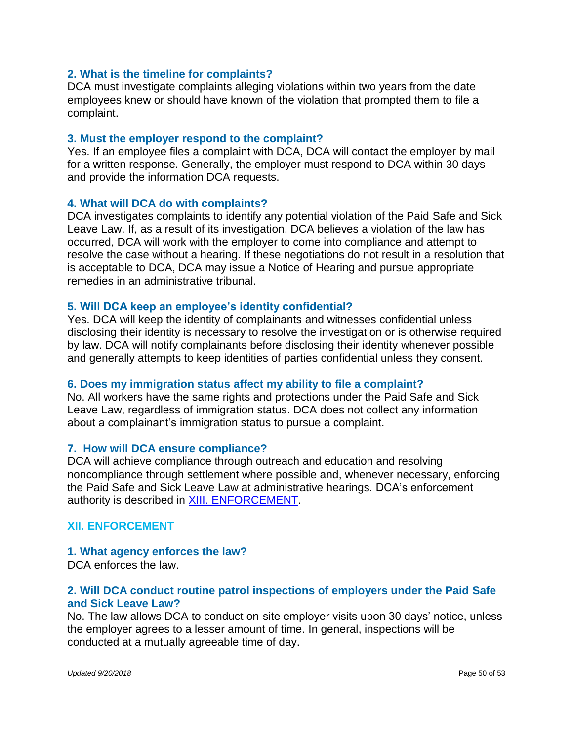### 2. What is the timeline for complaints?

DCA must investigate complaints alleging violations within two years from the date employees knew or should have known of the violation that prompted them to file a complaint.

### 3. Must the employer respond to the complaint?

Yes. If an employee files a complaint with DCA, DCA will contact the employer by mail for a written response. Generally, the employer must respond to DCA within 30 days and provide the information DCA requests.

### 4. What will DCA do with complaints?

DCA investigates complaints to identify any potential violation of the Paid Safe and Sick Leave Law. If, as a result of its investigation, DCA believes a violation of the law has occurred, DCA will work with the employer to come into compliance and attempt to resolve the case without a hearing. If these negotiations do not result in a resolution that is acceptable to DCA, DCA may issue a Notice of Hearing and pursue appropriate remedies in an administrative tribunal.

### 5. Will DCA keep an employee's identity confidential?

Yes. DCA will keep the identity of complainants and witnesses confidential unless disclosing their identity is necessary to resolve the investigation or is otherwise required by law. DCA will notify complainants before disclosing their identity whenever possible and generally attempts to keep identities of parties confidential unless they consent.

### 6. Does my immigration status affect my ability to file a complaint?

No. All workers have the same rights and protections under the Paid Safe and Sick Leave Law, regardless of immigration status. DCA does not collect any information about a complainant's immigration status to pursue a complaint.

### 7. How will DCA ensure compliance?

DCA will achieve compliance through outreach and education and resolving noncompliance through settlement where possible and, whenever necessary, enforcing the Paid Safe and Sick Leave Law at administrative hearings. DCA's enforcement authority is described in XIII. ENFORCEMENT.

## XII. ENFORCEMENT

### 1. What agency enforces the law?

DCA enforces the law.

### 2. Will DCA conduct routine patrol inspections of employers under the Paid Safe and Sick Leave Law?

No. The law allows DCA to conduct on-site employer visits upon 30 days' notice, unless the employer agrees to a lesser amount of time. In general, inspections will be conducted at a mutually agreeable time of day.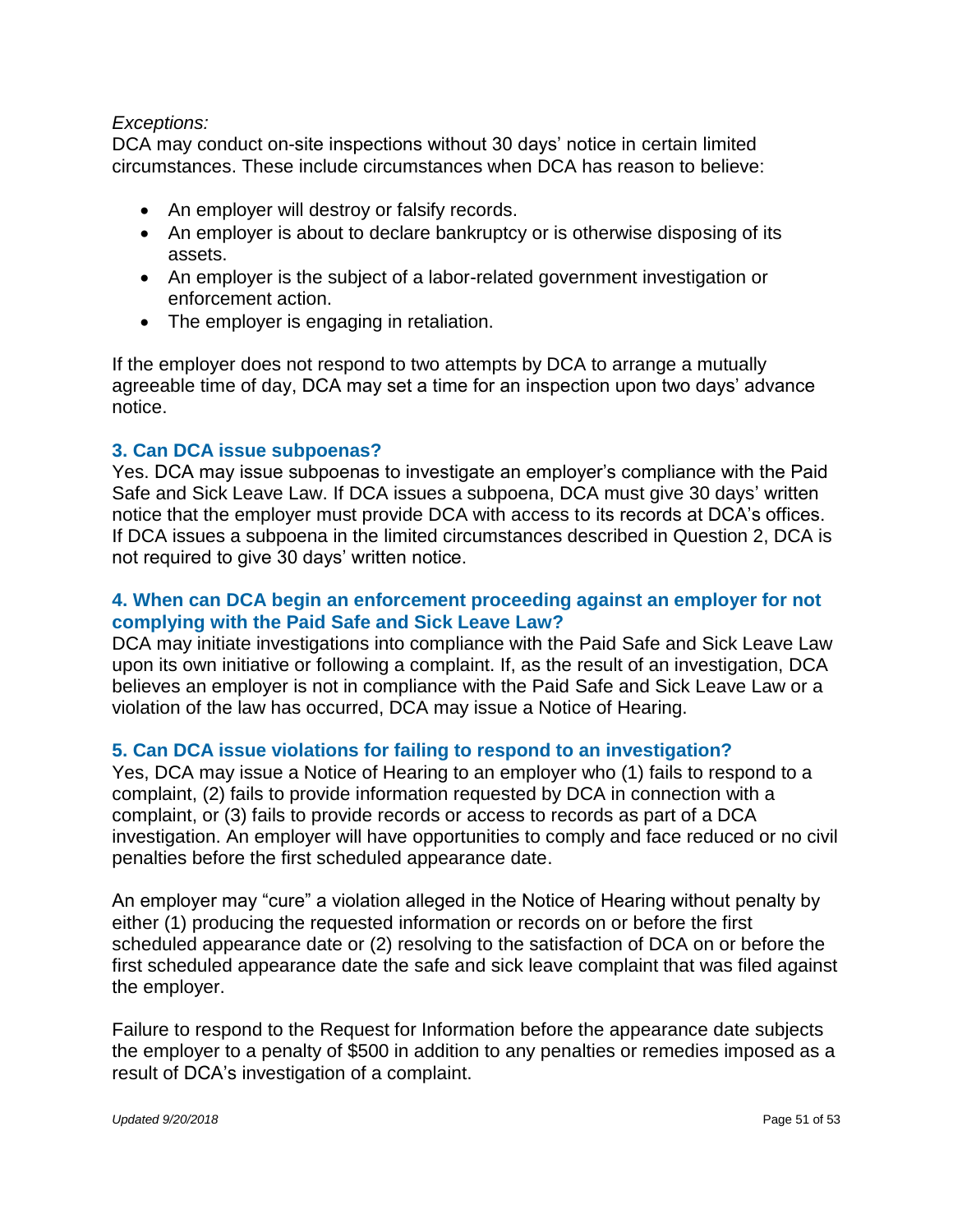*Exceptions:*
DCA may conduct on-site inspections without 30 days' notice in certain limited circumstances. These include circumstances when DCA has reason to believe:

- An employer will destroy or falsify records.
- An employer is about to declare bankruptcy or is otherwise disposing of its assets.
- An employer is the subject of a labor-related government investigation or enforcement action.
- The employer is engaging in retaliation.

If the employer does not respond to two attempts by DCA to arrange a mutually agreeable time of day, DCA may set a time for an inspection upon two days' advance notice.

### 3. Can DCA issue subpoenas?

Yes. DCA may issue subpoenas to investigate an employer's compliance with the Paid Safe and Sick Leave Law. If DCA issues a subpoena, DCA must give 30 days' written notice that the employer must provide DCA with access to its records at DCA's offices. If DCA issues a subpoena in the limited circumstances described in Question 2, DCA is not required to give 30 days' written notice.

### 4. When can DCA begin an enforcement proceeding against an employer for not complying with the Paid Safe and Sick Leave Law?

DCA may initiate investigations into compliance with the Paid Safe and Sick Leave Law upon its own initiative or following a complaint. If, as the result of an investigation, DCA believes an employer is not in compliance with the Paid Safe and Sick Leave Law or a violation of the law has occurred, DCA may issue a Notice of Hearing.

### 5. Can DCA issue violations for failing to respond to an investigation?

Yes, DCA may issue a Notice of Hearing to an employer who (1) fails to respond to a complaint, (2) fails to provide information requested by DCA in connection with a complaint, or (3) fails to provide records or access to records as part of a DCA investigation. An employer will have opportunities to comply and face reduced or no civil penalties before the first scheduled appearance date.

An employer may "cure" a violation alleged in the Notice of Hearing without penalty by either (1) producing the requested information or records on or before the first scheduled appearance date or (2) resolving to the satisfaction of DCA on or before the first scheduled appearance date the safe and sick leave complaint that was filed against the employer.

Failure to respond to the Request for Information before the appearance date subjects the employer to a penalty of $500 in addition to any penalties or remedies imposed as a result of DCA's investigation of a complaint.

*Updated 9/20/2018*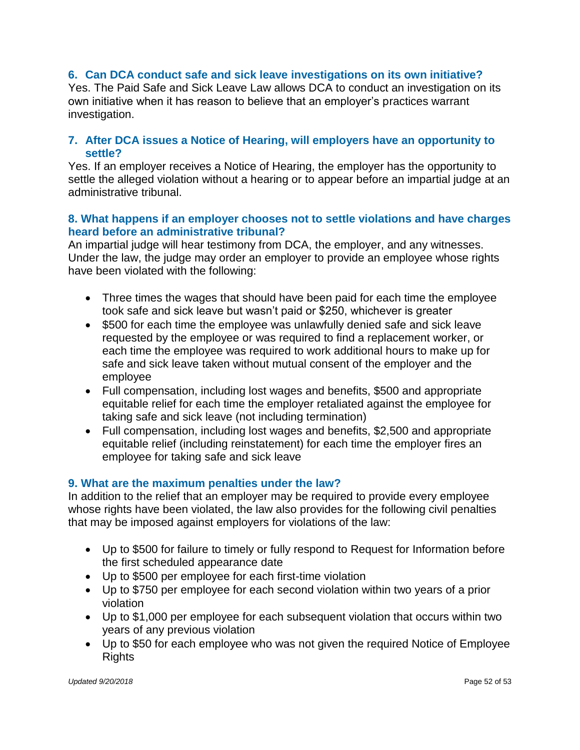### 6. Can DCA conduct safe and sick leave investigations on its own initiative?

Yes. The Paid Safe and Sick Leave Law allows DCA to conduct an investigation on its own initiative when it has reason to believe that an employer's practices warrant investigation.

### 7. After DCA issues a Notice of Hearing, will employers have an opportunity to settle?

Yes. If an employer receives a Notice of Hearing, the employer has the opportunity to settle the alleged violation without a hearing or to appear before an impartial judge at an administrative tribunal.

### 8. What happens if an employer chooses not to settle violations and have charges heard before an administrative tribunal?

An impartial judge will hear testimony from DCA, the employer, and any witnesses. Under the law, the judge may order an employer to provide an employee whose rights have been violated with the following:

- Three times the wages that should have been paid for each time the employee took safe and sick leave but wasn't paid or $250, whichever is greater
- $500 for each time the employee was unlawfully denied safe and sick leave requested by the employee or was required to find a replacement worker, or each time the employee was required to work additional hours to make up for safe and sick leave taken without mutual consent of the employer and the employee
- Full compensation, including lost wages and benefits, $500 and appropriate equitable relief for each time the employer retaliated against the employee for taking safe and sick leave (not including termination)
- Full compensation, including lost wages and benefits, $2,500 and appropriate equitable relief (including reinstatement) for each time the employer fires an employee for taking safe and sick leave

### 9. What are the maximum penalties under the law?

In addition to the relief that an employer may be required to provide every employee whose rights have been violated, the law also provides for the following civil penalties that may be imposed against employers for violations of the law:

- Up to $500 for failure to timely or fully respond to Request for Information before the first scheduled appearance date
- Up to $500 per employee for each first-time violation
- Up to $750 per employee for each second violation within two years of a prior violation
- Up to $1,000 per employee for each subsequent violation that occurs within two years of any previous violation
- Up to $50 for each employee who was not given the required Notice of Employee Rights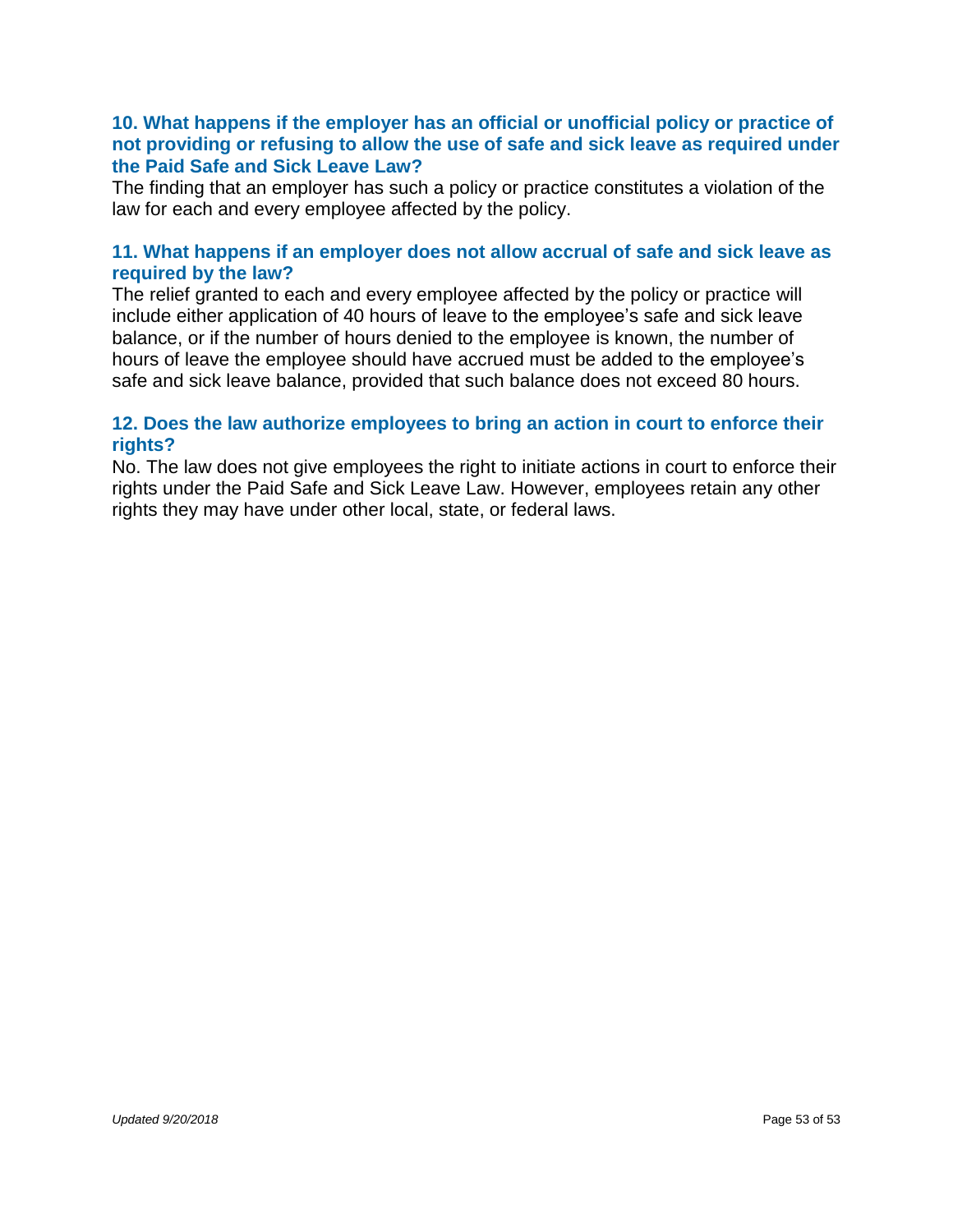### 10. What happens if the employer has an official or unofficial policy or practice of not providing or refusing to allow the use of safe and sick leave as required under the Paid Safe and Sick Leave Law?

The finding that an employer has such a policy or practice constitutes a violation of the law for each and every employee affected by the policy.

### 11. What happens if an employer does not allow accrual of safe and sick leave as required by the law?

The relief granted to each and every employee affected by the policy or practice will include either application of 40 hours of leave to the employee's safe and sick leave balance, or if the number of hours denied to the employee is known, the number of hours of leave the employee should have accrued must be added to the employee's safe and sick leave balance, provided that such balance does not exceed 80 hours.

### 12. Does the law authorize employees to bring an action in court to enforce their rights?

No. The law does not give employees the right to initiate actions in court to enforce their rights under the Paid Safe and Sick Leave Law. However, employees retain any other rights they may have under other local, state, or federal laws.